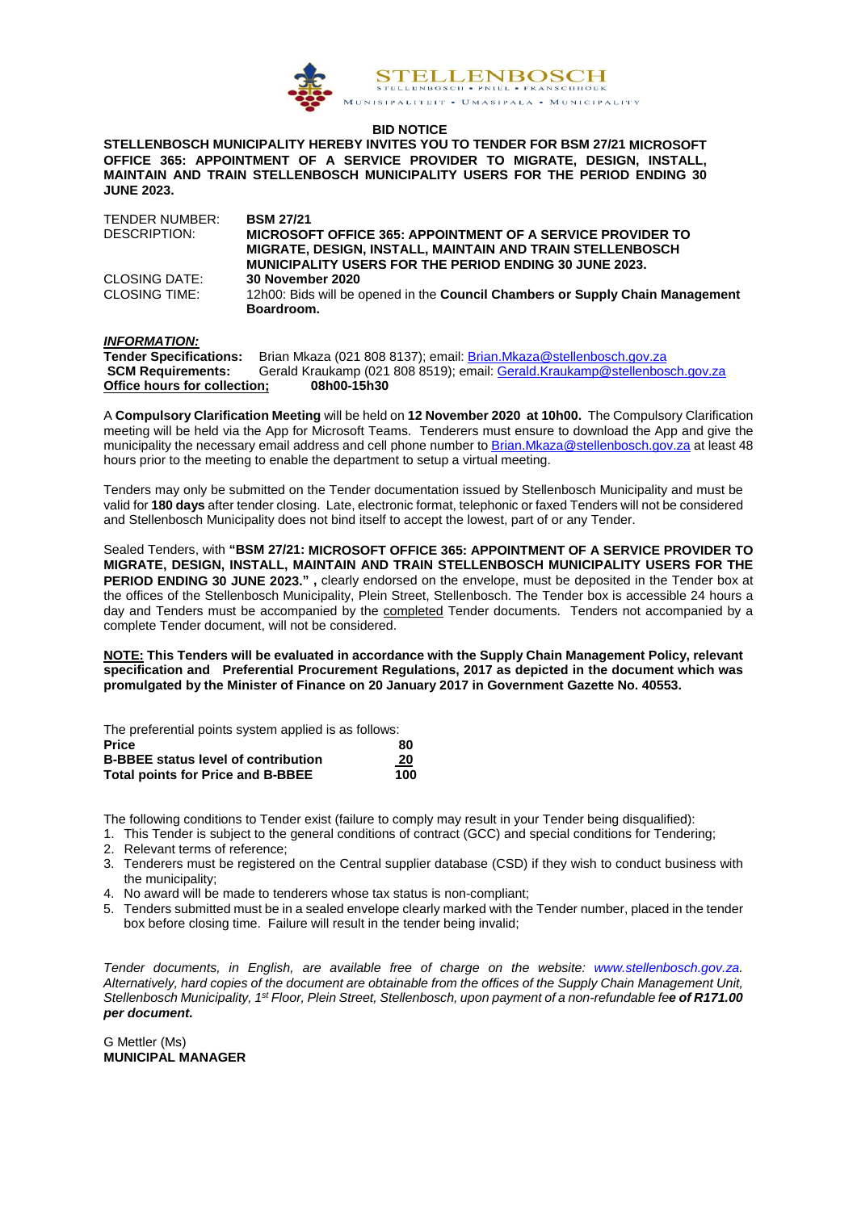STELLENBOSCH
STELLENBOSCH • PNIEL • FRANSCHHOEK
MUNISIPALITEIT • UMASIPALA • MUNICIPALITY

## BID NOTICE

**STELLENBOSCH MUNICIPALITY HEREBY INVITES YOU TO TENDER FOR BSM 27/21 MICROSOFT OFFICE 365: APPOINTMENT OF A SERVICE PROVIDER TO MIGRATE, DESIGN, INSTALL, MAINTAIN AND TRAIN STELLENBOSCH MUNICIPALITY USERS FOR THE PERIOD ENDING 30 JUNE 2023.**

| | |
|---|---|
| TENDER NUMBER: | **BSM 27/21** |
| DESCRIPTION: | **MICROSOFT OFFICE 365: APPOINTMENT OF A SERVICE PROVIDER TO MIGRATE, DESIGN, INSTALL, MAINTAIN AND TRAIN STELLENBOSCH MUNICIPALITY USERS FOR THE PERIOD ENDING 30 JUNE 2023.** |
| CLOSING DATE: | **30 November 2020** |
| CLOSING TIME: | 12h00: Bids will be opened in the **Council Chambers or Supply Chain Management Boardroom.** |

***INFORMATION:***

**Tender Specifications:** Brian Mkaza (021 808 8137); email: Brian.Mkaza@stellenbosch.gov.za
**SCM Requirements:** Gerald Kraukamp (021 808 8519); email: Gerald.Kraukamp@stellenbosch.gov.za
**Office hours for collection;** **08h00-15h30**

A **Compulsory Clarification Meeting** will be held on **12 November 2020 at 10h00.** The Compulsory Clarification meeting will be held via the App for Microsoft Teams. Tenderers must ensure to download the App and give the municipality the necessary email address and cell phone number to Brian.Mkaza@stellenbosch.gov.za at least 48 hours prior to the meeting to enable the department to setup a virtual meeting.

Tenders may only be submitted on the Tender documentation issued by Stellenbosch Municipality and must be valid for **180 days** after tender closing. Late, electronic format, telephonic or faxed Tenders will not be considered and Stellenbosch Municipality does not bind itself to accept the lowest, part of or any Tender.

Sealed Tenders, with **"BSM 27/21: MICROSOFT OFFICE 365: APPOINTMENT OF A SERVICE PROVIDER TO MIGRATE, DESIGN, INSTALL, MAINTAIN AND TRAIN STELLENBOSCH MUNICIPALITY USERS FOR THE PERIOD ENDING 30 JUNE 2023." ,** clearly endorsed on the envelope, must be deposited in the Tender box at the offices of the Stellenbosch Municipality, Plein Street, Stellenbosch. The Tender box is accessible 24 hours a day and Tenders must be accompanied by the completed Tender documents. Tenders not accompanied by a complete Tender document, will not be considered.

**NOTE: This Tenders will be evaluated in accordance with the Supply Chain Management Policy, relevant specification and Preferential Procurement Regulations, 2017 as depicted in the document which was promulgated by the Minister of Finance on 20 January 2017 in Government Gazette No. 40553.**

The preferential points system applied is as follows:

| | |
|---|---|
| **Price** | **80** |
| **B-BBEE status level of contribution** | **20** |
| **Total points for Price and B-BBEE** | **100** |

The following conditions to Tender exist (failure to comply may result in your Tender being disqualified):

1. This Tender is subject to the general conditions of contract (GCC) and special conditions for Tendering;
2. Relevant terms of reference;
3. Tenderers must be registered on the Central supplier database (CSD) if they wish to conduct business with the municipality;
4. No award will be made to tenderers whose tax status is non-compliant;
5. Tenders submitted must be in a sealed envelope clearly marked with the Tender number, placed in the tender box before closing time. Failure will result in the tender being invalid;

*Tender documents, in English, are available free of charge on the website: www.stellenbosch.gov.za. Alternatively, hard copies of the document are obtainable from the offices of the Supply Chain Management Unit, Stellenbosch Municipality, 1st Floor, Plein Street, Stellenbosch, upon payment of a non-refundable fe**e of R171.00 per document.***

G Mettler (Ms)
**MUNICIPAL MANAGER**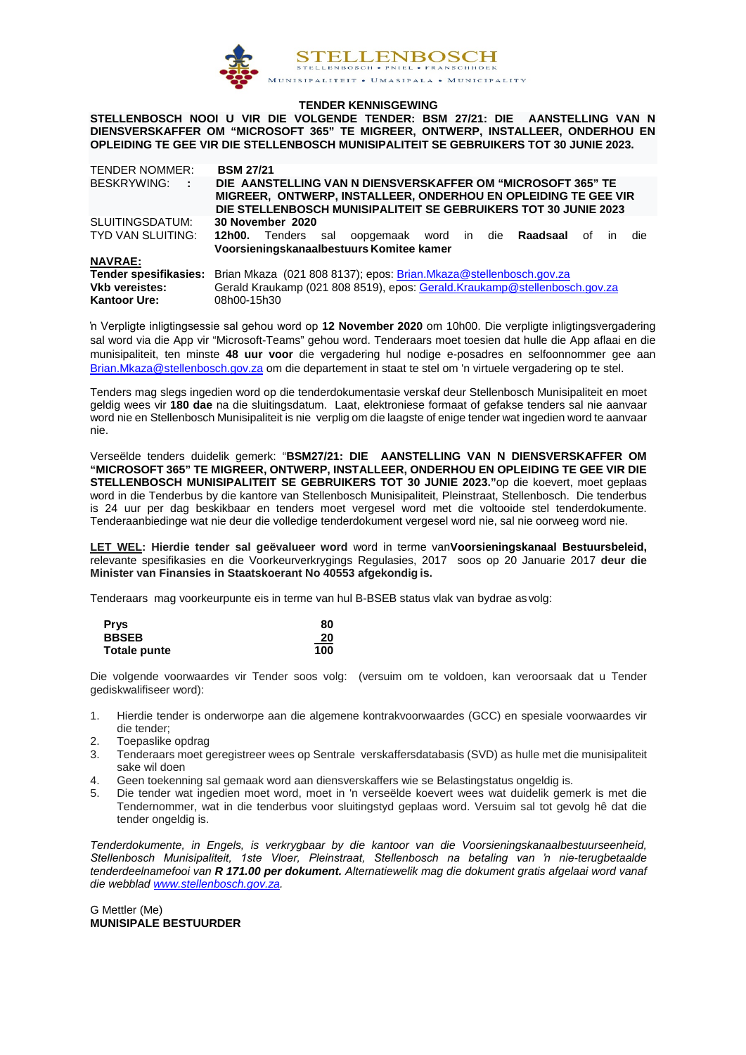STELLENBOSCH
STELLENBOSCH • PNIEL • FRANSCHHOEK
MUNISIPALITEIT • UMASIPALA • MUNICIPALITY

## TENDER KENNISGEWING

**STELLENBOSCH NOOI U VIR DIE VOLGENDE TENDER: BSM 27/21: DIE AANSTELLING VAN N DIENSVERSKAFFER OM "MICROSOFT 365" TE MIGREER, ONTWERP, INSTALLEER, ONDERHOU EN OPLEIDING TE GEE VIR DIE STELLENBOSCH MUNISIPALITEIT SE GEBRUIKERS TOT 30 JUNIE 2023.**

| | |
|---|---|
| TENDER NOMMER: | **BSM 27/21** |
| BESKRYWING: : | **DIE AANSTELLING VAN N DIENSVERSKAFFER OM "MICROSOFT 365" TE MIGREER, ONTWERP, INSTALLEER, ONDERHOU EN OPLEIDING TE GEE VIR DIE STELLENBOSCH MUNISIPALITEIT SE GEBRUIKERS TOT 30 JUNIE 2023** |
| SLUITINGSDATUM: | **30 November 2020** |
| TYD VAN SLUITING: | **12h00.** Tenders sal oopgemaak word in die **Raadsaal** of in die **Voorsieningskanaalbestuurs Komitee kamer** |

**NAVRAE:**

| | |
|---|---|
| **Tender spesifikasies:** | Brian Mkaza (021 808 8137); epos: Brian.Mkaza@stellenbosch.gov.za |
| **Vkb vereistes:** | Gerald Kraukamp (021 808 8519), epos: Gerald.Kraukamp@stellenbosch.gov.za |
| **Kantoor Ure:** | 08h00-15h30 |

'n Verpligte inligtingsessie sal gehou word op **12 November 2020** om 10h00. Die verpligte inligtingsvergadering sal word via die App vir "Microsoft-Teams" gehou word. Tenderaars moet toesien dat hulle die App aflaai en die munisipaliteit, ten minste **48 uur voor** die vergadering hul nodige e-posadres en selfoonnommer gee aan Brian.Mkaza@stellenbosch.gov.za om die departement in staat te stel om 'n virtuele vergadering op te stel.

Tenders mag slegs ingedien word op die tenderdokumentasie verskaf deur Stellenbosch Munisipaliteit en moet geldig wees vir **180 dae** na die sluitingsdatum. Laat, elektroniese formaat of gefakse tenders sal nie aanvaar word nie en Stellenbosch Munisipaliteit is nie verplig om die laagste of enige tender wat ingedien word te aanvaar nie.

Verseëlde tenders duidelik gemerk: "**BSM27/21: DIE AANSTELLING VAN N DIENSVERSKAFFER OM "MICROSOFT 365" TE MIGREER, ONTWERP, INSTALLEER, ONDERHOU EN OPLEIDING TE GEE VIR DIE STELLENBOSCH MUNISIPALITEIT SE GEBRUIKERS TOT 30 JUNIE 2023."** op die koevert, moet geplaas word in die Tenderbus by die kantore van Stellenbosch Munisipaliteit, Pleinstraat, Stellenbosch. Die tenderbus is 24 uur per dag beskikbaar en tenders moet vergesel word met die voltooide stel tenderdokumente. Tenderaanbiedinge wat nie deur die volledige tenderdokument vergesel word nie, sal nie oorweeg word nie.

**LET WEL: Hierdie tender sal geëvalueer word** word in terme van**Voorsieningskanaal Bestuursbeleid,** relevante spesifikasies en die Voorkeurverkrygings Regulasies, 2017 soos op 20 Januarie 2017 **deur die Minister van Finansies in Staatskoerant No 40553 afgekondig is.**

Tenderaars mag voorkeurpunte eis in terme van hul B-BSEB status vlak van bydrae as volg:

| | |
|---|---|
| **Prys** | **80** |
| **BBSEB** | **20** |
| **Totale punte** | **100** |

Die volgende voorwaardes vir Tender soos volg: (versuim om te voldoen, kan veroorsaak dat u Tender gediskwalifiseer word):

1. Hierdie tender is onderworpe aan die algemene kontrakvoorwaardes (GCC) en spesiale voorwaardes vir die tender;
2. Toepaslike opdrag
3. Tenderaars moet geregistreer wees op Sentrale verskaffersdatabasis (SVD) as hulle met die munisipaliteit sake wil doen
4. Geen toekenning sal gemaak word aan diensverskaffers wie se Belastingstatus ongeldig is.
5. Die tender wat ingedien moet word, moet in 'n verseëlde koevert wees wat duidelik gemerk is met die Tendernommer, wat in die tenderbus voor sluitingstyd geplaas word. Versuim sal tot gevolg hê dat die tender ongeldig is.

*Tenderdokumente, in Engels, is verkrygbaar by die kantoor van die Voorsieningskanaalbestuurseenheid, Stellenbosch Munisipaliteit, 1ste Vloer, Pleinstraat, Stellenbosch na betaling van 'n nie-terugbetaalde tenderdeelnamefooi van **R 171.00 per dokument.** Alternatiewelik mag die dokument gratis afgelaai word vanaf die webblad www.stellenbosch.gov.za.*

G Mettler (Me)
**MUNISIPALE BESTUURDER**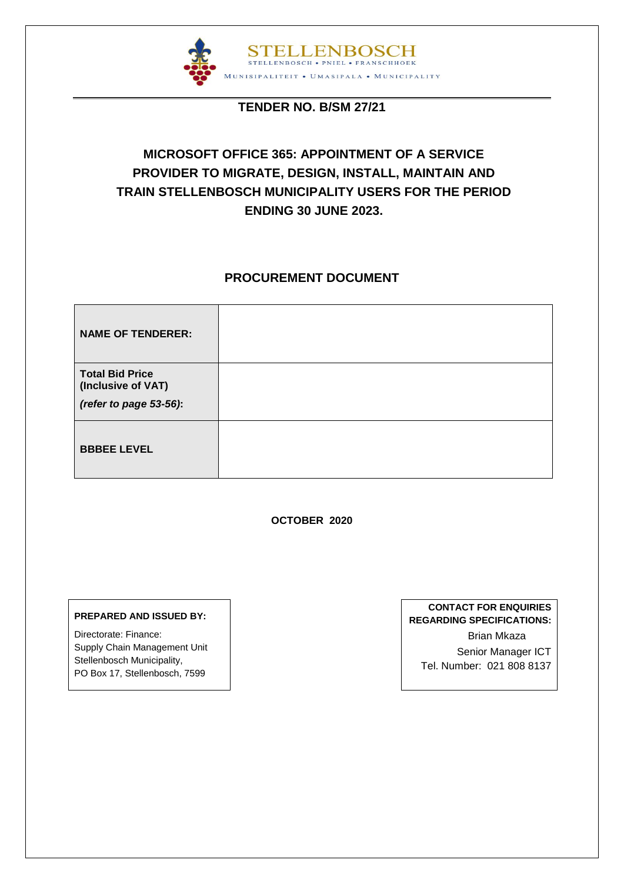STELLENBOSCH

STELLENBOSCH • PNIEL • FRANSCHHOEK

MUNISIPALITEIT • UMASIPALA • MUNICIPALITY

**TENDER NO. B/SM 27/21**

# MICROSOFT OFFICE 365: APPOINTMENT OF A SERVICE PROVIDER TO MIGRATE, DESIGN, INSTALL, MAINTAIN AND TRAIN STELLENBOSCH MUNICIPALITY USERS FOR THE PERIOD ENDING 30 JUNE 2023.

## PROCUREMENT DOCUMENT

| | |
|---|---|
| **NAME OF TENDERER:** | |
| **Total Bid Price (Inclusive of VAT)** ***(refer to page 53-56)*****:** | |
| **BBBEE LEVEL** | |

**OCTOBER 2020**

**PREPARED AND ISSUED BY:**

Directorate: Finance:
Supply Chain Management Unit
Stellenbosch Municipality,
PO Box 17, Stellenbosch, 7599

**CONTACT FOR ENQUIRIES REGARDING SPECIFICATIONS:**

Brian Mkaza
Senior Manager ICT
Tel. Number: 021 808 8137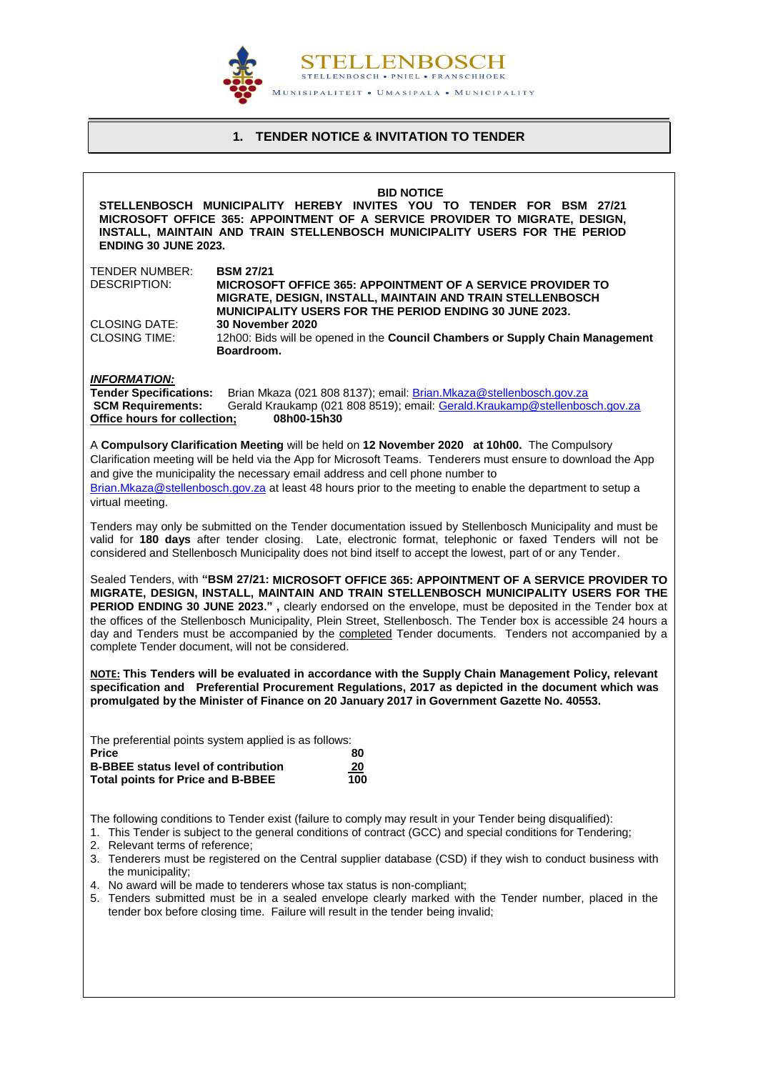STELLENBOSCH
STELLENBOSCH • PNIEL • FRANSCHHOEK
MUNISIPALITEIT • UMASIPALA • MUNICIPALITY

## 1. TENDER NOTICE & INVITATION TO TENDER

**BID NOTICE**

**STELLENBOSCH MUNICIPALITY HEREBY INVITES YOU TO TENDER FOR BSM 27/21 MICROSOFT OFFICE 365: APPOINTMENT OF A SERVICE PROVIDER TO MIGRATE, DESIGN, INSTALL, MAINTAIN AND TRAIN STELLENBOSCH MUNICIPALITY USERS FOR THE PERIOD ENDING 30 JUNE 2023.**

| | |
|---|---|
| TENDER NUMBER: | **BSM 27/21** |
| DESCRIPTION: | **MICROSOFT OFFICE 365: APPOINTMENT OF A SERVICE PROVIDER TO MIGRATE, DESIGN, INSTALL, MAINTAIN AND TRAIN STELLENBOSCH MUNICIPALITY USERS FOR THE PERIOD ENDING 30 JUNE 2023.** |
| CLOSING DATE: | **30 November 2020** |
| CLOSING TIME: | 12h00: Bids will be opened in the **Council Chambers or Supply Chain Management Boardroom.** |

***INFORMATION:***

**Tender Specifications:** Brian Mkaza (021 808 8137); email: Brian.Mkaza@stellenbosch.gov.za
**SCM Requirements:** Gerald Kraukamp (021 808 8519); email: Gerald.Kraukamp@stellenbosch.gov.za
**Office hours for collection;** **08h00-15h30**

A **Compulsory Clarification Meeting** will be held on **12 November 2020 at 10h00.** The Compulsory Clarification meeting will be held via the App for Microsoft Teams. Tenderers must ensure to download the App and give the municipality the necessary email address and cell phone number to Brian.Mkaza@stellenbosch.gov.za at least 48 hours prior to the meeting to enable the department to setup a virtual meeting.

Tenders may only be submitted on the Tender documentation issued by Stellenbosch Municipality and must be valid for **180 days** after tender closing. Late, electronic format, telephonic or faxed Tenders will not be considered and Stellenbosch Municipality does not bind itself to accept the lowest, part of or any Tender.

Sealed Tenders, with **"BSM 27/21: MICROSOFT OFFICE 365: APPOINTMENT OF A SERVICE PROVIDER TO MIGRATE, DESIGN, INSTALL, MAINTAIN AND TRAIN STELLENBOSCH MUNICIPALITY USERS FOR THE PERIOD ENDING 30 JUNE 2023." ,** clearly endorsed on the envelope, must be deposited in the Tender box at the offices of the Stellenbosch Municipality, Plein Street, Stellenbosch. The Tender box is accessible 24 hours a day and Tenders must be accompanied by the completed Tender documents. Tenders not accompanied by a complete Tender document, will not be considered.

**NOTE: This Tenders will be evaluated in accordance with the Supply Chain Management Policy, relevant specification and Preferential Procurement Regulations, 2017 as depicted in the document which was promulgated by the Minister of Finance on 20 January 2017 in Government Gazette No. 40553.**

The preferential points system applied is as follows:

| | |
|---|---|
| **Price** | **80** |
| **B-BBEE status level of contribution** | **20** |
| **Total points for Price and B-BBEE** | **100** |

The following conditions to Tender exist (failure to comply may result in your Tender being disqualified):

1. This Tender is subject to the general conditions of contract (GCC) and special conditions for Tendering;
2. Relevant terms of reference;
3. Tenderers must be registered on the Central supplier database (CSD) if they wish to conduct business with the municipality;
4. No award will be made to tenderers whose tax status is non-compliant;
5. Tenders submitted must be in a sealed envelope clearly marked with the Tender number, placed in the tender box before closing time. Failure will result in the tender being invalid;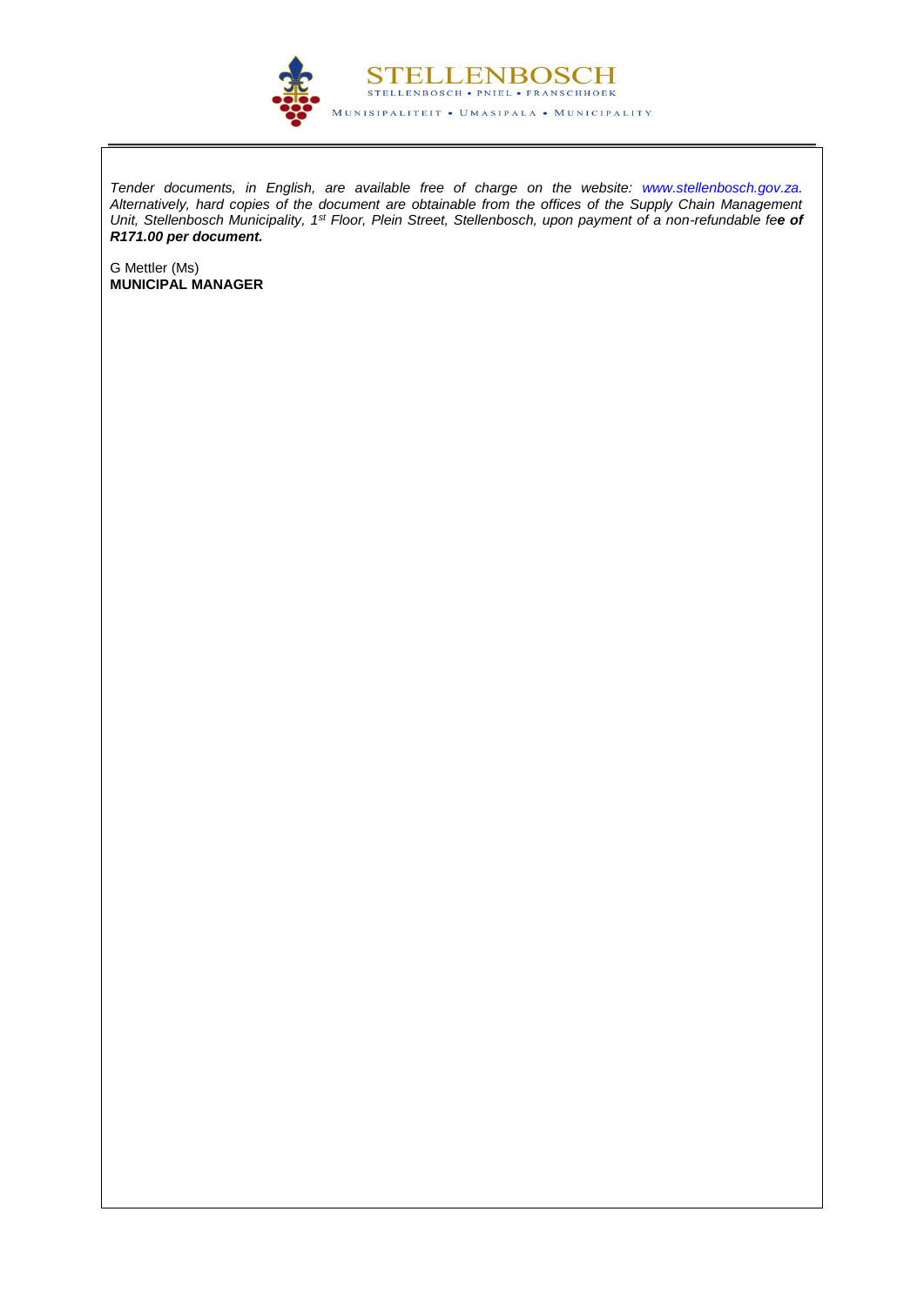*Tender documents, in English, are available free of charge on the website: www.stellenbosch.gov.za. Alternatively, hard copies of the document are obtainable from the offices of the Supply Chain Management Unit, Stellenbosch Municipality, 1st Floor, Plein Street, Stellenbosch, upon payment of a non-refundable fe**e of R171.00 per document.***

G Mettler (Ms)
**MUNICIPAL MANAGER**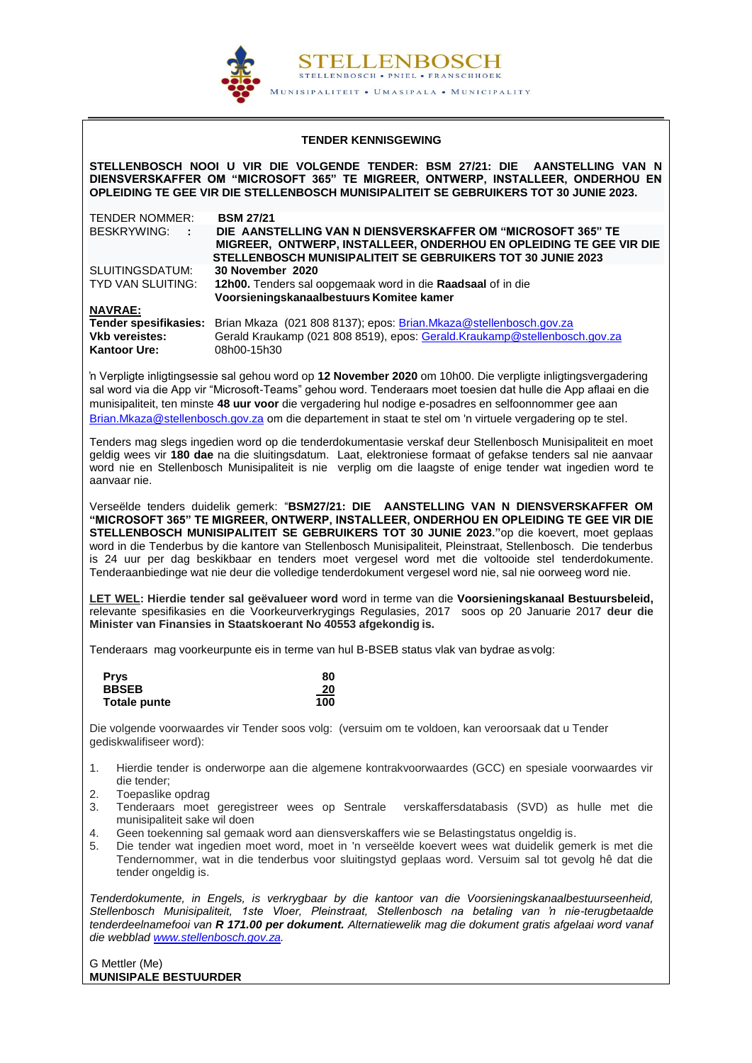STELLENBOSCH

STELLENBOSCH • PNIEL • FRANSCHHOEK

MUNISIPALITEIT • UMASIPALA • MUNICIPALITY

## TENDER KENNISGEWING

**STELLENBOSCH NOOI U VIR DIE VOLGENDE TENDER: BSM 27/21: DIE AANSTELLING VAN N DIENSVERSKAFFER OM "MICROSOFT 365" TE MIGREER, ONTWERP, INSTALLEER, ONDERHOU EN OPLEIDING TE GEE VIR DIE STELLENBOSCH MUNISIPALITEIT SE GEBRUIKERS TOT 30 JUNIE 2023.**

| | |
|---|---|
| TENDER NOMMER: | **BSM 27/21** |
| BESKRYWING: **:** | **DIE AANSTELLING VAN N DIENSVERSKAFFER OM "MICROSOFT 365" TE MIGREER, ONTWERP, INSTALLEER, ONDERHOU EN OPLEIDING TE GEE VIR DIE STELLENBOSCH MUNISIPALITEIT SE GEBRUIKERS TOT 30 JUNIE 2023** |
| SLUITINGSDATUM: | **30 November 2020** |
| TYD VAN SLUITING: | **12h00.** Tenders sal oopgemaak word in die **Raadsaal** of in die **Voorsieningskanaalbestuurs Komitee kamer** |
| **NAVRAE:** | |
| **Tender spesifikasies:** | Brian Mkaza (021 808 8137); epos: Brian.Mkaza@stellenbosch.gov.za |
| **Vkb vereistes:** | Gerald Kraukamp (021 808 8519), epos: Gerald.Kraukamp@stellenbosch.gov.za |
| **Kantoor Ure:** | 08h00-15h30 |

'n Verpligte inligtingsessie sal gehou word op **12 November 2020** om 10h00. Die verpligte inligtingsvergadering sal word via die App vir "Microsoft-Teams" gehou word. Tenderaars moet toesien dat hulle die App aflaai en die munisipaliteit, ten minste **48 uur voor** die vergadering hul nodige e-posadres en selfoonnommer gee aan Brian.Mkaza@stellenbosch.gov.za om die departement in staat te stel om 'n virtuele vergadering op te stel.

Tenders mag slegs ingedien word op die tenderdokumentasie verskaf deur Stellenbosch Munisipaliteit en moet geldig wees vir **180 dae** na die sluitingsdatum. Laat, elektroniese formaat of gefakse tenders sal nie aanvaar word nie en Stellenbosch Munisipaliteit is nie verplig om die laagste of enige tender wat ingedien word te aanvaar nie.

Verseëlde tenders duidelik gemerk: "**BSM27/21: DIE AANSTELLING VAN N DIENSVERSKAFFER OM "MICROSOFT 365" TE MIGREER, ONTWERP, INSTALLEER, ONDERHOU EN OPLEIDING TE GEE VIR DIE STELLENBOSCH MUNISIPALITEIT SE GEBRUIKERS TOT 30 JUNIE 2023."** op die koevert, moet geplaas word in die Tenderbus by die kantore van Stellenbosch Munisipaliteit, Pleinstraat, Stellenbosch. Die tenderbus is 24 uur per dag beskikbaar en tenders moet vergesel word met die voltooide stel tenderdokumente. Tenderaanbiedinge wat nie deur die volledige tenderdokument vergesel word nie, sal nie oorweeg word nie.

**LET WEL: Hierdie tender sal geëvalueer word** word in terme van die **Voorsieningskanaal Bestuursbeleid,** relevante spesifikasies en die Voorkeurverkrygings Regulasies, 2017 soos op 20 Januarie 2017 **deur die Minister van Finansies in Staatskoerant No 40553 afgekondig is.**

Tenderaars mag voorkeurpunte eis in terme van hul B-BSEB status vlak van bydrae as volg:

| | |
|---|---|
| **Prys** | **80** |
| **BBSEB** | **20** |
| **Totale punte** | **100** |

Die volgende voorwaardes vir Tender soos volg: (versuim om te voldoen, kan veroorsaak dat u Tender gediskwalifiseer word):

1. Hierdie tender is onderworpe aan die algemene kontrakvoorwaardes (GCC) en spesiale voorwaardes vir die tender;
2. Toepaslike opdrag
3. Tenderaars moet geregistreer wees op Sentrale verskaffersdatabasis (SVD) as hulle met die munisipaliteit sake wil doen
4. Geen toekenning sal gemaak word aan diensverskaffers wie se Belastingstatus ongeldig is.
5. Die tender wat ingedien moet word, moet in 'n verseëlde koevert wees wat duidelik gemerk is met die Tendernommer, wat in die tenderbus voor sluitingstyd geplaas word. Versuim sal tot gevolg hê dat die tender ongeldig is.

*Tenderdokumente, in Engels, is verkrygbaar by die kantoor van die Voorsieningskanaalbestuurseenheid, Stellenbosch Munisipaliteit, 1ste Vloer, Pleinstraat, Stellenbosch na betaling van 'n nie-terugbetaalde tenderdeelnamefooi van* ***R 171.00 per dokument.*** *Alternatiewelik mag die dokument gratis afgelaai word vanaf die webblad www.stellenbosch.gov.za.*

G Mettler (Me)
**MUNISIPALE BESTUURDER**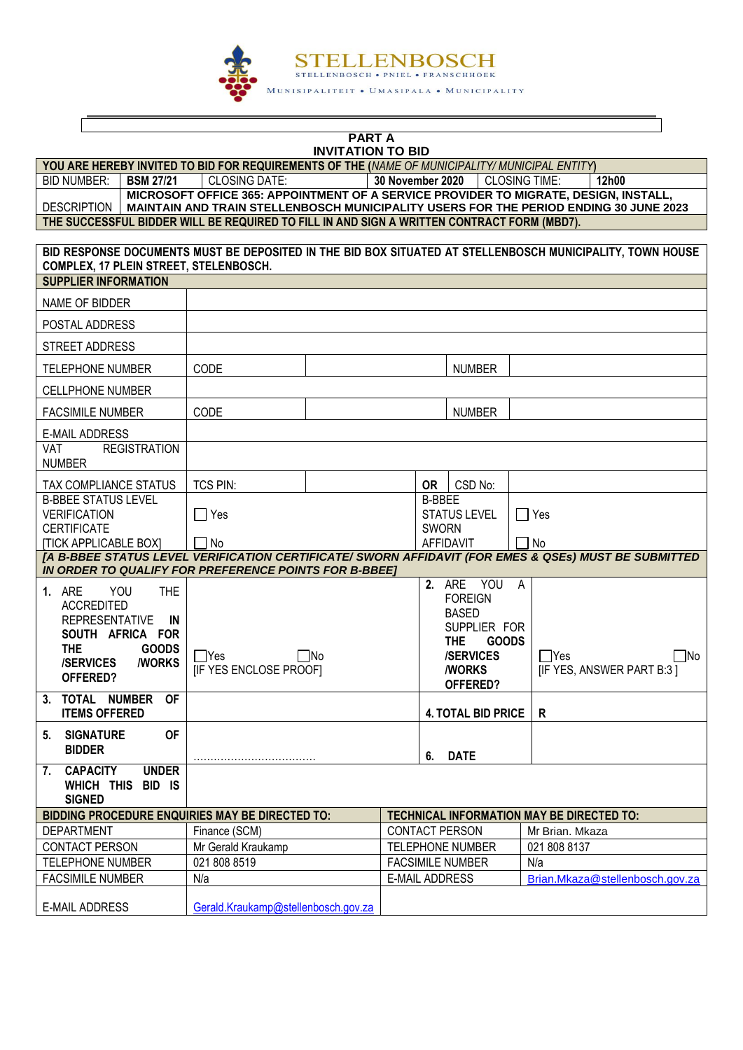STELLENBOSCH
STELLENBOSCH • PNIEL • FRANSCHHOEK
MUNISIPALITEIT • UMASIPALA • MUNICIPALITY

## PART A
## INVITATION TO BID

| **YOU ARE HEREBY INVITED TO BID FOR REQUIREMENTS OF THE** (*NAME OF MUNICIPALITY/ MUNICIPAL ENTITY*) | | | | | |
|---|---|---|---|---|---|
| BID NUMBER: | **BSM 27/21** | CLOSING DATE: | **30 November 2020** | CLOSING TIME: | **12h00** |
| DESCRIPTION | **MICROSOFT OFFICE 365: APPOINTMENT OF A SERVICE PROVIDER TO MIGRATE, DESIGN, INSTALL, MAINTAIN AND TRAIN STELLENBOSCH MUNICIPALITY USERS FOR THE PERIOD ENDING 30 JUNE 2023** | | | | |
| **THE SUCCESSFUL BIDDER WILL BE REQUIRED TO FILL IN AND SIGN A WRITTEN CONTRACT FORM (MBD7).** | | | | | |

| **BID RESPONSE DOCUMENTS MUST BE DEPOSITED IN THE BID BOX SITUATED AT STELLENBOSCH MUNICIPALITY, TOWN HOUSE COMPLEX, 17 PLEIN STREET, STELLENBOSCH.** | | | | | |
|---|---|---|---|---|---|
| **SUPPLIER INFORMATION** | | | | | |
| NAME OF BIDDER | | | | | |
| POSTAL ADDRESS | | | | | |
| STREET ADDRESS | | | | | |
| TELEPHONE NUMBER | CODE | | | NUMBER | |
| CELLPHONE NUMBER | | | | | |
| FACSIMILE NUMBER | CODE | | | NUMBER | |
| E-MAIL ADDRESS | | | | | |
| VAT REGISTRATION NUMBER | | | | | |
| TAX COMPLIANCE STATUS | TCS PIN: | | **OR** | CSD No: | |
| B-BBEE STATUS LEVEL VERIFICATION CERTIFICATE [TICK APPLICABLE BOX] | ☐ Yes ☐ No | | B-BBEE STATUS LEVEL SWORN AFFIDAVIT | | ☐ Yes ☐ No |
| ***[A B-BBEE STATUS LEVEL VERIFICATION CERTIFICATE/ SWORN AFFIDAVIT (FOR EMES & QSEs) MUST BE SUBMITTED IN ORDER TO QUALIFY FOR PREFERENCE POINTS FOR B-BBEE]*** | | | | | |
| **1.** ARE YOU THE ACCREDITED REPRESENTATIVE **IN SOUTH AFRICA FOR THE GOODS /SERVICES /WORKS OFFERED?** | ☐Yes ☐No [IF YES ENCLOSE PROOF] | | **2.** ARE YOU A FOREIGN BASED SUPPLIER FOR **THE GOODS /SERVICES /WORKS OFFERED?** | | ☐Yes ☐No [IF YES, ANSWER PART B:3 ] |
| **3. TOTAL NUMBER OF ITEMS OFFERED** | | | **4. TOTAL BID PRICE** | | **R** |
| **5. SIGNATURE OF BIDDER** | ………………………………. | | **6. DATE** | | |
| **7. CAPACITY UNDER WHICH THIS BID IS SIGNED** | | | | | |

| **BIDDING PROCEDURE ENQUIRIES MAY BE DIRECTED TO:** | | **TECHNICAL INFORMATION MAY BE DIRECTED TO:** | |
|---|---|---|---|
| DEPARTMENT | Finance (SCM) | CONTACT PERSON | Mr Brian. Mkaza |
| CONTACT PERSON | Mr Gerald Kraukamp | TELEPHONE NUMBER | 021 808 8137 |
| TELEPHONE NUMBER | 021 808 8519 | FACSIMILE NUMBER | N/a |
| FACSIMILE NUMBER | N/a | E-MAIL ADDRESS | Brian.Mkaza@stellenbosch.gov.za |
| E-MAIL ADDRESS | Gerald.Kraukamp@stellenbosch.gov.za | | |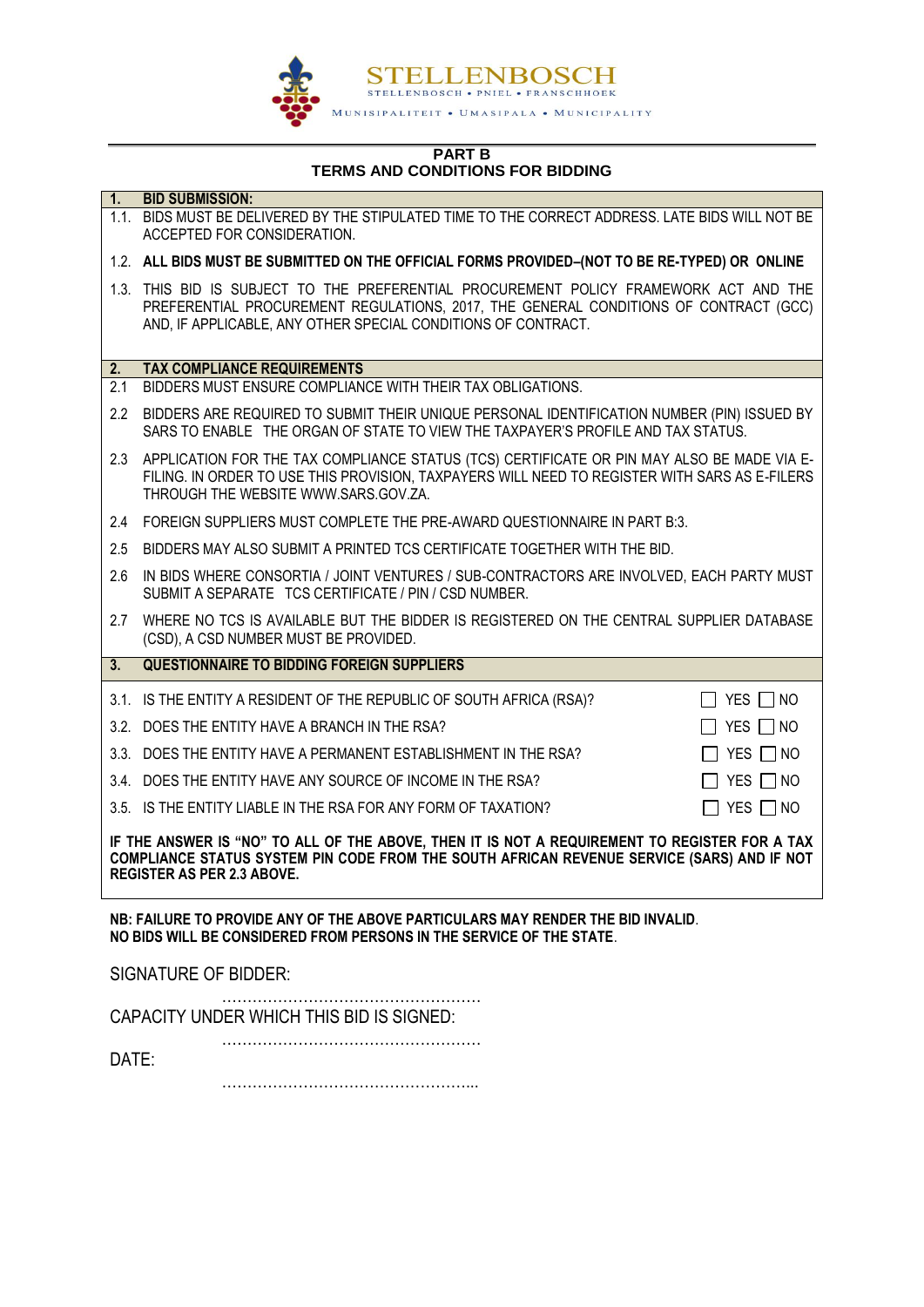STELLENBOSCH

STELLENBOSCH • PNIEL • FRANSCHHOEK

MUNISIPALITEIT • UMASIPALA • MUNICIPALITY

## PART B
## TERMS AND CONDITIONS FOR BIDDING

**1. BID SUBMISSION:**

1.1. BIDS MUST BE DELIVERED BY THE STIPULATED TIME TO THE CORRECT ADDRESS. LATE BIDS WILL NOT BE ACCEPTED FOR CONSIDERATION.

1.2. **ALL BIDS MUST BE SUBMITTED ON THE OFFICIAL FORMS PROVIDED–(NOT TO BE RE-TYPED) OR ONLINE**

1.3. THIS BID IS SUBJECT TO THE PREFERENTIAL PROCUREMENT POLICY FRAMEWORK ACT AND THE PREFERENTIAL PROCUREMENT REGULATIONS, 2017, THE GENERAL CONDITIONS OF CONTRACT (GCC) AND, IF APPLICABLE, ANY OTHER SPECIAL CONDITIONS OF CONTRACT.

**2. TAX COMPLIANCE REQUIREMENTS**

2.1 BIDDERS MUST ENSURE COMPLIANCE WITH THEIR TAX OBLIGATIONS.

2.2 BIDDERS ARE REQUIRED TO SUBMIT THEIR UNIQUE PERSONAL IDENTIFICATION NUMBER (PIN) ISSUED BY SARS TO ENABLE THE ORGAN OF STATE TO VIEW THE TAXPAYER'S PROFILE AND TAX STATUS.

2.3 APPLICATION FOR THE TAX COMPLIANCE STATUS (TCS) CERTIFICATE OR PIN MAY ALSO BE MADE VIA E-FILING. IN ORDER TO USE THIS PROVISION, TAXPAYERS WILL NEED TO REGISTER WITH SARS AS E-FILERS THROUGH THE WEBSITE WWW.SARS.GOV.ZA.

2.4 FOREIGN SUPPLIERS MUST COMPLETE THE PRE-AWARD QUESTIONNAIRE IN PART B:3.

2.5 BIDDERS MAY ALSO SUBMIT A PRINTED TCS CERTIFICATE TOGETHER WITH THE BID.

2.6 IN BIDS WHERE CONSORTIA / JOINT VENTURES / SUB-CONTRACTORS ARE INVOLVED, EACH PARTY MUST SUBMIT A SEPARATE TCS CERTIFICATE / PIN / CSD NUMBER.

2.7 WHERE NO TCS IS AVAILABLE BUT THE BIDDER IS REGISTERED ON THE CENTRAL SUPPLIER DATABASE (CSD), A CSD NUMBER MUST BE PROVIDED.

**3. QUESTIONNAIRE TO BIDDING FOREIGN SUPPLIERS**

| | | |
|---|---|---|
| 3.1. | IS THE ENTITY A RESIDENT OF THE REPUBLIC OF SOUTH AFRICA (RSA)? | ☐ YES ☐ NO |
| 3.2. | DOES THE ENTITY HAVE A BRANCH IN THE RSA? | ☐ YES ☐ NO |
| 3.3. | DOES THE ENTITY HAVE A PERMANENT ESTABLISHMENT IN THE RSA? | ☐ YES ☐ NO |
| 3.4. | DOES THE ENTITY HAVE ANY SOURCE OF INCOME IN THE RSA? | ☐ YES ☐ NO |
| 3.5. | IS THE ENTITY LIABLE IN THE RSA FOR ANY FORM OF TAXATION? | ☐ YES ☐ NO |

**IF THE ANSWER IS "NO" TO ALL OF THE ABOVE, THEN IT IS NOT A REQUIREMENT TO REGISTER FOR A TAX COMPLIANCE STATUS SYSTEM PIN CODE FROM THE SOUTH AFRICAN REVENUE SERVICE (SARS) AND IF NOT REGISTER AS PER 2.3 ABOVE.**

**NB: FAILURE TO PROVIDE ANY OF THE ABOVE PARTICULARS MAY RENDER THE BID INVALID.**
**NO BIDS WILL BE CONSIDERED FROM PERSONS IN THE SERVICE OF THE STATE.**

SIGNATURE OF BIDDER: ……………………………………………

CAPACITY UNDER WHICH THIS BID IS SIGNED: ……………………………………………

DATE: ……………………………………………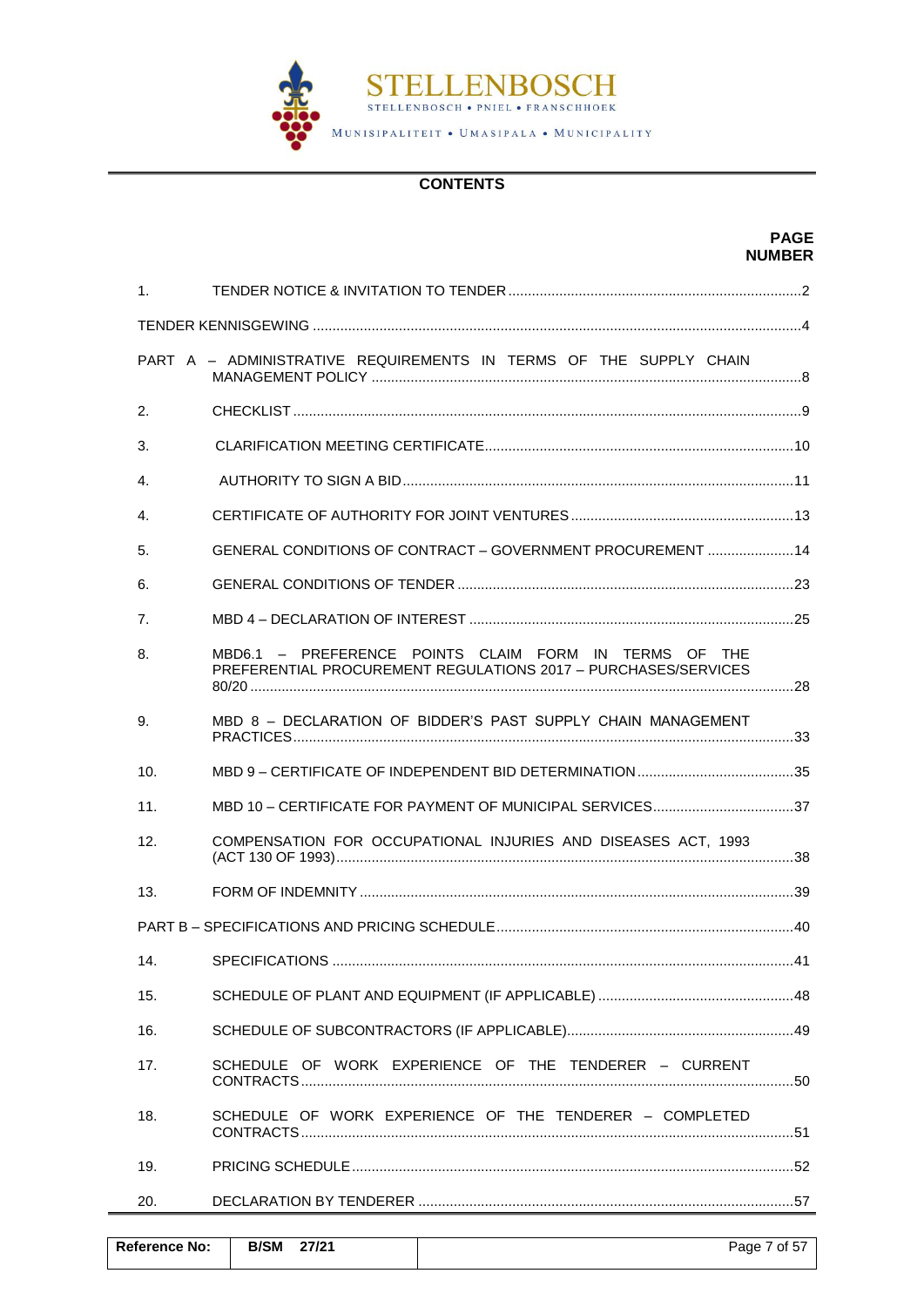# CONTENTS

| | | PAGE NUMBER |
|---|---|---|
| 1. | TENDER NOTICE & INVITATION TO TENDER | 2 |
| TENDER KENNISGEWING | | 4 |
| PART A – ADMINISTRATIVE REQUIREMENTS IN TERMS OF THE SUPPLY CHAIN MANAGEMENT POLICY | | 8 |
| 2. | CHECKLIST | 9 |
| 3. | CLARIFICATION MEETING CERTIFICATE | 10 |
| 4. | AUTHORITY TO SIGN A BID | 11 |
| 4. | CERTIFICATE OF AUTHORITY FOR JOINT VENTURES | 13 |
| 5. | GENERAL CONDITIONS OF CONTRACT – GOVERNMENT PROCUREMENT | 14 |
| 6. | GENERAL CONDITIONS OF TENDER | 23 |
| 7. | MBD 4 – DECLARATION OF INTEREST | 25 |
| 8. | MBD6.1 – PREFERENCE POINTS CLAIM FORM IN TERMS OF THE PREFERENTIAL PROCUREMENT REGULATIONS 2017 – PURCHASES/SERVICES 80/20 | 28 |
| 9. | MBD 8 – DECLARATION OF BIDDER'S PAST SUPPLY CHAIN MANAGEMENT PRACTICES | 33 |
| 10. | MBD 9 – CERTIFICATE OF INDEPENDENT BID DETERMINATION | 35 |
| 11. | MBD 10 – CERTIFICATE FOR PAYMENT OF MUNICIPAL SERVICES | 37 |
| 12. | COMPENSATION FOR OCCUPATIONAL INJURIES AND DISEASES ACT, 1993 (ACT 130 OF 1993) | 38 |
| 13. | FORM OF INDEMNITY | 39 |
| PART B – SPECIFICATIONS AND PRICING SCHEDULE | | 40 |
| 14. | SPECIFICATIONS | 41 |
| 15. | SCHEDULE OF PLANT AND EQUIPMENT (IF APPLICABLE) | 48 |
| 16. | SCHEDULE OF SUBCONTRACTORS (IF APPLICABLE) | 49 |
| 17. | SCHEDULE OF WORK EXPERIENCE OF THE TENDERER – CURRENT CONTRACTS | 50 |
| 18. | SCHEDULE OF WORK EXPERIENCE OF THE TENDERER – COMPLETED CONTRACTS | 51 |
| 19. | PRICING SCHEDULE | 52 |
| 20. | DECLARATION BY TENDERER | 57 |

| Reference No: | B/SM 27/21 | |
|---|---|---|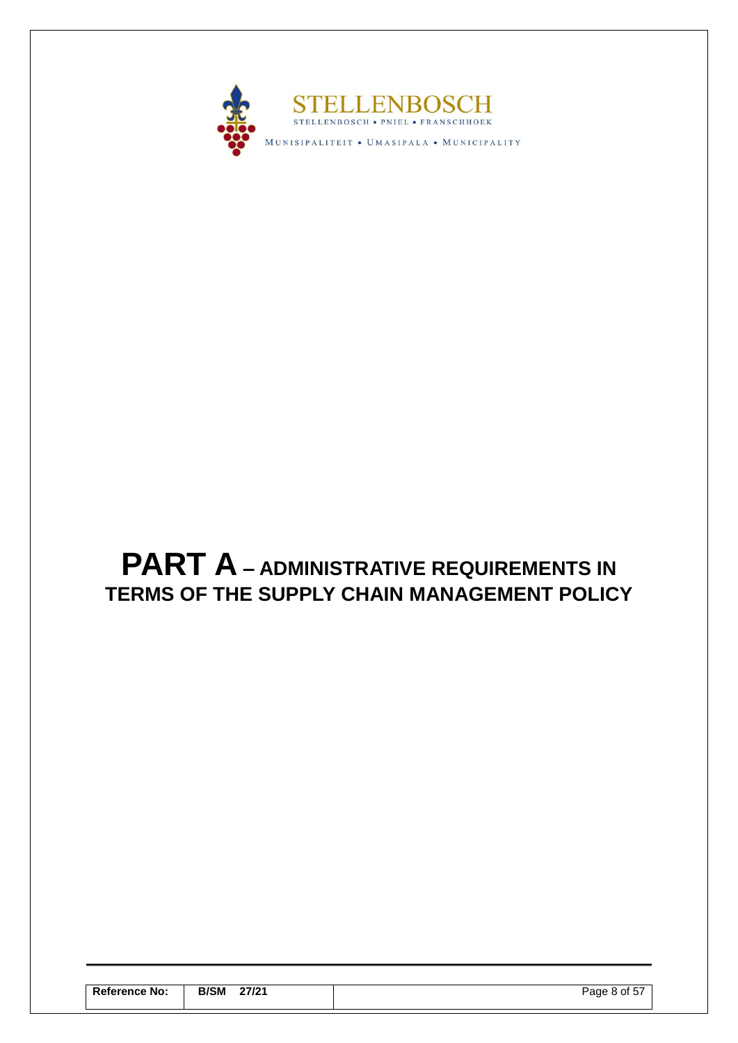# PART A – ADMINISTRATIVE REQUIREMENTS IN TERMS OF THE SUPPLY CHAIN MANAGEMENT POLICY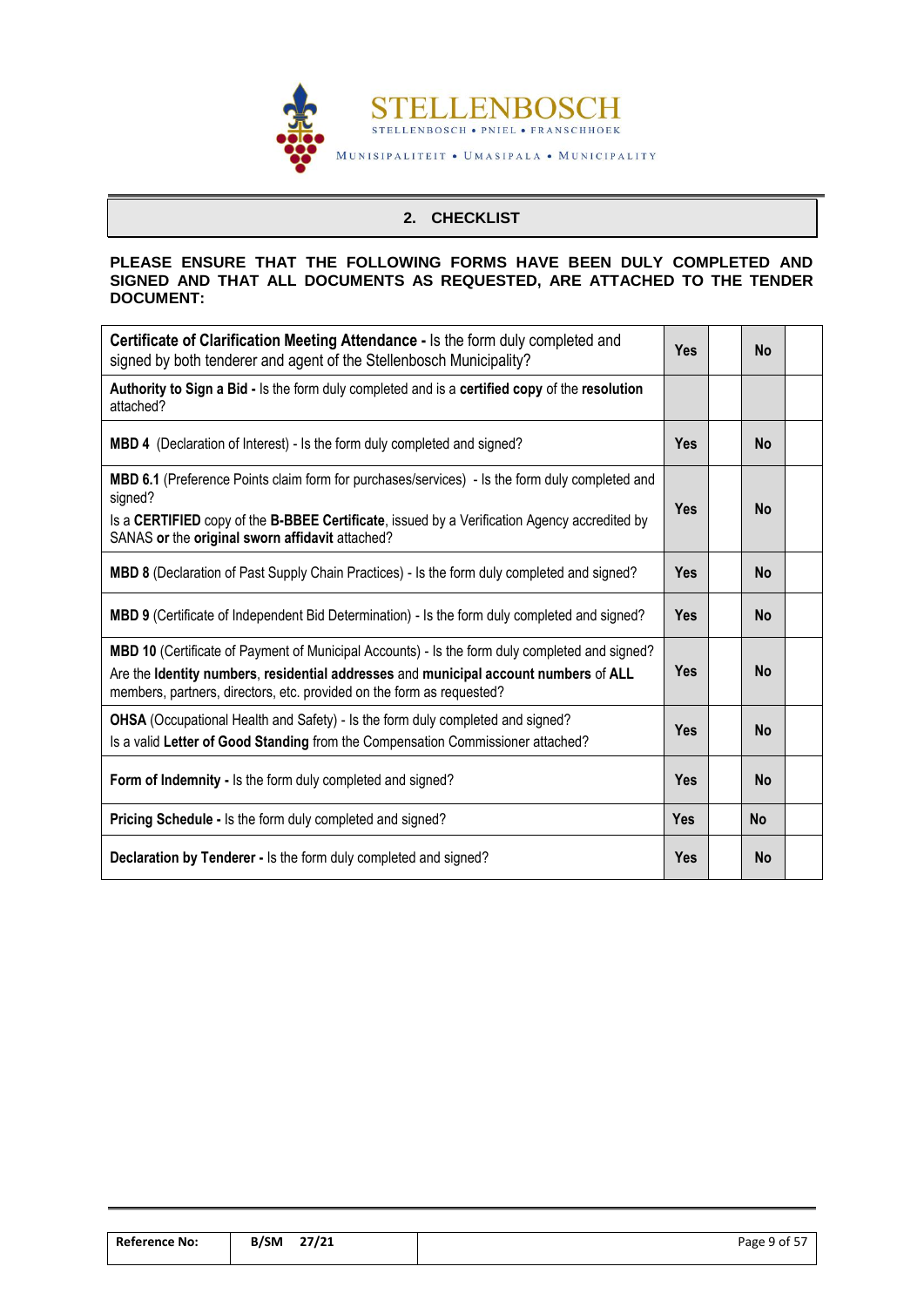## 2. CHECKLIST

**PLEASE ENSURE THAT THE FOLLOWING FORMS HAVE BEEN DULY COMPLETED AND SIGNED AND THAT ALL DOCUMENTS AS REQUESTED, ARE ATTACHED TO THE TENDER DOCUMENT:**

| | | | | |
|---|---|---|---|---|
| **Certificate of Clarification Meeting Attendance -** Is the form duly completed and signed by both tenderer and agent of the Stellenbosch Municipality? | **Yes** | | **No** | |
| **Authority to Sign a Bid -** Is the form duly completed and is a **certified copy** of the **resolution** attached? | | | | |
| **MBD 4** (Declaration of Interest) - Is the form duly completed and signed? | **Yes** | | **No** | |
| **MBD 6.1** (Preference Points claim form for purchases/services) - Is the form duly completed and signed?<br>Is a **CERTIFIED** copy of the **B-BBEE Certificate**, issued by a Verification Agency accredited by SANAS **or** the **original sworn affidavit** attached? | **Yes** | | **No** | |
| **MBD 8** (Declaration of Past Supply Chain Practices) - Is the form duly completed and signed? | **Yes** | | **No** | |
| **MBD 9** (Certificate of Independent Bid Determination) - Is the form duly completed and signed? | **Yes** | | **No** | |
| **MBD 10** (Certificate of Payment of Municipal Accounts) - Is the form duly completed and signed?<br>Are the **Identity numbers**, **residential addresses** and **municipal account numbers** of **ALL** members, partners, directors, etc. provided on the form as requested? | **Yes** | | **No** | |
| **OHSA** (Occupational Health and Safety) - Is the form duly completed and signed?<br>Is a valid **Letter of Good Standing** from the Compensation Commissioner attached? | **Yes** | | **No** | |
| **Form of Indemnity -** Is the form duly completed and signed? | **Yes** | | **No** | |
| **Pricing Schedule -** Is the form duly completed and signed? | **Yes** | | **No** | |
| **Declaration by Tenderer -** Is the form duly completed and signed? | **Yes** | | **No** | |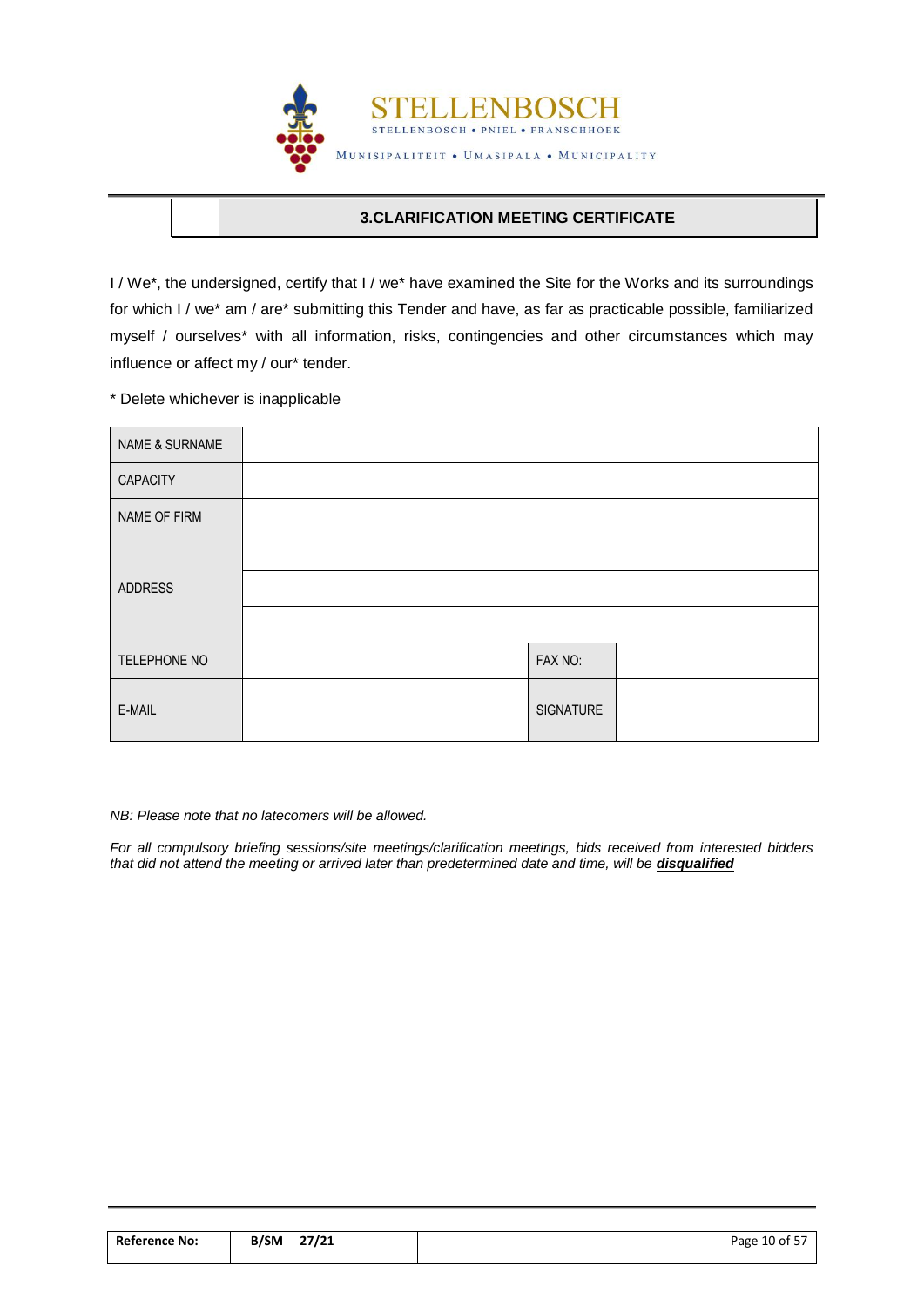## 3.CLARIFICATION MEETING CERTIFICATE

I / We*, the undersigned, certify that I / we* have examined the Site for the Works and its surroundings for which I / we* am / are* submitting this Tender and have, as far as practicable possible, familiarized myself / ourselves* with all information, risks, contingencies and other circumstances which may influence or affect my / our* tender.

* Delete whichever is inapplicable

| NAME & SURNAME | | | |
|---|---|---|---|
| CAPACITY | | | |
| NAME OF FIRM | | | |
| ADDRESS | | | |
| | | | |
| | | | |
| TELEPHONE NO | | FAX NO: | |
| E-MAIL | | SIGNATURE | |

*NB: Please note that no latecomers will be allowed.*

*For all compulsory briefing sessions/site meetings/clarification meetings, bids received from interested bidders that did not attend the meeting or arrived later than predetermined date and time, will be **disqualified***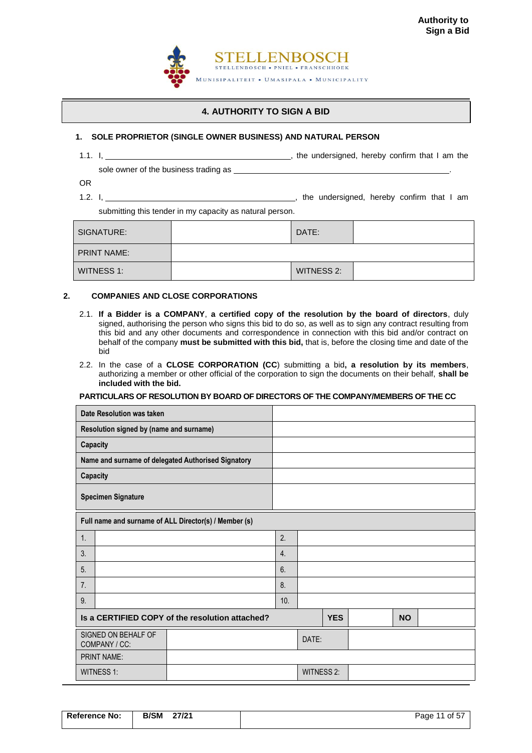# 4. AUTHORITY TO SIGN A BID

## 1. SOLE PROPRIETOR (SINGLE OWNER BUSINESS) AND NATURAL PERSON

1.1. I, ________________________________________, the undersigned, hereby confirm that I am the sole owner of the business trading as ________________________________________________.

OR

1.2. I, ________________________________________, the undersigned, hereby confirm that I am submitting this tender in my capacity as natural person.

| SIGNATURE: | | DATE: | |
|---|---|---|---|
| PRINT NAME: | | | |
| WITNESS 1: | | WITNESS 2: | |

## 2. COMPANIES AND CLOSE CORPORATIONS

2.1. **If a Bidder is a COMPANY**, **a certified copy of the resolution by the board of directors**, duly signed, authorising the person who signs this bid to do so, as well as to sign any contract resulting from this bid and any other documents and correspondence in connection with this bid and/or contract on behalf of the company **must be submitted with this bid,** that is, before the closing time and date of the bid

2.2. In the case of a **CLOSE CORPORATION (CC**) submitting a bid**, a resolution by its members**, authorizing a member or other official of the corporation to sign the documents on their behalf, **shall be included with the bid.**

**PARTICULARS OF RESOLUTION BY BOARD OF DIRECTORS OF THE COMPANY/MEMBERS OF THE CC**

| **Date Resolution was taken** | |
|---|---|
| **Resolution signed by (name and surname)** | |
| **Capacity** | |
| **Name and surname of delegated Authorised Signatory** | |
| **Capacity** | |
| **Specimen Signature** | |

| **Full name and surname of ALL Director(s) / Member (s)** | | | |
|---|---|---|---|
| 1. | | 2. | |
| 3. | | 4. | |
| 5. | | 6. | |
| 7. | | 8. | |
| 9. | | 10. | |

| **Is a CERTIFIED COPY of the resolution attached?** | **YES** | | **NO** | |
|---|---|---|---|---|

| SIGNED ON BEHALF OF COMPANY / CC: | | DATE: | |
|---|---|---|---|
| PRINT NAME: | | | |
| WITNESS 1: | | WITNESS 2: | |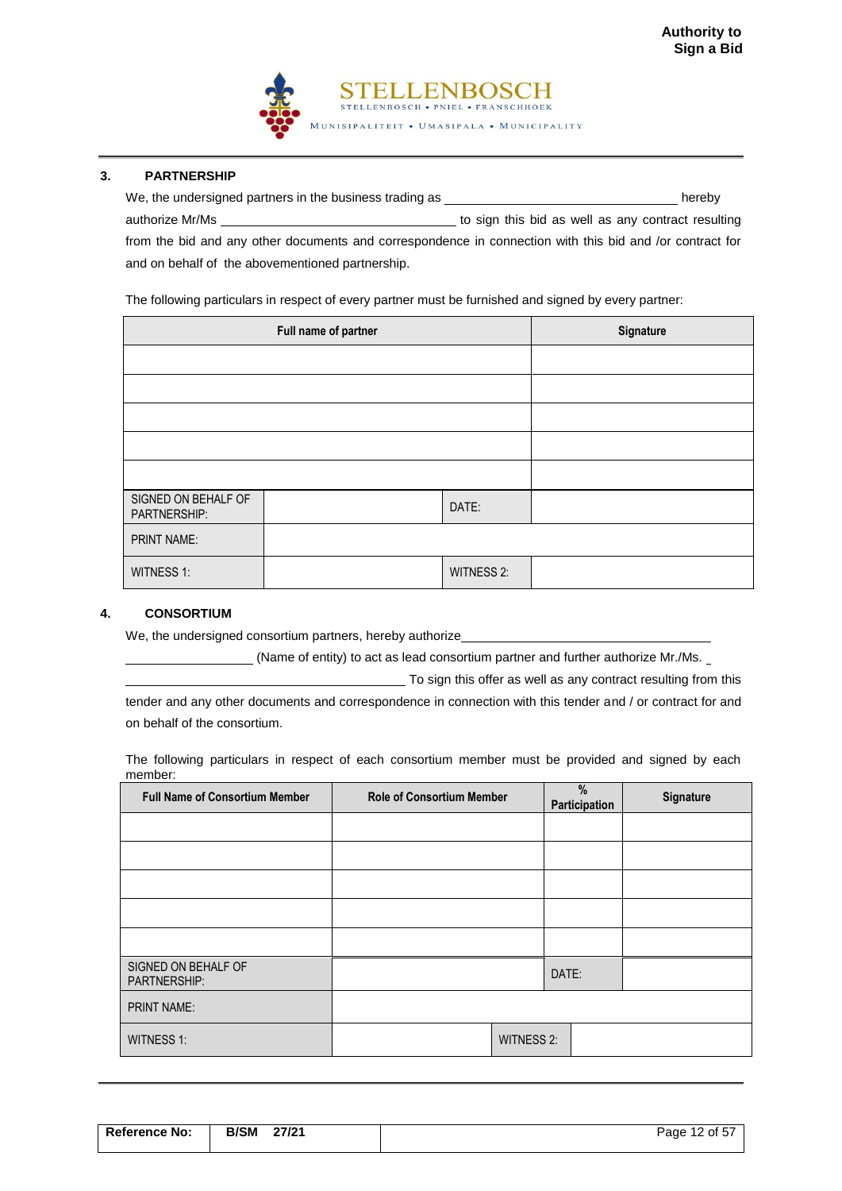## 3. PARTNERSHIP

We, the undersigned partners in the business trading as ________________________________ hereby authorize Mr/Ms ________________________________ to sign this bid as well as any contract resulting from the bid and any other documents and correspondence in connection with this bid and /or contract for and on behalf of the abovementioned partnership.

The following particulars in respect of every partner must be furnished and signed by every partner:

| Full name of partner | | | Signature |
|---|---|---|---|
| | | | |
| | | | |
| | | | |
| | | | |
| | | | |
| SIGNED ON BEHALF OF PARTNERSHIP: | | DATE: | |
| PRINT NAME: | | | |
| WITNESS 1: | | WITNESS 2: | |

## 4. CONSORTIUM

We, the undersigned consortium partners, hereby authorize________________________________ ________________ (Name of entity) to act as lead consortium partner and further authorize Mr./Ms. _ ________________________________ To sign this offer as well as any contract resulting from this tender and any other documents and correspondence in connection with this tender and / or contract for and on behalf of the consortium.

The following particulars in respect of each consortium member must be provided and signed by each member:

| Full Name of Consortium Member | Role of Consortium Member | | % Participation | Signature |
|---|---|---|---|---|
| | | | | |
| | | | | |
| | | | | |
| | | | | |
| | | | | |
| SIGNED ON BEHALF OF PARTNERSHIP: | | | DATE: | |
| PRINT NAME: | | | | |
| WITNESS 1: | | WITNESS 2: | | |

| Reference No: | B/SM 27/21 |
|---|---|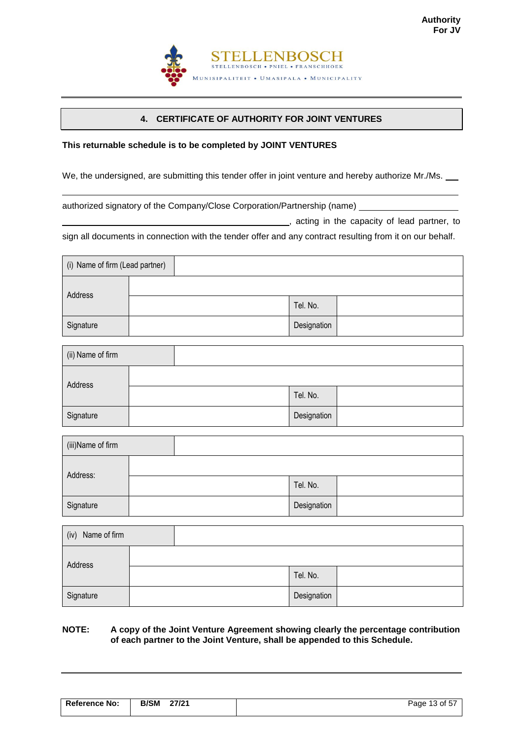**Authority For JV**

STELLENBOSCH
STELLENBOSCH • PNIEL • FRANSCHHOEK
MUNISIPALITEIT • UMASIPALA • MUNICIPALITY

## 4. CERTIFICATE OF AUTHORITY FOR JOINT VENTURES

**This returnable schedule is to be completed by JOINT VENTURES**

We, the undersigned, are submitting this tender offer in joint venture and hereby authorize Mr./Ms. ____

______________________________________________________________________________

authorized signatory of the Company/Close Corporation/Partnership (name) ____________________

______________________________________________, acting in the capacity of lead partner, to sign all documents in connection with the tender offer and any contract resulting from it on our behalf.

| (i) Name of firm (Lead partner) | | | |
|---|---|---|---|
| Address | | | |
| | | Tel. No. | |
| Signature | | Designation | |

| (ii) Name of firm | | | |
|---|---|---|---|
| Address | | | |
| | | Tel. No. | |
| Signature | | Designation | |

| (iii)Name of firm | | | |
|---|---|---|---|
| Address: | | | |
| | | Tel. No. | |
| Signature | | Designation | |

| (iv) Name of firm | | | |
|---|---|---|---|
| Address | | | |
| | | Tel. No. | |
| Signature | | Designation | |

**NOTE: A copy of the Joint Venture Agreement showing clearly the percentage contribution of each partner to the Joint Venture, shall be appended to this Schedule.**

| Reference No: | B/SM 27/21 | |
|---|---|---|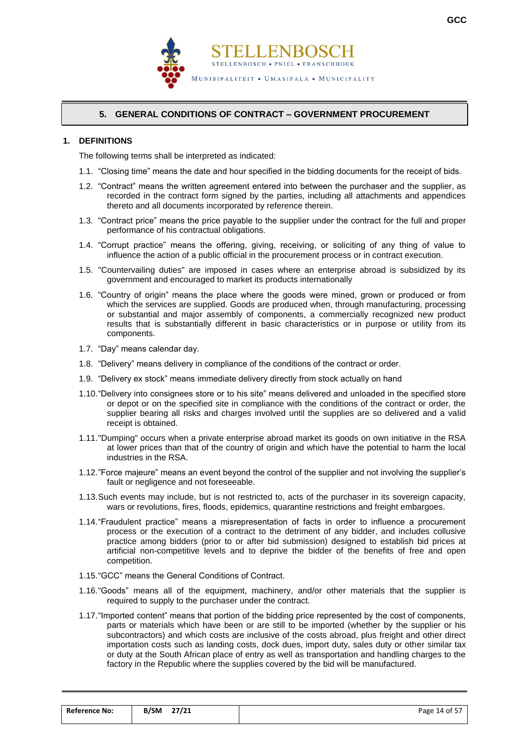## 5. GENERAL CONDITIONS OF CONTRACT – GOVERNMENT PROCUREMENT

### 1. DEFINITIONS

The following terms shall be interpreted as indicated:

1.1. "Closing time" means the date and hour specified in the bidding documents for the receipt of bids.

1.2. "Contract" means the written agreement entered into between the purchaser and the supplier, as recorded in the contract form signed by the parties, including all attachments and appendices thereto and all documents incorporated by reference therein.

1.3. "Contract price" means the price payable to the supplier under the contract for the full and proper performance of his contractual obligations.

1.4. "Corrupt practice" means the offering, giving, receiving, or soliciting of any thing of value to influence the action of a public official in the procurement process or in contract execution.

1.5. "Countervailing duties" are imposed in cases where an enterprise abroad is subsidized by its government and encouraged to market its products internationally

1.6. "Country of origin" means the place where the goods were mined, grown or produced or from which the services are supplied. Goods are produced when, through manufacturing, processing or substantial and major assembly of components, a commercially recognized new product results that is substantially different in basic characteristics or in purpose or utility from its components.

1.7. "Day" means calendar day.

1.8. "Delivery" means delivery in compliance of the conditions of the contract or order.

1.9. "Delivery ex stock" means immediate delivery directly from stock actually on hand

1.10. "Delivery into consignees store or to his site" means delivered and unloaded in the specified store or depot or on the specified site in compliance with the conditions of the contract or order, the supplier bearing all risks and charges involved until the supplies are so delivered and a valid receipt is obtained.

1.11. "Dumping" occurs when a private enterprise abroad market its goods on own initiative in the RSA at lower prices than that of the country of origin and which have the potential to harm the local industries in the RSA.

1.12. "Force majeure" means an event beyond the control of the supplier and not involving the supplier's fault or negligence and not foreseeable.

1.13. Such events may include, but is not restricted to, acts of the purchaser in its sovereign capacity, wars or revolutions, fires, floods, epidemics, quarantine restrictions and freight embargoes.

1.14. "Fraudulent practice" means a misrepresentation of facts in order to influence a procurement process or the execution of a contract to the detriment of any bidder, and includes collusive practice among bidders (prior to or after bid submission) designed to establish bid prices at artificial non-competitive levels and to deprive the bidder of the benefits of free and open competition.

1.15. "GCC" means the General Conditions of Contract.

1.16. "Goods" means all of the equipment, machinery, and/or other materials that the supplier is required to supply to the purchaser under the contract.

1.17. "Imported content" means that portion of the bidding price represented by the cost of components, parts or materials which have been or are still to be imported (whether by the supplier or his subcontractors) and which costs are inclusive of the costs abroad, plus freight and other direct importation costs such as landing costs, dock dues, import duty, sales duty or other similar tax or duty at the South African place of entry as well as transportation and handling charges to the factory in the Republic where the supplies covered by the bid will be manufactured.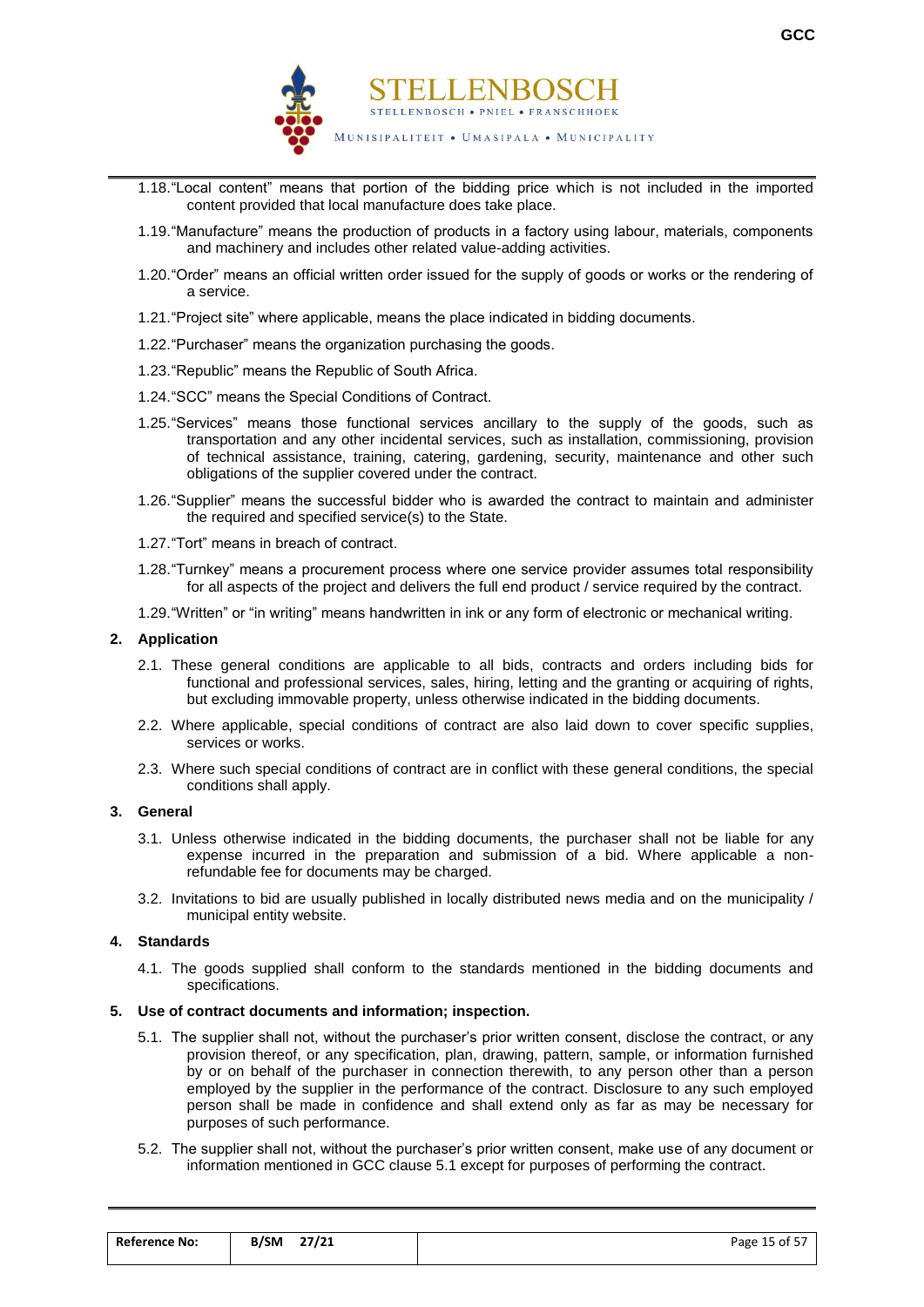1.18. "Local content" means that portion of the bidding price which is not included in the imported content provided that local manufacture does take place.

1.19. "Manufacture" means the production of products in a factory using labour, materials, components and machinery and includes other related value-adding activities.

1.20. "Order" means an official written order issued for the supply of goods or works or the rendering of a service.

1.21. "Project site" where applicable, means the place indicated in bidding documents.

1.22. "Purchaser" means the organization purchasing the goods.

1.23. "Republic" means the Republic of South Africa.

1.24. "SCC" means the Special Conditions of Contract.

1.25. "Services" means those functional services ancillary to the supply of the goods, such as transportation and any other incidental services, such as installation, commissioning, provision of technical assistance, training, catering, gardening, security, maintenance and other such obligations of the supplier covered under the contract.

1.26. "Supplier" means the successful bidder who is awarded the contract to maintain and administer the required and specified service(s) to the State.

1.27. "Tort" means in breach of contract.

1.28. "Turnkey" means a procurement process where one service provider assumes total responsibility for all aspects of the project and delivers the full end product / service required by the contract.

1.29. "Written" or "in writing" means handwritten in ink or any form of electronic or mechanical writing.

**2. Application**

2.1. These general conditions are applicable to all bids, contracts and orders including bids for functional and professional services, sales, hiring, letting and the granting or acquiring of rights, but excluding immovable property, unless otherwise indicated in the bidding documents.

2.2. Where applicable, special conditions of contract are also laid down to cover specific supplies, services or works.

2.3. Where such special conditions of contract are in conflict with these general conditions, the special conditions shall apply.

**3. General**

3.1. Unless otherwise indicated in the bidding documents, the purchaser shall not be liable for any expense incurred in the preparation and submission of a bid. Where applicable a non-refundable fee for documents may be charged.

3.2. Invitations to bid are usually published in locally distributed news media and on the municipality / municipal entity website.

**4. Standards**

4.1. The goods supplied shall conform to the standards mentioned in the bidding documents and specifications.

**5. Use of contract documents and information; inspection.**

5.1. The supplier shall not, without the purchaser's prior written consent, disclose the contract, or any provision thereof, or any specification, plan, drawing, pattern, sample, or information furnished by or on behalf of the purchaser in connection therewith, to any person other than a person employed by the supplier in the performance of the contract. Disclosure to any such employed person shall be made in confidence and shall extend only as far as may be necessary for purposes of such performance.

5.2. The supplier shall not, without the purchaser's prior written consent, make use of any document or information mentioned in GCC clause 5.1 except for purposes of performing the contract.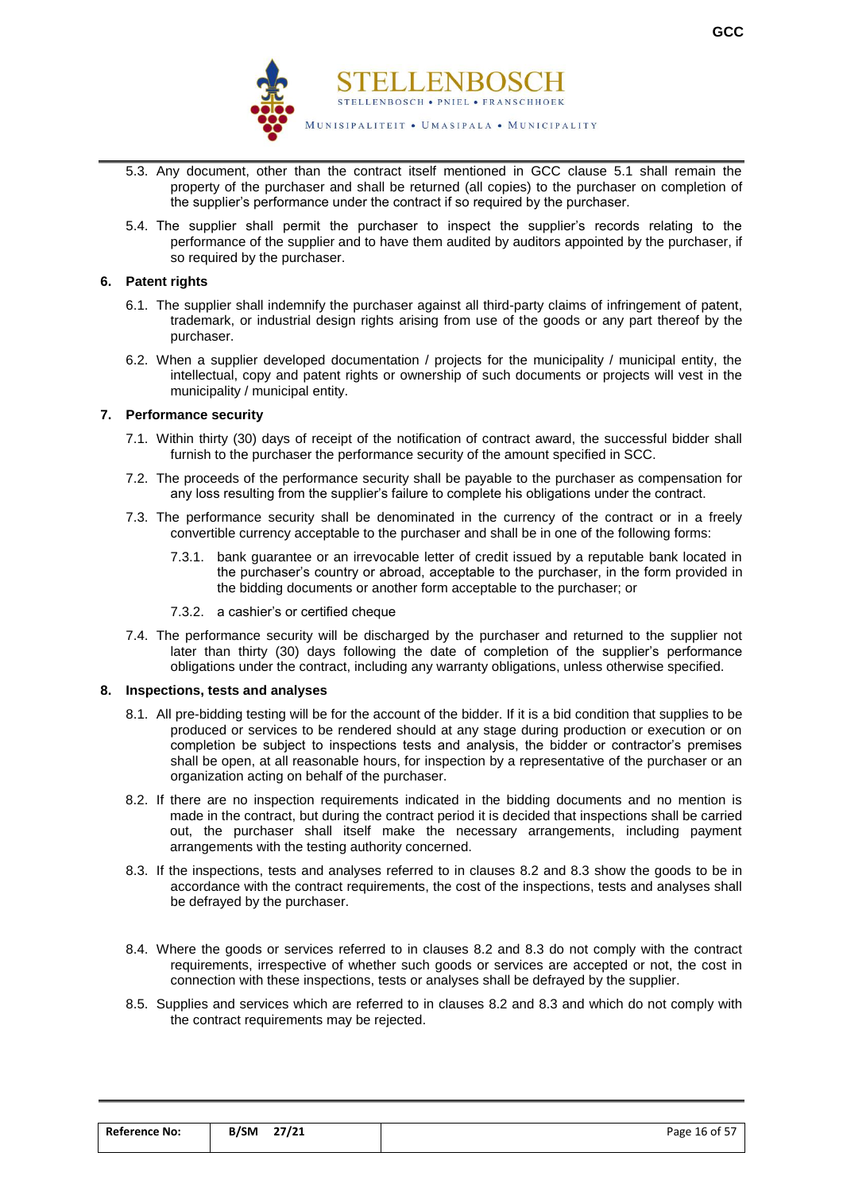5.3. Any document, other than the contract itself mentioned in GCC clause 5.1 shall remain the property of the purchaser and shall be returned (all copies) to the purchaser on completion of the supplier's performance under the contract if so required by the purchaser.

5.4. The supplier shall permit the purchaser to inspect the supplier's records relating to the performance of the supplier and to have them audited by auditors appointed by the purchaser, if so required by the purchaser.

**6. Patent rights**

6.1. The supplier shall indemnify the purchaser against all third-party claims of infringement of patent, trademark, or industrial design rights arising from use of the goods or any part thereof by the purchaser.

6.2. When a supplier developed documentation / projects for the municipality / municipal entity, the intellectual, copy and patent rights or ownership of such documents or projects will vest in the municipality / municipal entity.

**7. Performance security**

7.1. Within thirty (30) days of receipt of the notification of contract award, the successful bidder shall furnish to the purchaser the performance security of the amount specified in SCC.

7.2. The proceeds of the performance security shall be payable to the purchaser as compensation for any loss resulting from the supplier's failure to complete his obligations under the contract.

7.3. The performance security shall be denominated in the currency of the contract or in a freely convertible currency acceptable to the purchaser and shall be in one of the following forms:

7.3.1. bank guarantee or an irrevocable letter of credit issued by a reputable bank located in the purchaser's country or abroad, acceptable to the purchaser, in the form provided in the bidding documents or another form acceptable to the purchaser; or

7.3.2. a cashier's or certified cheque

7.4. The performance security will be discharged by the purchaser and returned to the supplier not later than thirty (30) days following the date of completion of the supplier's performance obligations under the contract, including any warranty obligations, unless otherwise specified.

**8. Inspections, tests and analyses**

8.1. All pre-bidding testing will be for the account of the bidder. If it is a bid condition that supplies to be produced or services to be rendered should at any stage during production or execution or on completion be subject to inspections tests and analysis, the bidder or contractor's premises shall be open, at all reasonable hours, for inspection by a representative of the purchaser or an organization acting on behalf of the purchaser.

8.2. If there are no inspection requirements indicated in the bidding documents and no mention is made in the contract, but during the contract period it is decided that inspections shall be carried out, the purchaser shall itself make the necessary arrangements, including payment arrangements with the testing authority concerned.

8.3. If the inspections, tests and analyses referred to in clauses 8.2 and 8.3 show the goods to be in accordance with the contract requirements, the cost of the inspections, tests and analyses shall be defrayed by the purchaser.

8.4. Where the goods or services referred to in clauses 8.2 and 8.3 do not comply with the contract requirements, irrespective of whether such goods or services are accepted or not, the cost in connection with these inspections, tests or analyses shall be defrayed by the supplier.

8.5. Supplies and services which are referred to in clauses 8.2 and 8.3 and which do not comply with the contract requirements may be rejected.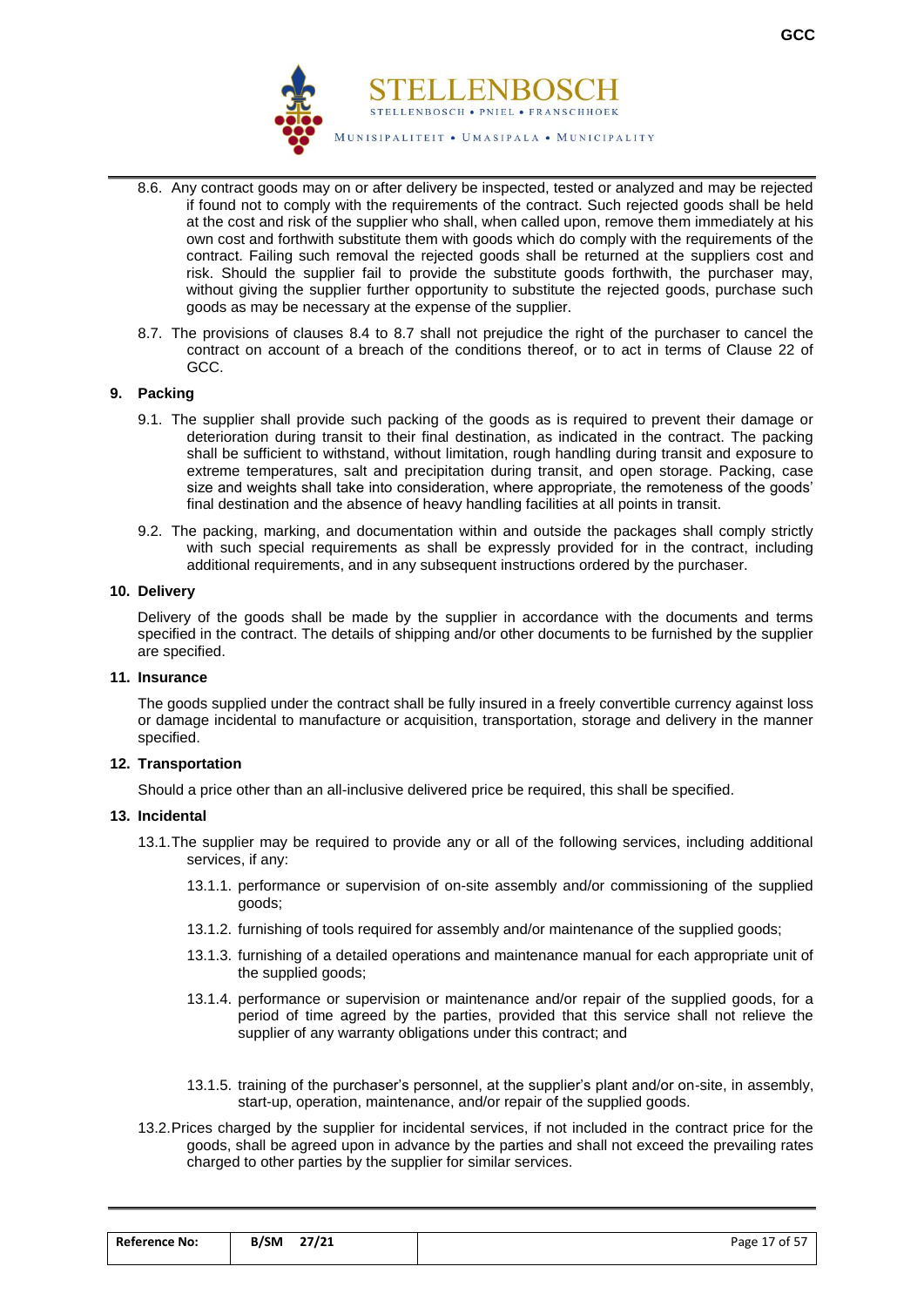8.6. Any contract goods may on or after delivery be inspected, tested or analyzed and may be rejected if found not to comply with the requirements of the contract. Such rejected goods shall be held at the cost and risk of the supplier who shall, when called upon, remove them immediately at his own cost and forthwith substitute them with goods which do comply with the requirements of the contract. Failing such removal the rejected goods shall be returned at the suppliers cost and risk. Should the supplier fail to provide the substitute goods forthwith, the purchaser may, without giving the supplier further opportunity to substitute the rejected goods, purchase such goods as may be necessary at the expense of the supplier.

8.7. The provisions of clauses 8.4 to 8.7 shall not prejudice the right of the purchaser to cancel the contract on account of a breach of the conditions thereof, or to act in terms of Clause 22 of GCC.

## 9. Packing

9.1. The supplier shall provide such packing of the goods as is required to prevent their damage or deterioration during transit to their final destination, as indicated in the contract. The packing shall be sufficient to withstand, without limitation, rough handling during transit and exposure to extreme temperatures, salt and precipitation during transit, and open storage. Packing, case size and weights shall take into consideration, where appropriate, the remoteness of the goods' final destination and the absence of heavy handling facilities at all points in transit.

9.2. The packing, marking, and documentation within and outside the packages shall comply strictly with such special requirements as shall be expressly provided for in the contract, including additional requirements, and in any subsequent instructions ordered by the purchaser.

## 10. Delivery

Delivery of the goods shall be made by the supplier in accordance with the documents and terms specified in the contract. The details of shipping and/or other documents to be furnished by the supplier are specified.

## 11. Insurance

The goods supplied under the contract shall be fully insured in a freely convertible currency against loss or damage incidental to manufacture or acquisition, transportation, storage and delivery in the manner specified.

## 12. Transportation

Should a price other than an all-inclusive delivered price be required, this shall be specified.

## 13. Incidental

13.1. The supplier may be required to provide any or all of the following services, including additional services, if any:

13.1.1. performance or supervision of on-site assembly and/or commissioning of the supplied goods;

13.1.2. furnishing of tools required for assembly and/or maintenance of the supplied goods;

13.1.3. furnishing of a detailed operations and maintenance manual for each appropriate unit of the supplied goods;

13.1.4. performance or supervision or maintenance and/or repair of the supplied goods, for a period of time agreed by the parties, provided that this service shall not relieve the supplier of any warranty obligations under this contract; and

13.1.5. training of the purchaser's personnel, at the supplier's plant and/or on-site, in assembly, start-up, operation, maintenance, and/or repair of the supplied goods.

13.2. Prices charged by the supplier for incidental services, if not included in the contract price for the goods, shall be agreed upon in advance by the parties and shall not exceed the prevailing rates charged to other parties by the supplier for similar services.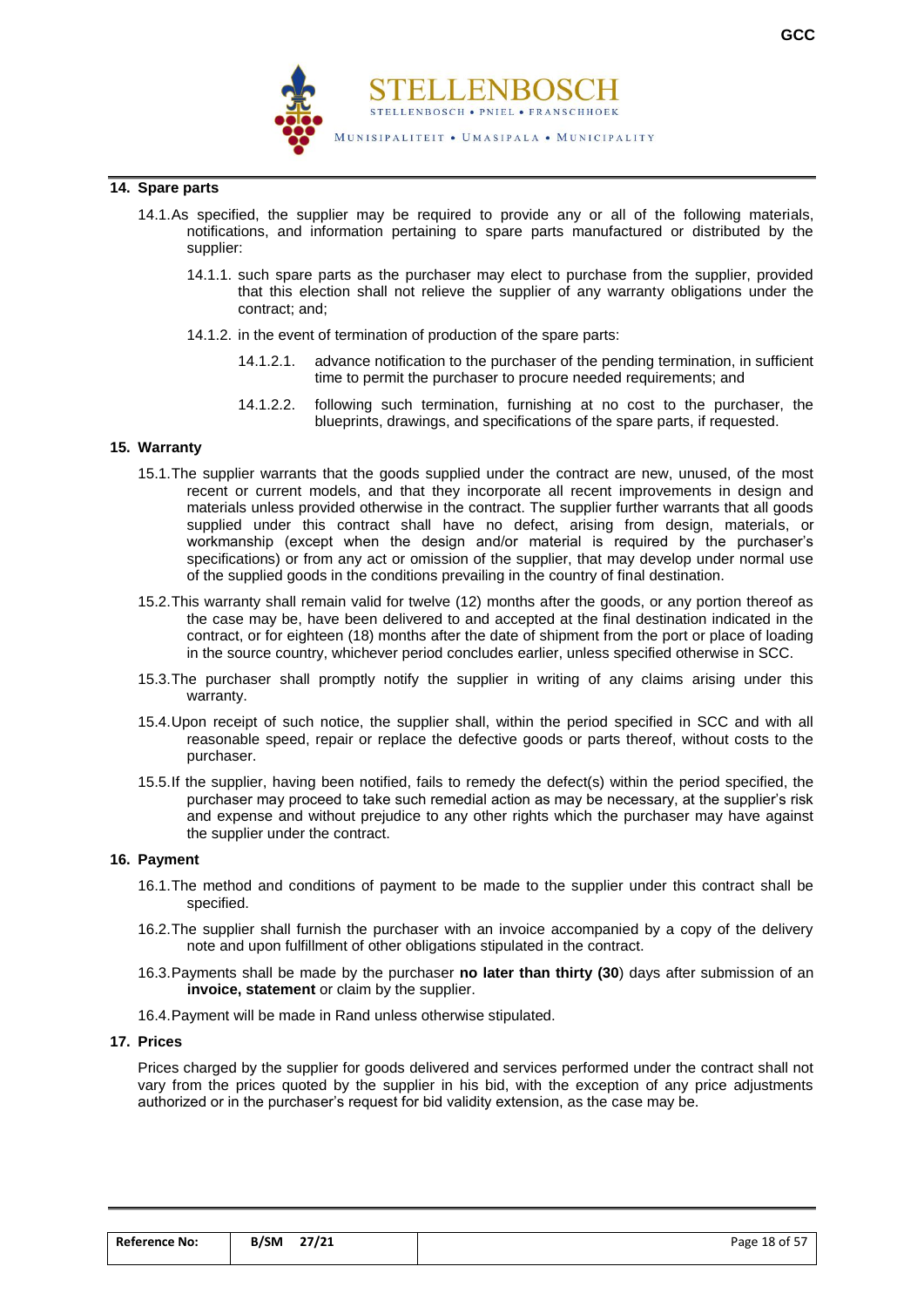## 14. Spare parts

14.1. As specified, the supplier may be required to provide any or all of the following materials, notifications, and information pertaining to spare parts manufactured or distributed by the supplier:

14.1.1. such spare parts as the purchaser may elect to purchase from the supplier, provided that this election shall not relieve the supplier of any warranty obligations under the contract; and;

14.1.2. in the event of termination of production of the spare parts:

14.1.2.1. advance notification to the purchaser of the pending termination, in sufficient time to permit the purchaser to procure needed requirements; and

14.1.2.2. following such termination, furnishing at no cost to the purchaser, the blueprints, drawings, and specifications of the spare parts, if requested.

## 15. Warranty

15.1. The supplier warrants that the goods supplied under the contract are new, unused, of the most recent or current models, and that they incorporate all recent improvements in design and materials unless provided otherwise in the contract. The supplier further warrants that all goods supplied under this contract shall have no defect, arising from design, materials, or workmanship (except when the design and/or material is required by the purchaser's specifications) or from any act or omission of the supplier, that may develop under normal use of the supplied goods in the conditions prevailing in the country of final destination.

15.2. This warranty shall remain valid for twelve (12) months after the goods, or any portion thereof as the case may be, have been delivered to and accepted at the final destination indicated in the contract, or for eighteen (18) months after the date of shipment from the port or place of loading in the source country, whichever period concludes earlier, unless specified otherwise in SCC.

15.3. The purchaser shall promptly notify the supplier in writing of any claims arising under this warranty.

15.4. Upon receipt of such notice, the supplier shall, within the period specified in SCC and with all reasonable speed, repair or replace the defective goods or parts thereof, without costs to the purchaser.

15.5. If the supplier, having been notified, fails to remedy the defect(s) within the period specified, the purchaser may proceed to take such remedial action as may be necessary, at the supplier's risk and expense and without prejudice to any other rights which the purchaser may have against the supplier under the contract.

## 16. Payment

16.1. The method and conditions of payment to be made to the supplier under this contract shall be specified.

16.2. The supplier shall furnish the purchaser with an invoice accompanied by a copy of the delivery note and upon fulfillment of other obligations stipulated in the contract.

16.3. Payments shall be made by the purchaser **no later than thirty (30**) days after submission of an **invoice, statement** or claim by the supplier.

16.4. Payment will be made in Rand unless otherwise stipulated.

## 17. Prices

Prices charged by the supplier for goods delivered and services performed under the contract shall not vary from the prices quoted by the supplier in his bid, with the exception of any price adjustments authorized or in the purchaser's request for bid validity extension, as the case may be.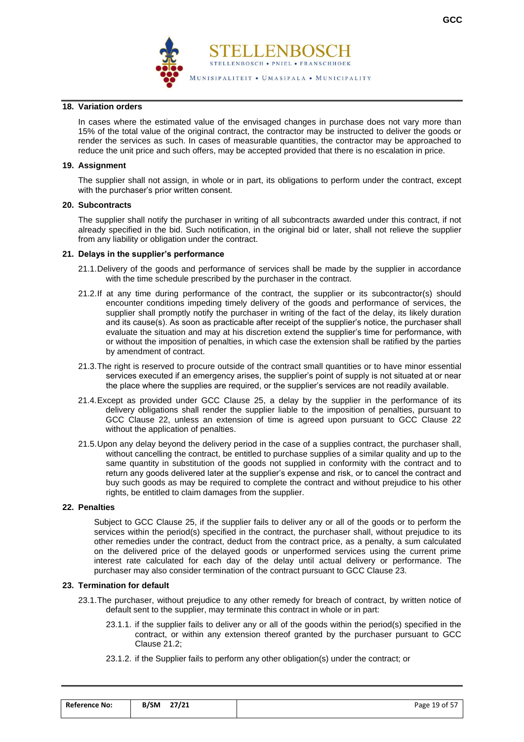## 18. Variation orders

In cases where the estimated value of the envisaged changes in purchase does not vary more than 15% of the total value of the original contract, the contractor may be instructed to deliver the goods or render the services as such. In cases of measurable quantities, the contractor may be approached to reduce the unit price and such offers, may be accepted provided that there is no escalation in price.

## 19. Assignment

The supplier shall not assign, in whole or in part, its obligations to perform under the contract, except with the purchaser's prior written consent.

## 20. Subcontracts

The supplier shall notify the purchaser in writing of all subcontracts awarded under this contract, if not already specified in the bid. Such notification, in the original bid or later, shall not relieve the supplier from any liability or obligation under the contract.

## 21. Delays in the supplier's performance

21.1. Delivery of the goods and performance of services shall be made by the supplier in accordance with the time schedule prescribed by the purchaser in the contract.

21.2. If at any time during performance of the contract, the supplier or its subcontractor(s) should encounter conditions impeding timely delivery of the goods and performance of services, the supplier shall promptly notify the purchaser in writing of the fact of the delay, its likely duration and its cause(s). As soon as practicable after receipt of the supplier's notice, the purchaser shall evaluate the situation and may at his discretion extend the supplier's time for performance, with or without the imposition of penalties, in which case the extension shall be ratified by the parties by amendment of contract.

21.3. The right is reserved to procure outside of the contract small quantities or to have minor essential services executed if an emergency arises, the supplier's point of supply is not situated at or near the place where the supplies are required, or the supplier's services are not readily available.

21.4. Except as provided under GCC Clause 25, a delay by the supplier in the performance of its delivery obligations shall render the supplier liable to the imposition of penalties, pursuant to GCC Clause 22, unless an extension of time is agreed upon pursuant to GCC Clause 22 without the application of penalties.

21.5. Upon any delay beyond the delivery period in the case of a supplies contract, the purchaser shall, without cancelling the contract, be entitled to purchase supplies of a similar quality and up to the same quantity in substitution of the goods not supplied in conformity with the contract and to return any goods delivered later at the supplier's expense and risk, or to cancel the contract and buy such goods as may be required to complete the contract and without prejudice to his other rights, be entitled to claim damages from the supplier.

## 22. Penalties

Subject to GCC Clause 25, if the supplier fails to deliver any or all of the goods or to perform the services within the period(s) specified in the contract, the purchaser shall, without prejudice to its other remedies under the contract, deduct from the contract price, as a penalty, a sum calculated on the delivered price of the delayed goods or unperformed services using the current prime interest rate calculated for each day of the delay until actual delivery or performance. The purchaser may also consider termination of the contract pursuant to GCC Clause 23.

## 23. Termination for default

23.1. The purchaser, without prejudice to any other remedy for breach of contract, by written notice of default sent to the supplier, may terminate this contract in whole or in part:

23.1.1. if the supplier fails to deliver any or all of the goods within the period(s) specified in the contract, or within any extension thereof granted by the purchaser pursuant to GCC Clause 21.2;

23.1.2. if the Supplier fails to perform any other obligation(s) under the contract; or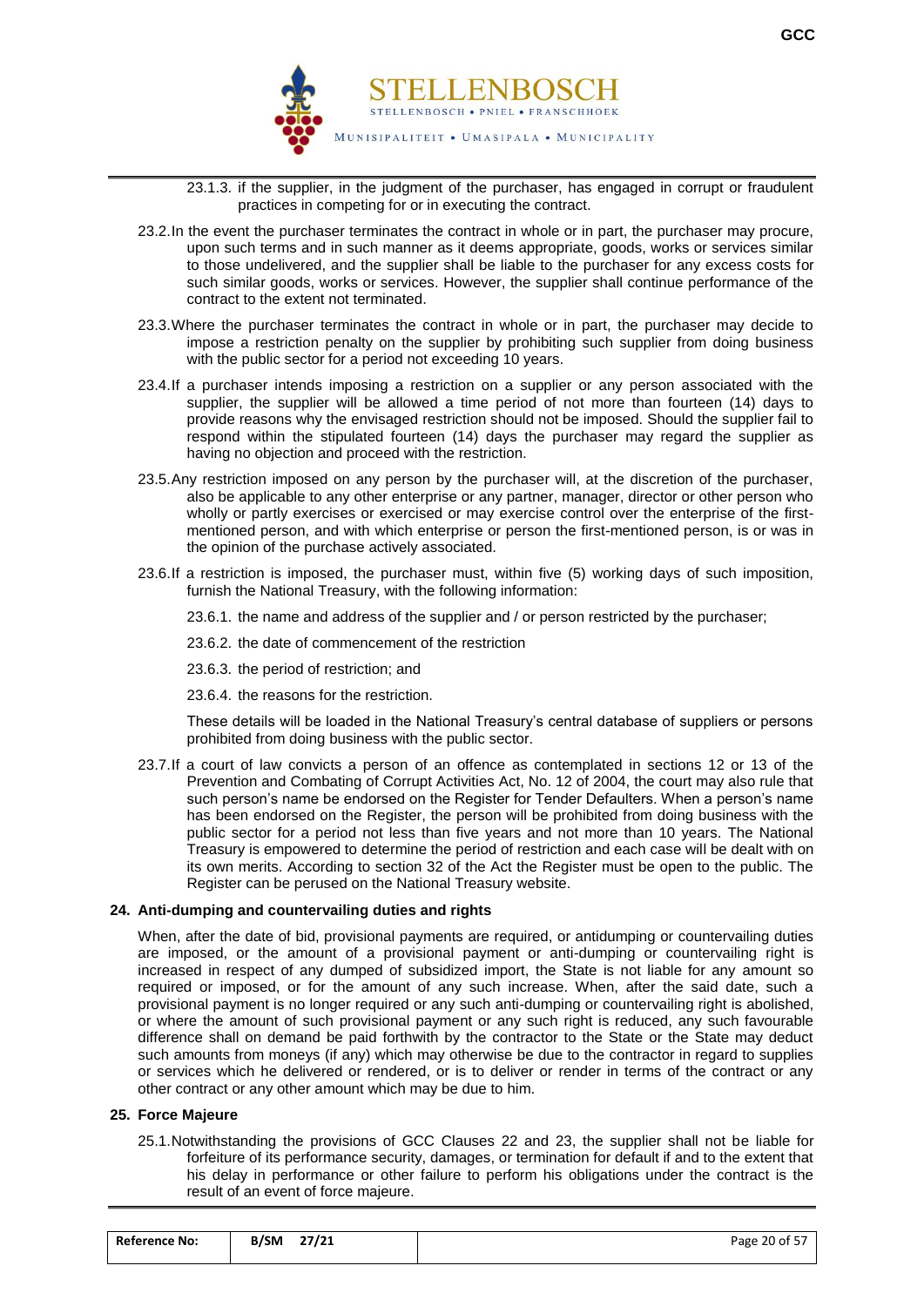23.1.3. if the supplier, in the judgment of the purchaser, has engaged in corrupt or fraudulent practices in competing for or in executing the contract.

23.2. In the event the purchaser terminates the contract in whole or in part, the purchaser may procure, upon such terms and in such manner as it deems appropriate, goods, works or services similar to those undelivered, and the supplier shall be liable to the purchaser for any excess costs for such similar goods, works or services. However, the supplier shall continue performance of the contract to the extent not terminated.

23.3. Where the purchaser terminates the contract in whole or in part, the purchaser may decide to impose a restriction penalty on the supplier by prohibiting such supplier from doing business with the public sector for a period not exceeding 10 years.

23.4. If a purchaser intends imposing a restriction on a supplier or any person associated with the supplier, the supplier will be allowed a time period of not more than fourteen (14) days to provide reasons why the envisaged restriction should not be imposed. Should the supplier fail to respond within the stipulated fourteen (14) days the purchaser may regard the supplier as having no objection and proceed with the restriction.

23.5. Any restriction imposed on any person by the purchaser will, at the discretion of the purchaser, also be applicable to any other enterprise or any partner, manager, director or other person who wholly or partly exercises or exercised or may exercise control over the enterprise of the first-mentioned person, and with which enterprise or person the first-mentioned person, is or was in the opinion of the purchase actively associated.

23.6. If a restriction is imposed, the purchaser must, within five (5) working days of such imposition, furnish the National Treasury, with the following information:

23.6.1. the name and address of the supplier and / or person restricted by the purchaser;

23.6.2. the date of commencement of the restriction

23.6.3. the period of restriction; and

23.6.4. the reasons for the restriction.

These details will be loaded in the National Treasury's central database of suppliers or persons prohibited from doing business with the public sector.

23.7. If a court of law convicts a person of an offence as contemplated in sections 12 or 13 of the Prevention and Combating of Corrupt Activities Act, No. 12 of 2004, the court may also rule that such person's name be endorsed on the Register for Tender Defaulters. When a person's name has been endorsed on the Register, the person will be prohibited from doing business with the public sector for a period not less than five years and not more than 10 years. The National Treasury is empowered to determine the period of restriction and each case will be dealt with on its own merits. According to section 32 of the Act the Register must be open to the public. The Register can be perused on the National Treasury website.

## 24. Anti-dumping and countervailing duties and rights

When, after the date of bid, provisional payments are required, or antidumping or countervailing duties are imposed, or the amount of a provisional payment or anti-dumping or countervailing right is increased in respect of any dumped of subsidized import, the State is not liable for any amount so required or imposed, or for the amount of any such increase. When, after the said date, such a provisional payment is no longer required or any such anti-dumping or countervailing right is abolished, or where the amount of such provisional payment or any such right is reduced, any such favourable difference shall on demand be paid forthwith by the contractor to the State or the State may deduct such amounts from moneys (if any) which may otherwise be due to the contractor in regard to supplies or services which he delivered or rendered, or is to deliver or render in terms of the contract or any other contract or any other amount which may be due to him.

## 25. Force Majeure

25.1. Notwithstanding the provisions of GCC Clauses 22 and 23, the supplier shall not be liable for forfeiture of its performance security, damages, or termination for default if and to the extent that his delay in performance or other failure to perform his obligations under the contract is the result of an event of force majeure.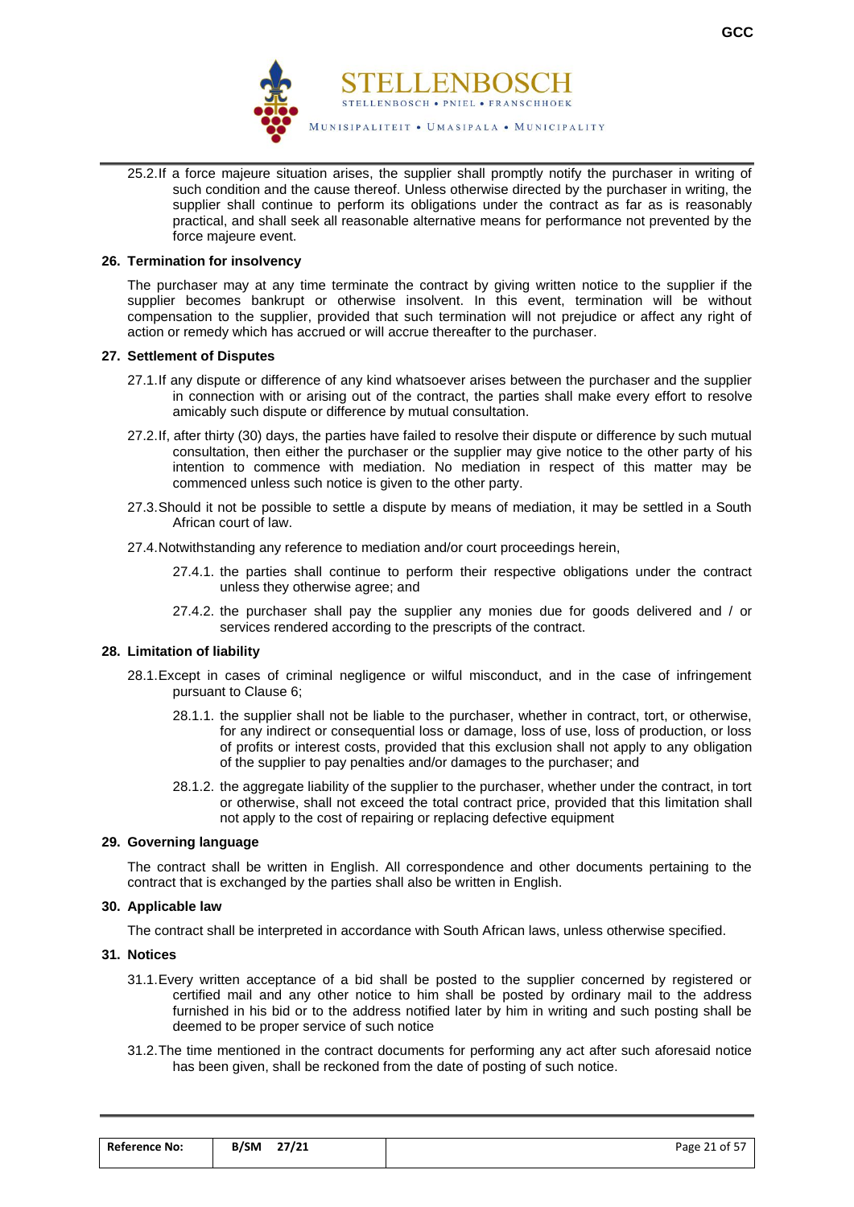25.2. If a force majeure situation arises, the supplier shall promptly notify the purchaser in writing of such condition and the cause thereof. Unless otherwise directed by the purchaser in writing, the supplier shall continue to perform its obligations under the contract as far as is reasonably practical, and shall seek all reasonable alternative means for performance not prevented by the force majeure event.

## 26. Termination for insolvency

The purchaser may at any time terminate the contract by giving written notice to the supplier if the supplier becomes bankrupt or otherwise insolvent. In this event, termination will be without compensation to the supplier, provided that such termination will not prejudice or affect any right of action or remedy which has accrued or will accrue thereafter to the purchaser.

## 27. Settlement of Disputes

27.1. If any dispute or difference of any kind whatsoever arises between the purchaser and the supplier in connection with or arising out of the contract, the parties shall make every effort to resolve amicably such dispute or difference by mutual consultation.

27.2. If, after thirty (30) days, the parties have failed to resolve their dispute or difference by such mutual consultation, then either the purchaser or the supplier may give notice to the other party of his intention to commence with mediation. No mediation in respect of this matter may be commenced unless such notice is given to the other party.

27.3. Should it not be possible to settle a dispute by means of mediation, it may be settled in a South African court of law.

27.4. Notwithstanding any reference to mediation and/or court proceedings herein,

27.4.1. the parties shall continue to perform their respective obligations under the contract unless they otherwise agree; and

27.4.2. the purchaser shall pay the supplier any monies due for goods delivered and / or services rendered according to the prescripts of the contract.

## 28. Limitation of liability

28.1. Except in cases of criminal negligence or wilful misconduct, and in the case of infringement pursuant to Clause 6;

28.1.1. the supplier shall not be liable to the purchaser, whether in contract, tort, or otherwise, for any indirect or consequential loss or damage, loss of use, loss of production, or loss of profits or interest costs, provided that this exclusion shall not apply to any obligation of the supplier to pay penalties and/or damages to the purchaser; and

28.1.2. the aggregate liability of the supplier to the purchaser, whether under the contract, in tort or otherwise, shall not exceed the total contract price, provided that this limitation shall not apply to the cost of repairing or replacing defective equipment

## 29. Governing language

The contract shall be written in English. All correspondence and other documents pertaining to the contract that is exchanged by the parties shall also be written in English.

## 30. Applicable law

The contract shall be interpreted in accordance with South African laws, unless otherwise specified.

## 31. Notices

31.1. Every written acceptance of a bid shall be posted to the supplier concerned by registered or certified mail and any other notice to him shall be posted by ordinary mail to the address furnished in his bid or to the address notified later by him in writing and such posting shall be deemed to be proper service of such notice

31.2. The time mentioned in the contract documents for performing any act after such aforesaid notice has been given, shall be reckoned from the date of posting of such notice.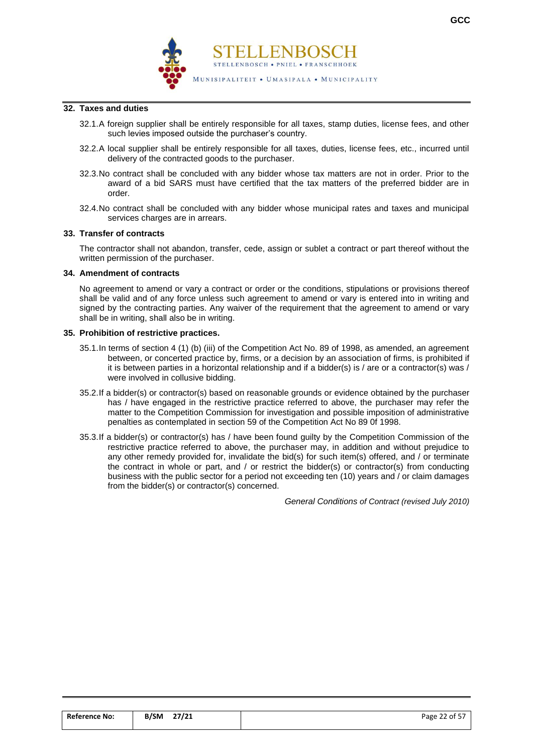## 32. Taxes and duties

32.1. A foreign supplier shall be entirely responsible for all taxes, stamp duties, license fees, and other such levies imposed outside the purchaser's country.

32.2. A local supplier shall be entirely responsible for all taxes, duties, license fees, etc., incurred until delivery of the contracted goods to the purchaser.

32.3. No contract shall be concluded with any bidder whose tax matters are not in order. Prior to the award of a bid SARS must have certified that the tax matters of the preferred bidder are in order.

32.4. No contract shall be concluded with any bidder whose municipal rates and taxes and municipal services charges are in arrears.

## 33. Transfer of contracts

The contractor shall not abandon, transfer, cede, assign or sublet a contract or part thereof without the written permission of the purchaser.

## 34. Amendment of contracts

No agreement to amend or vary a contract or order or the conditions, stipulations or provisions thereof shall be valid and of any force unless such agreement to amend or vary is entered into in writing and signed by the contracting parties. Any waiver of the requirement that the agreement to amend or vary shall be in writing, shall also be in writing.

## 35. Prohibition of restrictive practices.

35.1. In terms of section 4 (1) (b) (iii) of the Competition Act No. 89 of 1998, as amended, an agreement between, or concerted practice by, firms, or a decision by an association of firms, is prohibited if it is between parties in a horizontal relationship and if a bidder(s) is / are or a contractor(s) was / were involved in collusive bidding.

35.2. If a bidder(s) or contractor(s) based on reasonable grounds or evidence obtained by the purchaser has / have engaged in the restrictive practice referred to above, the purchaser may refer the matter to the Competition Commission for investigation and possible imposition of administrative penalties as contemplated in section 59 of the Competition Act No 89 0f 1998.

35.3. If a bidder(s) or contractor(s) has / have been found guilty by the Competition Commission of the restrictive practice referred to above, the purchaser may, in addition and without prejudice to any other remedy provided for, invalidate the bid(s) for such item(s) offered, and / or terminate the contract in whole or part, and / or restrict the bidder(s) or contractor(s) from conducting business with the public sector for a period not exceeding ten (10) years and / or claim damages from the bidder(s) or contractor(s) concerned.

*General Conditions of Contract (revised July 2010)*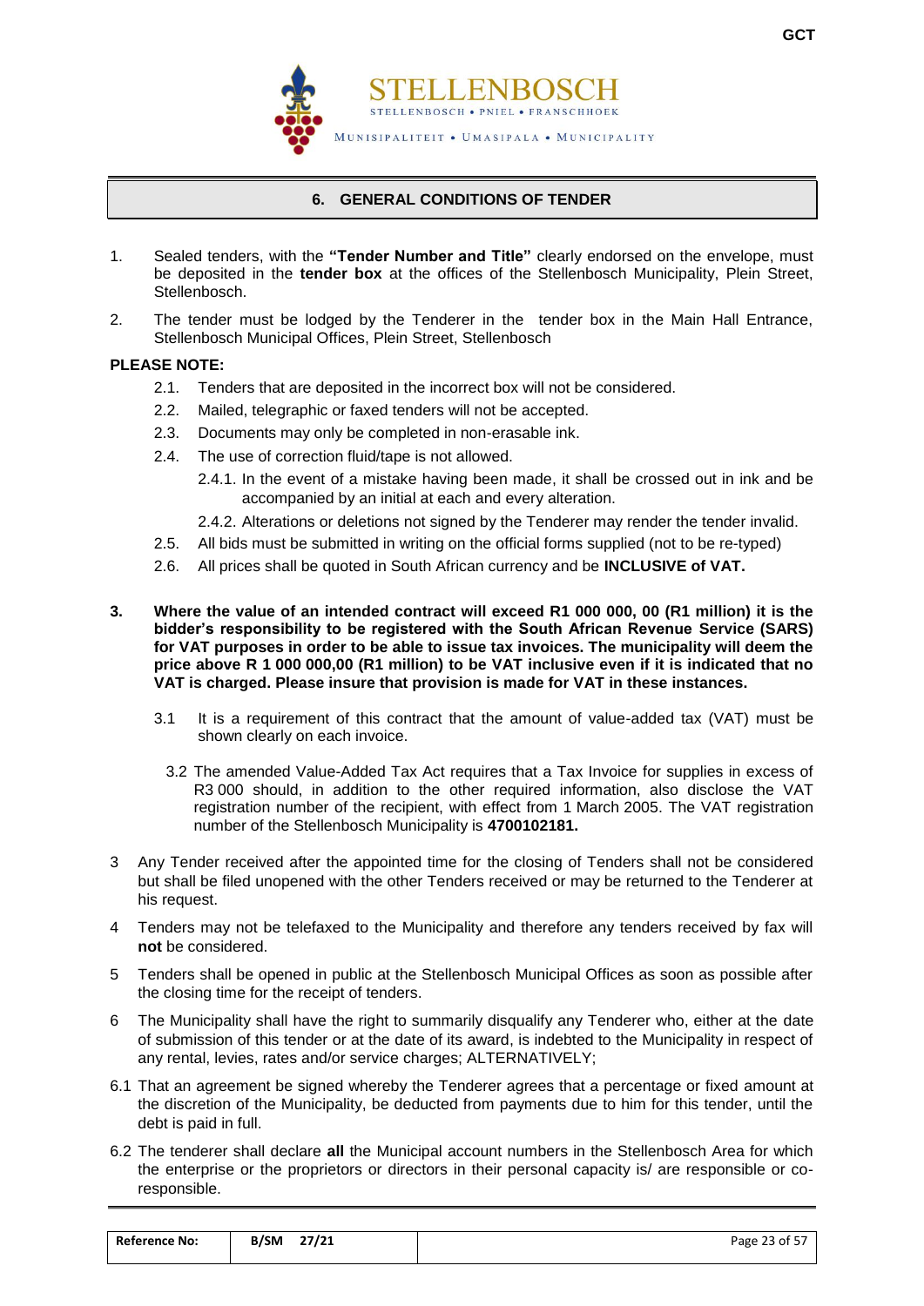## 6. GENERAL CONDITIONS OF TENDER

1. Sealed tenders, with the **"Tender Number and Title"** clearly endorsed on the envelope, must be deposited in the **tender box** at the offices of the Stellenbosch Municipality, Plein Street, Stellenbosch.

2. The tender must be lodged by the Tenderer in the tender box in the Main Hall Entrance, Stellenbosch Municipal Offices, Plein Street, Stellenbosch

**PLEASE NOTE:**

2.1. Tenders that are deposited in the incorrect box will not be considered.

2.2. Mailed, telegraphic or faxed tenders will not be accepted.

2.3. Documents may only be completed in non-erasable ink.

2.4. The use of correction fluid/tape is not allowed.

2.4.1. In the event of a mistake having been made, it shall be crossed out in ink and be accompanied by an initial at each and every alteration.

2.4.2. Alterations or deletions not signed by the Tenderer may render the tender invalid.

2.5. All bids must be submitted in writing on the official forms supplied (not to be re-typed)

2.6. All prices shall be quoted in South African currency and be **INCLUSIVE of VAT.**

**3. Where the value of an intended contract will exceed R1 000 000, 00 (R1 million) it is the bidder's responsibility to be registered with the South African Revenue Service (SARS) for VAT purposes in order to be able to issue tax invoices. The municipality will deem the price above R 1 000 000,00 (R1 million) to be VAT inclusive even if it is indicated that no VAT is charged. Please insure that provision is made for VAT in these instances.**

3.1 It is a requirement of this contract that the amount of value-added tax (VAT) must be shown clearly on each invoice.

3.2 The amended Value-Added Tax Act requires that a Tax Invoice for supplies in excess of R3 000 should, in addition to the other required information, also disclose the VAT registration number of the recipient, with effect from 1 March 2005. The VAT registration number of the Stellenbosch Municipality is **4700102181.**

3 Any Tender received after the appointed time for the closing of Tenders shall not be considered but shall be filed unopened with the other Tenders received or may be returned to the Tenderer at his request.

4 Tenders may not be telefaxed to the Municipality and therefore any tenders received by fax will **not** be considered.

5 Tenders shall be opened in public at the Stellenbosch Municipal Offices as soon as possible after the closing time for the receipt of tenders.

6 The Municipality shall have the right to summarily disqualify any Tenderer who, either at the date of submission of this tender or at the date of its award, is indebted to the Municipality in respect of any rental, levies, rates and/or service charges; ALTERNATIVELY;

6.1 That an agreement be signed whereby the Tenderer agrees that a percentage or fixed amount at the discretion of the Municipality, be deducted from payments due to him for this tender, until the debt is paid in full.

6.2 The tenderer shall declare **all** the Municipal account numbers in the Stellenbosch Area for which the enterprise or the proprietors or directors in their personal capacity is/ are responsible or co-responsible.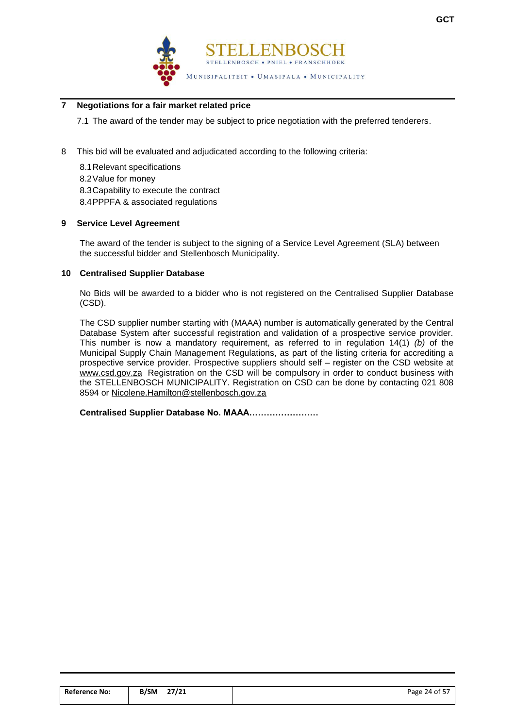## 7 Negotiations for a fair market related price

7.1 The award of the tender may be subject to price negotiation with the preferred tenderers.

8 This bid will be evaluated and adjudicated according to the following criteria:

8.1 Relevant specifications
8.2 Value for money
8.3 Capability to execute the contract
8.4 PPPFA & associated regulations

## 9 Service Level Agreement

The award of the tender is subject to the signing of a Service Level Agreement (SLA) between the successful bidder and Stellenbosch Municipality.

## 10 Centralised Supplier Database

No Bids will be awarded to a bidder who is not registered on the Centralised Supplier Database (CSD).

The CSD supplier number starting with (MAAA) number is automatically generated by the Central Database System after successful registration and validation of a prospective service provider. This number is now a mandatory requirement, as referred to in regulation 14(1) *(b)* of the Municipal Supply Chain Management Regulations, as part of the listing criteria for accrediting a prospective service provider. Prospective suppliers should self – register on the CSD website at www.csd.gov.za Registration on the CSD will be compulsory in order to conduct business with the STELLENBOSCH MUNICIPALITY. Registration on CSD can be done by contacting 021 808 8594 or Nicolene.Hamilton@stellenbosch.gov.za

**Centralised Supplier Database No. MAAA……………………**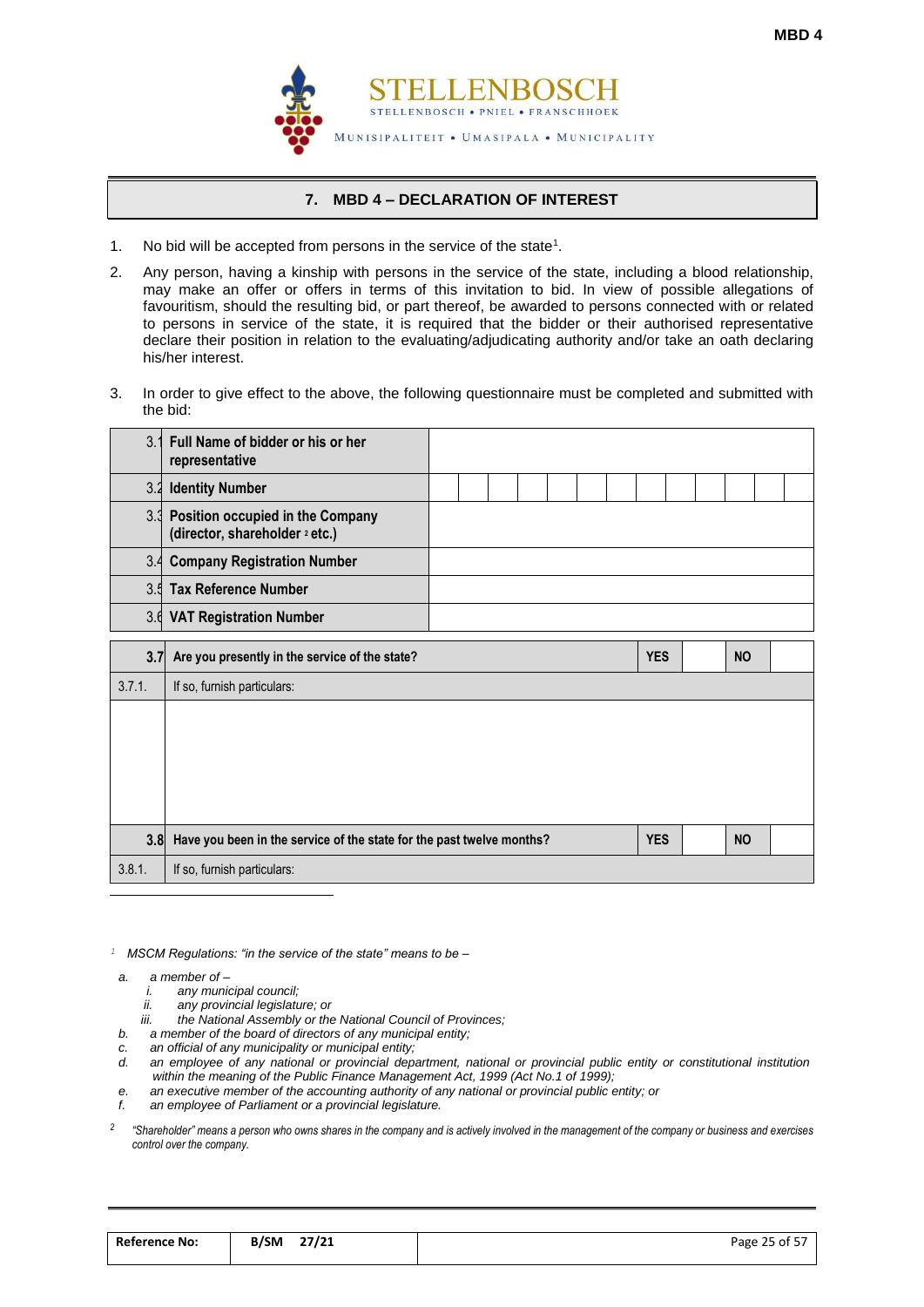## 7. MBD 4 – DECLARATION OF INTEREST

1. No bid will be accepted from persons in the service of the state[1].

2. Any person, having a kinship with persons in the service of the state, including a blood relationship, may make an offer or offers in terms of this invitation to bid. In view of possible allegations of favouritism, should the resulting bid, or part thereof, be awarded to persons connected with or related to persons in service of the state, it is required that the bidder or their authorised representative declare their position in relation to the evaluating/adjudicating authority and/or take an oath declaring his/her interest.

3. In order to give effect to the above, the following questionnaire must be completed and submitted with the bid:

| | | |
|---|---|---|
| 3.1 | **Full Name of bidder or his or her representative** | |
| 3.2 | **Identity Number** | |
| 3.3 | **Position occupied in the Company (director, shareholder [2] etc.)** | |
| 3.4 | **Company Registration Number** | |
| 3.5 | **Tax Reference Number** | |
| 3.6 | **VAT Registration Number** | |

| | | | | | |
|---|---|---|---|---|---|
| **3.7** | **Are you presently in the service of the state?** | **YES** | | **NO** | |
| 3.7.1. | If so, furnish particulars: | | | | |
| | | | | | |
| **3.8** | **Have you been in the service of the state for the past twelve months?** | **YES** | | **NO** | |
| 3.8.1. | If so, furnish particulars: | | | | |

---

[1] *MSCM Regulations: "in the service of the state" means to be –*

*a. a member of –*
  *i. any municipal council;*
  *ii. any provincial legislature; or*
  *iii. the National Assembly or the National Council of Provinces;*
*b. a member of the board of directors of any municipal entity;*
*c. an official of any municipality or municipal entity;*
*d. an employee of any national or provincial department, national or provincial public entity or constitutional institution within the meaning of the Public Finance Management Act, 1999 (Act No.1 of 1999);*
*e. an executive member of the accounting authority of any national or provincial public entity; or*
*f. an employee of Parliament or a provincial legislature.*

[2] *"Shareholder" means a person who owns shares in the company and is actively involved in the management of the company or business and exercises control over the company.*

| Reference No: | B/SM 27/21 | |
|---|---|---|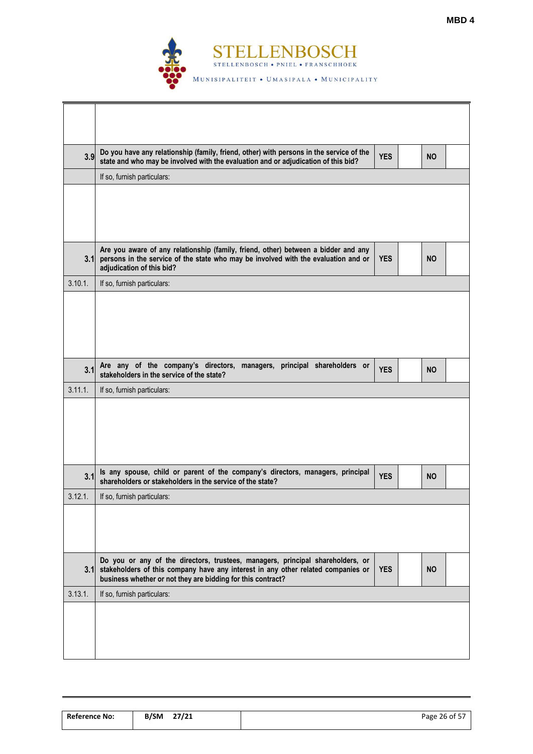| | | | | | |
|---|---|---|---|---|---|
| | | | | | |
| 3.9 | Do you have any relationship (family, friend, other) with persons in the service of the state and who may be involved with the evaluation and or adjudication of this bid? | YES | | NO | |
| | If so, furnish particulars: | | | | |
| | | | | | |
| 3.1 | Are you aware of any relationship (family, friend, other) between a bidder and any persons in the service of the state who may be involved with the evaluation and or adjudication of this bid? | YES | | NO | |
| 3.10.1. | If so, furnish particulars: | | | | |
| | | | | | |
| 3.1 | Are any of the company's directors, managers, principal shareholders or stakeholders in the service of the state? | YES | | NO | |
| 3.11.1. | If so, furnish particulars: | | | | |
| | | | | | |
| 3.1 | Is any spouse, child or parent of the company's directors, managers, principal shareholders or stakeholders in the service of the state? | YES | | NO | |
| 3.12.1. | If so, furnish particulars: | | | | |
| | | | | | |
| 3.1 | Do you or any of the directors, trustees, managers, principal shareholders, or stakeholders of this company have any interest in any other related companies or business whether or not they are bidding for this contract? | YES | | NO | |
| 3.13.1. | If so, furnish particulars: | | | | |
| | | | | | |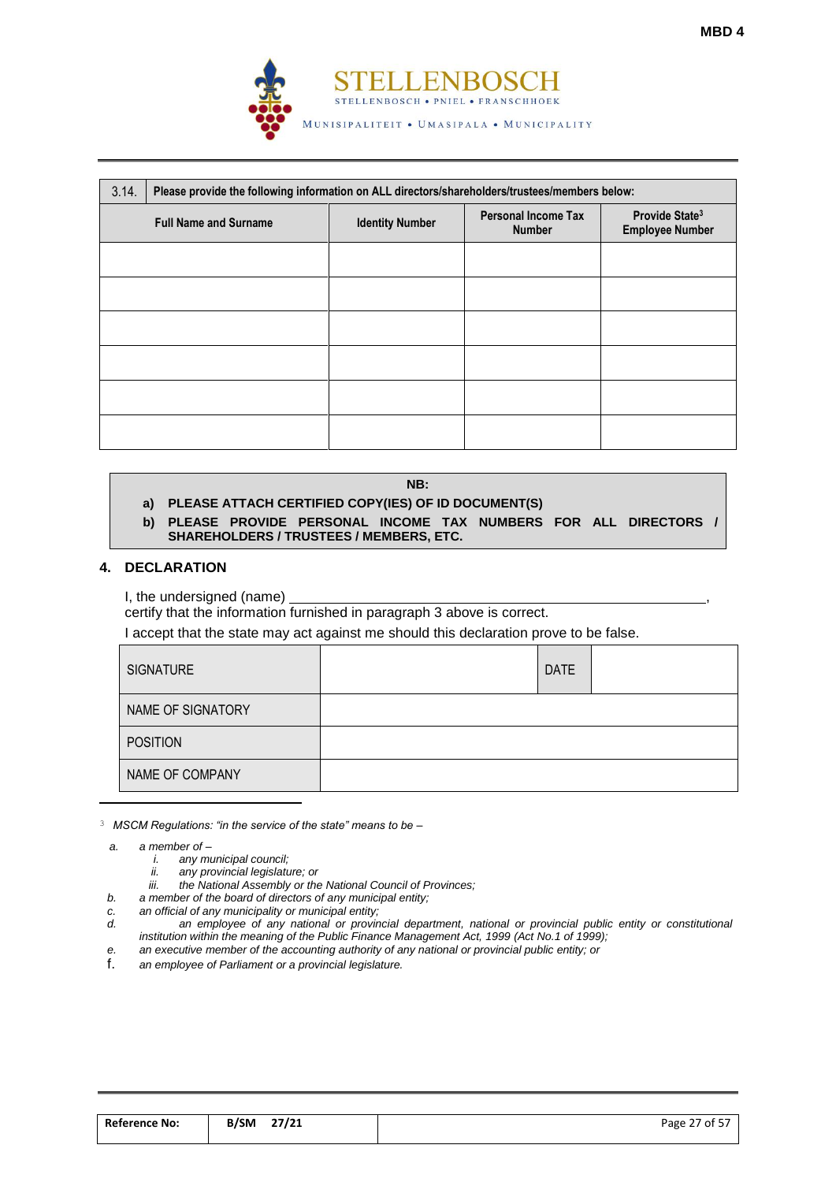| 3.14. Please provide the following information on ALL directors/shareholders/trustees/members below: | | | |
|---|---|---|---|
| **Full Name and Surname** | **Identity Number** | **Personal Income Tax Number** | **Provide State[3] Employee Number** |
| | | | |
| | | | |
| | | | |
| | | | |
| | | | |
| | | | |

**NB:**

**a) PLEASE ATTACH CERTIFIED COPY(IES) OF ID DOCUMENT(S)**

**b) PLEASE PROVIDE PERSONAL INCOME TAX NUMBERS FOR ALL DIRECTORS / SHAREHOLDERS / TRUSTEES / MEMBERS, ETC.**

## 4. DECLARATION

I, the undersigned (name) ______________________________________________,
certify that the information furnished in paragraph 3 above is correct.

I accept that the state may act against me should this declaration prove to be false.

| SIGNATURE | | DATE | |
|---|---|---|---|
| NAME OF SIGNATORY | | | |
| POSITION | | | |
| NAME OF COMPANY | | | |

[3] *MSCM Regulations: "in the service of the state" means to be –*

*a. a member of –*
   *i. any municipal council;*
   *ii. any provincial legislature; or*
   *iii. the National Assembly or the National Council of Provinces;*

*b. a member of the board of directors of any municipal entity;*

*c. an official of any municipality or municipal entity;*

*d. an employee of any national or provincial department, national or provincial public entity or constitutional institution within the meaning of the Public Finance Management Act, 1999 (Act No.1 of 1999);*

*e. an executive member of the accounting authority of any national or provincial public entity; or*

*f. an employee of Parliament or a provincial legislature.*

| Reference No: | B/SM 27/21 | |
|---|---|---|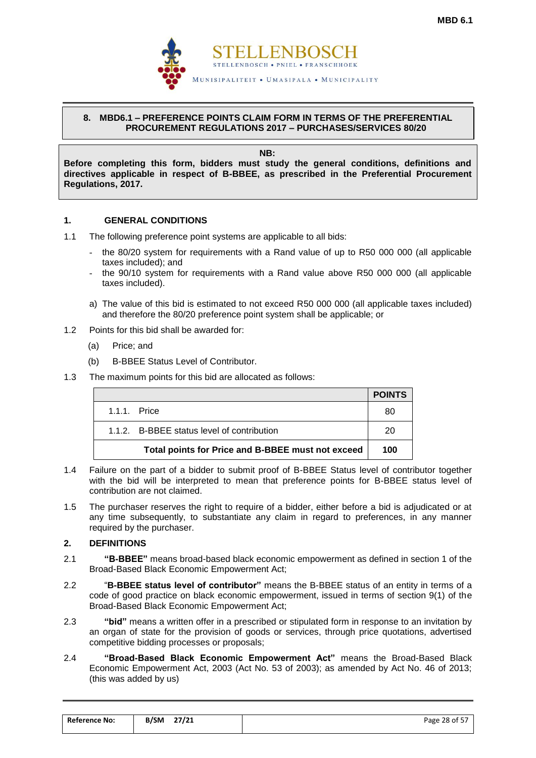## 8. MBD6.1 – PREFERENCE POINTS CLAIM FORM IN TERMS OF THE PREFERENTIAL PROCUREMENT REGULATIONS 2017 – PURCHASES/SERVICES 80/20

**NB:**

**Before completing this form, bidders must study the general conditions, definitions and directives applicable in respect of B-BBEE, as prescribed in the Preferential Procurement Regulations, 2017.**

### 1. GENERAL CONDITIONS

1.1 The following preference point systems are applicable to all bids:

- the 80/20 system for requirements with a Rand value of up to R50 000 000 (all applicable taxes included); and
- the 90/10 system for requirements with a Rand value above R50 000 000 (all applicable taxes included).

a) The value of this bid is estimated to not exceed R50 000 000 (all applicable taxes included) and therefore the 80/20 preference point system shall be applicable; or

1.2 Points for this bid shall be awarded for:

(a) Price; and

(b) B-BBEE Status Level of Contributor.

1.3 The maximum points for this bid are allocated as follows:

| | POINTS |
|---|---|
| 1.1.1. Price | 80 |
| 1.1.2. B-BBEE status level of contribution | 20 |
| **Total points for Price and B-BBEE must not exceed** | **100** |

1.4 Failure on the part of a bidder to submit proof of B-BBEE Status level of contributor together with the bid will be interpreted to mean that preference points for B-BBEE status level of contribution are not claimed.

1.5 The purchaser reserves the right to require of a bidder, either before a bid is adjudicated or at any time subsequently, to substantiate any claim in regard to preferences, in any manner required by the purchaser.

### 2. DEFINITIONS

2.1 **"B-BBEE"** means broad-based black economic empowerment as defined in section 1 of the Broad-Based Black Economic Empowerment Act;

2.2 "**B-BBEE status level of contributor"** means the B-BBEE status of an entity in terms of a code of good practice on black economic empowerment, issued in terms of section 9(1) of the Broad-Based Black Economic Empowerment Act;

2.3 **"bid"** means a written offer in a prescribed or stipulated form in response to an invitation by an organ of state for the provision of goods or services, through price quotations, advertised competitive bidding processes or proposals;

2.4 **"Broad-Based Black Economic Empowerment Act"** means the Broad-Based Black Economic Empowerment Act, 2003 (Act No. 53 of 2003); as amended by Act No. 46 of 2013; (this was added by us)

| Reference No: | B/SM 27/21 | |
|---|---|---|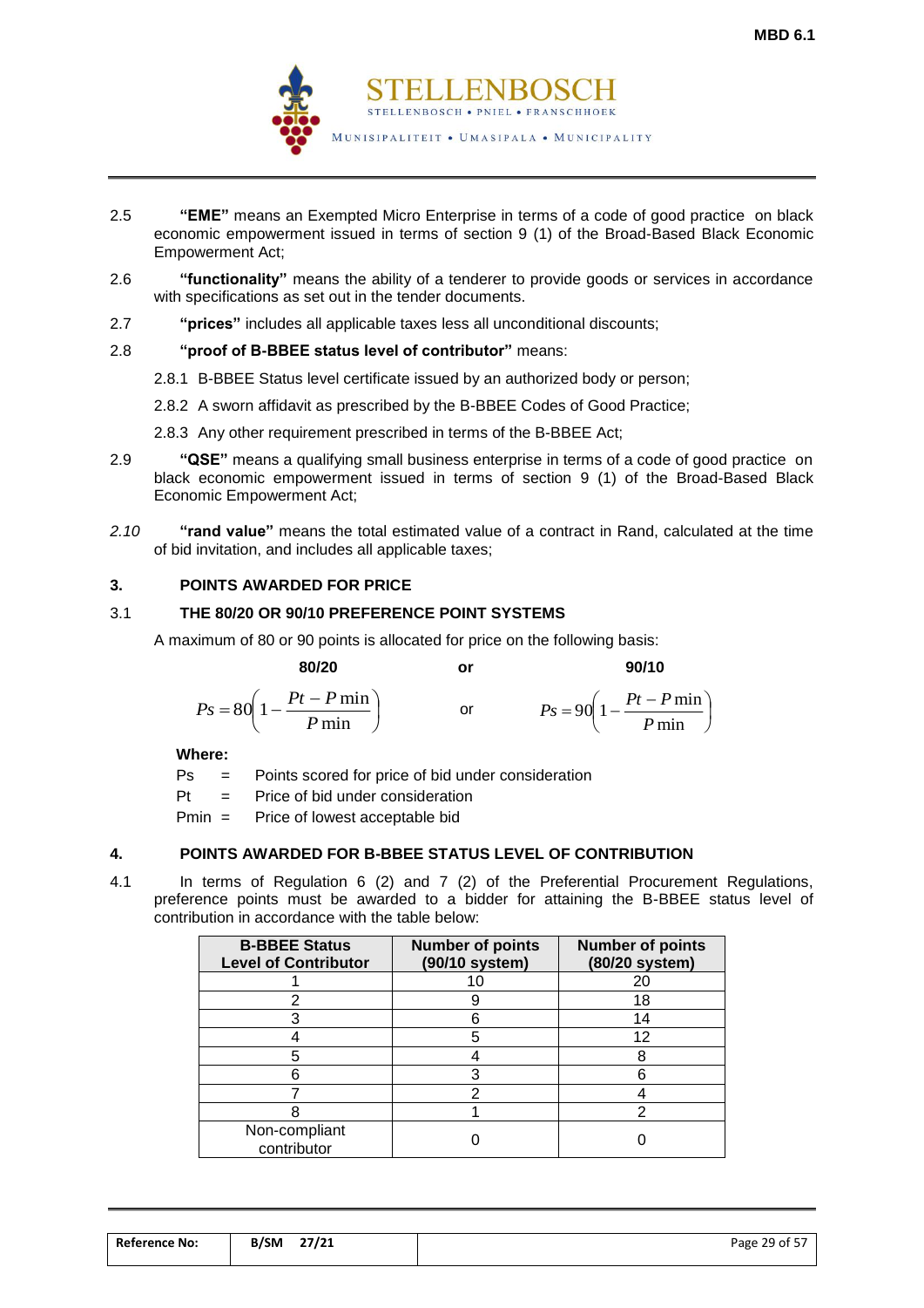2.5 **"EME"** means an Exempted Micro Enterprise in terms of a code of good practice on black economic empowerment issued in terms of section 9 (1) of the Broad-Based Black Economic Empowerment Act;

2.6 **"functionality"** means the ability of a tenderer to provide goods or services in accordance with specifications as set out in the tender documents.

2.7 **"prices"** includes all applicable taxes less all unconditional discounts;

2.8 **"proof of B-BBEE status level of contributor"** means:

2.8.1 B-BBEE Status level certificate issued by an authorized body or person;

2.8.2 A sworn affidavit as prescribed by the B-BBEE Codes of Good Practice;

2.8.3 Any other requirement prescribed in terms of the B-BBEE Act;

2.9 **"QSE"** means a qualifying small business enterprise in terms of a code of good practice on black economic empowerment issued in terms of section 9 (1) of the Broad-Based Black Economic Empowerment Act;

*2.10* **"rand value"** means the total estimated value of a contract in Rand, calculated at the time of bid invitation, and includes all applicable taxes;

## 3. POINTS AWARDED FOR PRICE

### 3.1 THE 80/20 OR 90/10 PREFERENCE POINT SYSTEMS

A maximum of 80 or 90 points is allocated for price on the following basis:

**80/20** or **90/10**

$$Ps = 80\left(1 - \frac{Pt - P\min}{P\min}\right) \quad \text{or} \quad Ps = 90\left(1 - \frac{Pt - P\min}{P\min}\right)$$

**Where:**

Ps = Points scored for price of bid under consideration

Pt = Price of bid under consideration

Pmin = Price of lowest acceptable bid

## 4. POINTS AWARDED FOR B-BBEE STATUS LEVEL OF CONTRIBUTION

4.1 In terms of Regulation 6 (2) and 7 (2) of the Preferential Procurement Regulations, preference points must be awarded to a bidder for attaining the B-BBEE status level of contribution in accordance with the table below:

| B-BBEE Status Level of Contributor | Number of points (90/10 system) | Number of points (80/20 system) |
|---|---|---|
| 1 | 10 | 20 |
| 2 | 9 | 18 |
| 3 | 6 | 14 |
| 4 | 5 | 12 |
| 5 | 4 | 8 |
| 6 | 3 | 6 |
| 7 | 2 | 4 |
| 8 | 1 | 2 |
| Non-compliant contributor | 0 | 0 |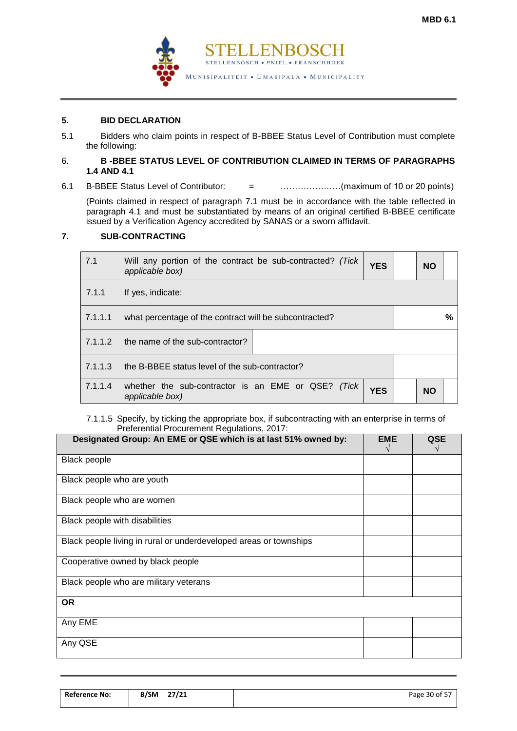## 5. BID DECLARATION

5.1 Bidders who claim points in respect of B-BBEE Status Level of Contribution must complete the following:

## 6. B -BBEE STATUS LEVEL OF CONTRIBUTION CLAIMED IN TERMS OF PARAGRAPHS 1.4 AND 4.1

6.1 B-BBEE Status Level of Contributor: = …………………(maximum of 10 or 20 points)

(Points claimed in respect of paragraph 7.1 must be in accordance with the table reflected in paragraph 4.1 and must be substantiated by means of an original certified B-BBEE certificate issued by a Verification Agency accredited by SANAS or a sworn affidavit.

## 7. SUB-CONTRACTING

| | | | | | |
|---|---|---|---|---|---|
| 7.1 | Will any portion of the contract be sub-contracted? *(Tick applicable box)* | **YES** | | **NO** | |
| 7.1.1 | If yes, indicate: | | | | |
| 7.1.1.1 | what percentage of the contract will be subcontracted? | | | | **%** |
| 7.1.1.2 | the name of the sub-contractor? | | | | |
| 7.1.1.3 | the B-BBEE status level of the sub-contractor? | | | | |
| 7.1.1.4 | whether the sub-contractor is an EME or QSE? *(Tick applicable box)* | **YES** | | **NO** | |

7.1.1.5 Specify, by ticking the appropriate box, if subcontracting with an enterprise in terms of Preferential Procurement Regulations, 2017:

| Designated Group: An EME or QSE which is at last 51% owned by: | EME √ | QSE √ |
|---|---|---|
| Black people | | |
| Black people who are youth | | |
| Black people who are women | | |
| Black people with disabilities | | |
| Black people living in rural or underdeveloped areas or townships | | |
| Cooperative owned by black people | | |
| Black people who are military veterans | | |
| **OR** | | |
| Any EME | | |
| Any QSE | | |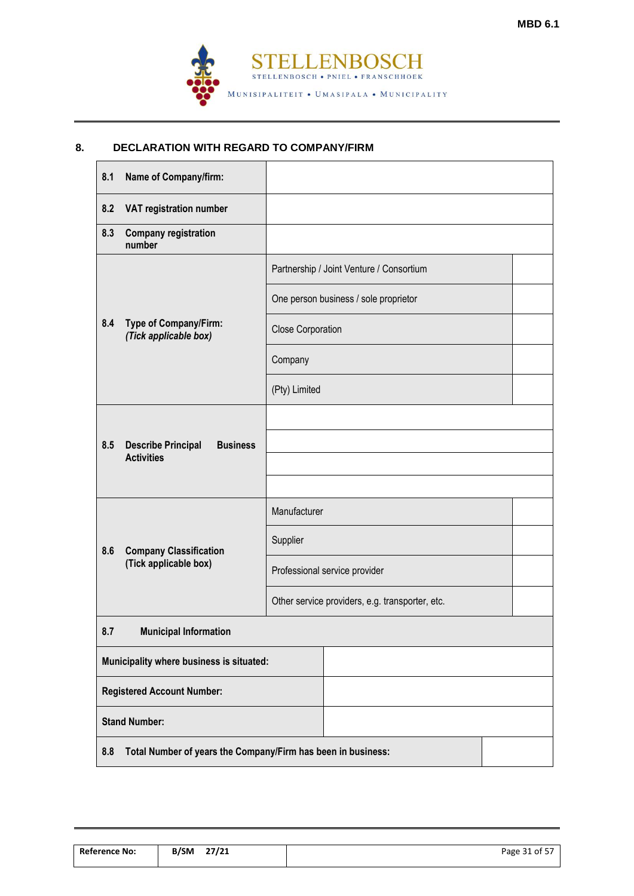## 8. DECLARATION WITH REGARD TO COMPANY/FIRM

| | | |
|---|---|---|
| **8.1 Name of Company/firm:** | | |
| **8.2 VAT registration number** | | |
| **8.3 Company registration number** | | |
| **8.4 Type of Company/Firm:** *(Tick applicable box)* | Partnership / Joint Venture / Consortium | |
| | One person business / sole proprietor | |
| | Close Corporation | |
| | Company | |
| | (Pty) Limited | |
| **8.5 Describe Principal Business Activities** | | |
| | | |
| | | |
| | | |
| **8.6 Company Classification (Tick applicable box)** | Manufacturer | |
| | Supplier | |
| | Professional service provider | |
| | Other service providers, e.g. transporter, etc. | |
| **8.7 Municipal Information** | | |
| **Municipality where business is situated:** | | |
| **Registered Account Number:** | | |
| **Stand Number:** | | |
| **8.8 Total Number of years the Company/Firm has been in business:** | | |

| Reference No: | B/SM 27/21 |
|---|---|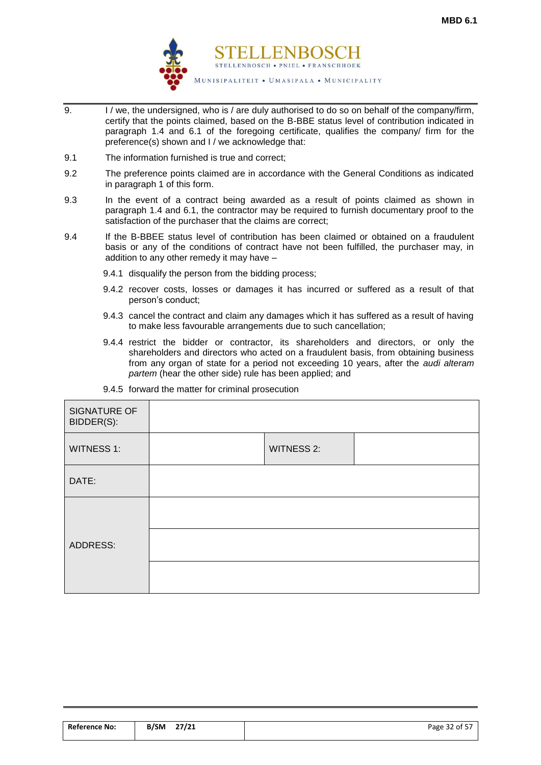9. I / we, the undersigned, who is / are duly authorised to do so on behalf of the company/firm, certify that the points claimed, based on the B-BBE status level of contribution indicated in paragraph 1.4 and 6.1 of the foregoing certificate, qualifies the company/ firm for the preference(s) shown and I / we acknowledge that:

9.1 The information furnished is true and correct;

9.2 The preference points claimed are in accordance with the General Conditions as indicated in paragraph 1 of this form.

9.3 In the event of a contract being awarded as a result of points claimed as shown in paragraph 1.4 and 6.1, the contractor may be required to furnish documentary proof to the satisfaction of the purchaser that the claims are correct;

9.4 If the B-BBEE status level of contribution has been claimed or obtained on a fraudulent basis or any of the conditions of contract have not been fulfilled, the purchaser may, in addition to any other remedy it may have –

9.4.1 disqualify the person from the bidding process;

9.4.2 recover costs, losses or damages it has incurred or suffered as a result of that person's conduct;

9.4.3 cancel the contract and claim any damages which it has suffered as a result of having to make less favourable arrangements due to such cancellation;

9.4.4 restrict the bidder or contractor, its shareholders and directors, or only the shareholders and directors who acted on a fraudulent basis, from obtaining business from any organ of state for a period not exceeding 10 years, after the *audi alteram partem* (hear the other side) rule has been applied; and

9.4.5 forward the matter for criminal prosecution

| SIGNATURE OF BIDDER(S): | | | |
|---|---|---|---|
| WITNESS 1: | | WITNESS 2: | |
| DATE: | | | |
| ADDRESS: | | | |
| | | | |
| | | | |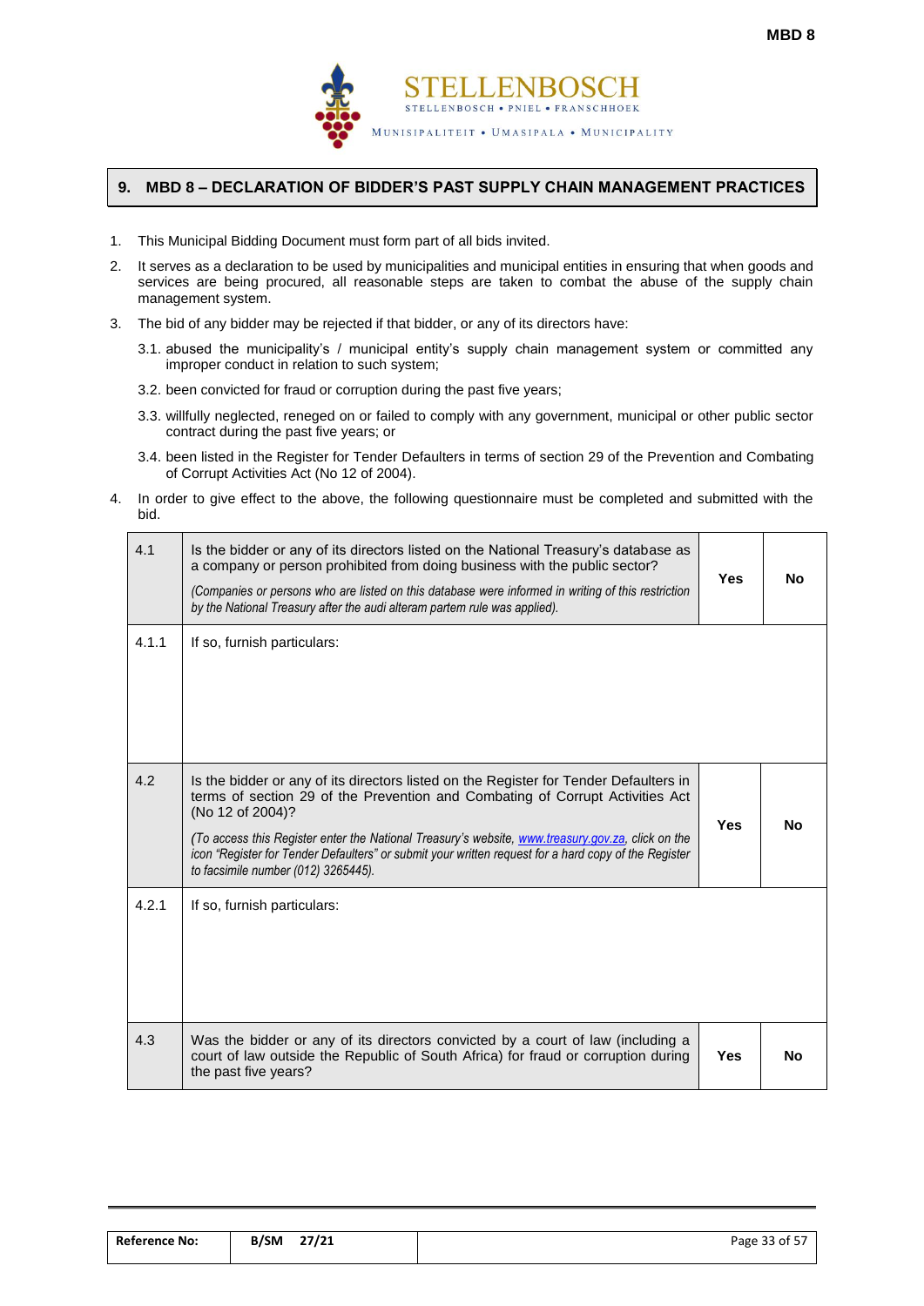## 9. MBD 8 – DECLARATION OF BIDDER'S PAST SUPPLY CHAIN MANAGEMENT PRACTICES

1. This Municipal Bidding Document must form part of all bids invited.
2. It serves as a declaration to be used by municipalities and municipal entities in ensuring that when goods and services are being procured, all reasonable steps are taken to combat the abuse of the supply chain management system.
3. The bid of any bidder may be rejected if that bidder, or any of its directors have:

   3.1. abused the municipality's / municipal entity's supply chain management system or committed any improper conduct in relation to such system;

   3.2. been convicted for fraud or corruption during the past five years;

   3.3. willfully neglected, reneged on or failed to comply with any government, municipal or other public sector contract during the past five years; or

   3.4. been listed in the Register for Tender Defaulters in terms of section 29 of the Prevention and Combating of Corrupt Activities Act (No 12 of 2004).

4. In order to give effect to the above, the following questionnaire must be completed and submitted with the bid.

| | | | |
|---|---|---|---|
| 4.1 | Is the bidder or any of its directors listed on the National Treasury's database as a company or person prohibited from doing business with the public sector?<br>*(Companies or persons who are listed on this database were informed in writing of this restriction by the National Treasury after the audi alteram partem rule was applied).* | **Yes** | **No** |
| 4.1.1 | If so, furnish particulars: | | |
| 4.2 | Is the bidder or any of its directors listed on the Register for Tender Defaulters in terms of section 29 of the Prevention and Combating of Corrupt Activities Act (No 12 of 2004)?<br>*(To access this Register enter the National Treasury's website, www.treasury.gov.za, click on the icon "Register for Tender Defaulters" or submit your written request for a hard copy of the Register to facsimile number (012) 3265445).* | **Yes** | **No** |
| 4.2.1 | If so, furnish particulars: | | |
| 4.3 | Was the bidder or any of its directors convicted by a court of law (including a court of law outside the Republic of South Africa) for fraud or corruption during the past five years? | **Yes** | **No** |

| Reference No: | B/SM 27/21 |
|---|---|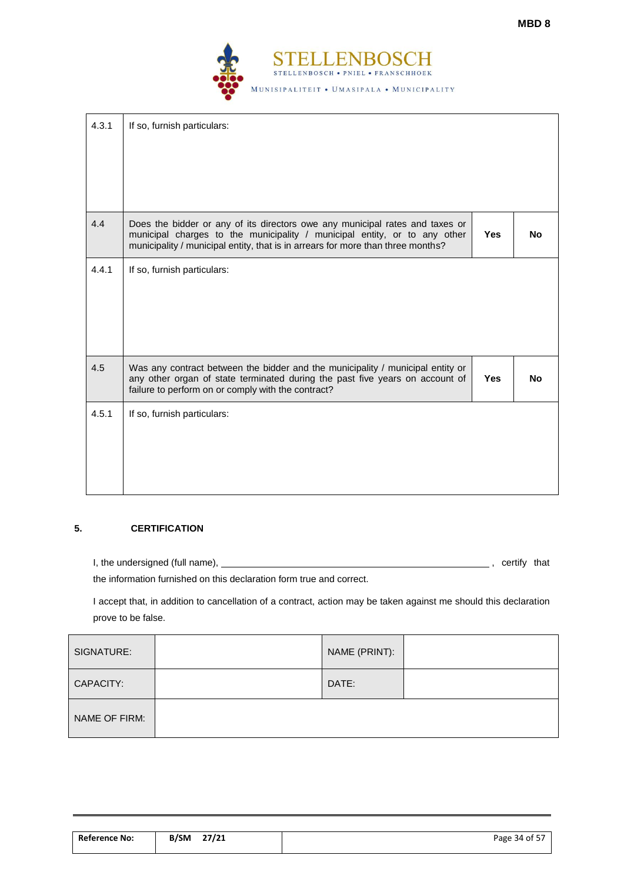| | | | |
|---|---|---|---|
| 4.3.1 | If so, furnish particulars: | | |
| 4.4 | Does the bidder or any of its directors owe any municipal rates and taxes or municipal charges to the municipality / municipal entity, or to any other municipality / municipal entity, that is in arrears for more than three months? | **Yes** | **No** |
| 4.4.1 | If so, furnish particulars: | | |
| 4.5 | Was any contract between the bidder and the municipality / municipal entity or any other organ of state terminated during the past five years on account of failure to perform on or comply with the contract? | **Yes** | **No** |
| 4.5.1 | If so, furnish particulars: | | |

## 5. CERTIFICATION

I, the undersigned (full name), ______________________________________________ , certify that the information furnished on this declaration form true and correct.

I accept that, in addition to cancellation of a contract, action may be taken against me should this declaration prove to be false.

| | | | |
|---|---|---|---|
| SIGNATURE: | | NAME (PRINT): | |
| CAPACITY: | | DATE: | |
| NAME OF FIRM: | | | |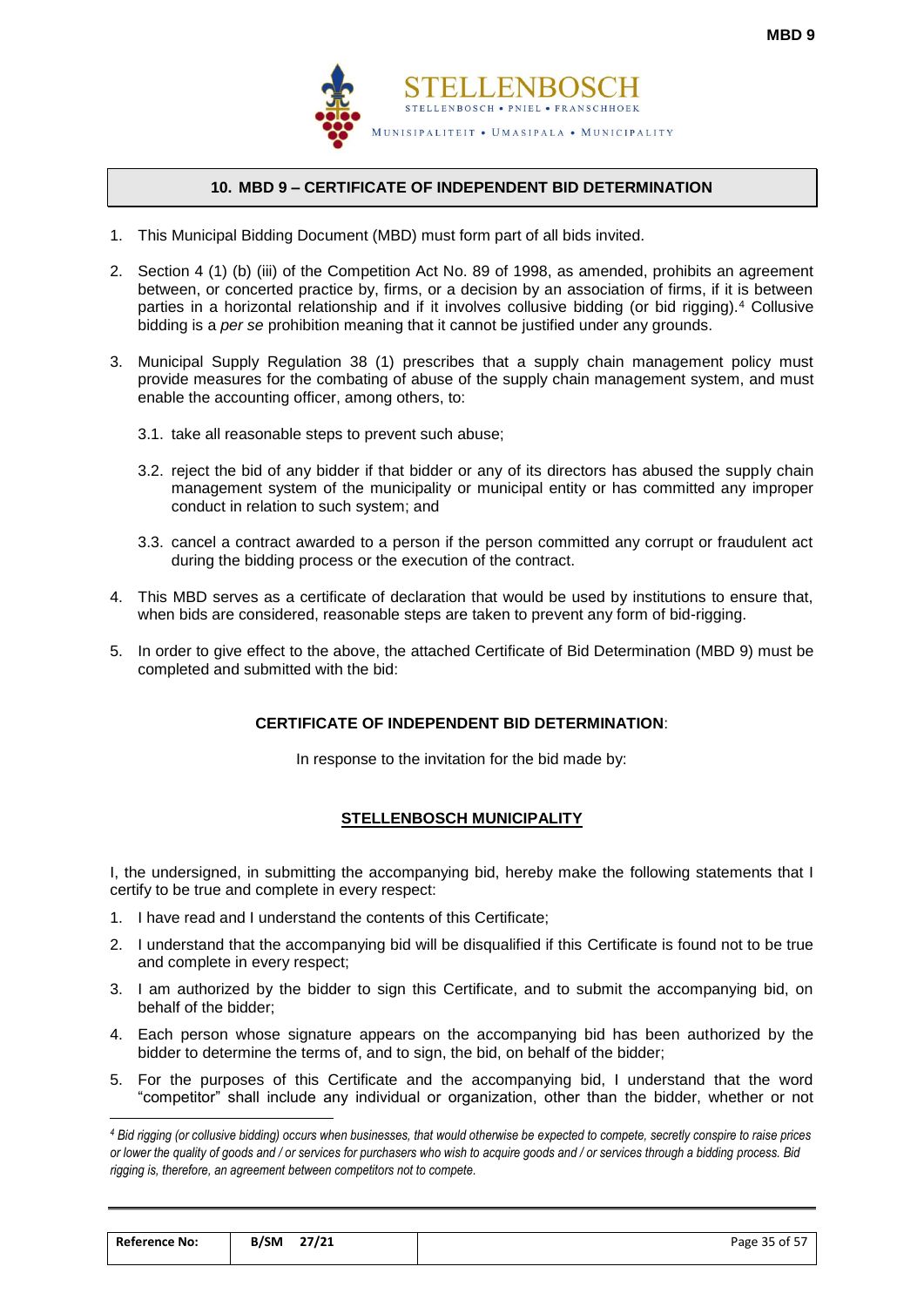## 10. MBD 9 – CERTIFICATE OF INDEPENDENT BID DETERMINATION

1. This Municipal Bidding Document (MBD) must form part of all bids invited.

2. Section 4 (1) (b) (iii) of the Competition Act No. 89 of 1998, as amended, prohibits an agreement between, or concerted practice by, firms, or a decision by an association of firms, if it is between parties in a horizontal relationship and if it involves collusive bidding (or bid rigging).[4] Collusive bidding is a *per se* prohibition meaning that it cannot be justified under any grounds.

3. Municipal Supply Regulation 38 (1) prescribes that a supply chain management policy must provide measures for the combating of abuse of the supply chain management system, and must enable the accounting officer, among others, to:

   3.1. take all reasonable steps to prevent such abuse;

   3.2. reject the bid of any bidder if that bidder or any of its directors has abused the supply chain management system of the municipality or municipal entity or has committed any improper conduct in relation to such system; and

   3.3. cancel a contract awarded to a person if the person committed any corrupt or fraudulent act during the bidding process or the execution of the contract.

4. This MBD serves as a certificate of declaration that would be used by institutions to ensure that, when bids are considered, reasonable steps are taken to prevent any form of bid-rigging.

5. In order to give effect to the above, the attached Certificate of Bid Determination (MBD 9) must be completed and submitted with the bid:

**CERTIFICATE OF INDEPENDENT BID DETERMINATION**:

In response to the invitation for the bid made by:

**STELLENBOSCH MUNICIPALITY**

I, the undersigned, in submitting the accompanying bid, hereby make the following statements that I certify to be true and complete in every respect:

1. I have read and I understand the contents of this Certificate;
2. I understand that the accompanying bid will be disqualified if this Certificate is found not to be true and complete in every respect;
3. I am authorized by the bidder to sign this Certificate, and to submit the accompanying bid, on behalf of the bidder;
4. Each person whose signature appears on the accompanying bid has been authorized by the bidder to determine the terms of, and to sign, the bid, on behalf of the bidder;
5. For the purposes of this Certificate and the accompanying bid, I understand that the word "competitor" shall include any individual or organization, other than the bidder, whether or not

[4] *Bid rigging (or collusive bidding) occurs when businesses, that would otherwise be expected to compete, secretly conspire to raise prices or lower the quality of goods and / or services for purchasers who wish to acquire goods and / or services through a bidding process. Bid rigging is, therefore, an agreement between competitors not to compete.*

| Reference No: | B/SM 27/21 |
|---|---|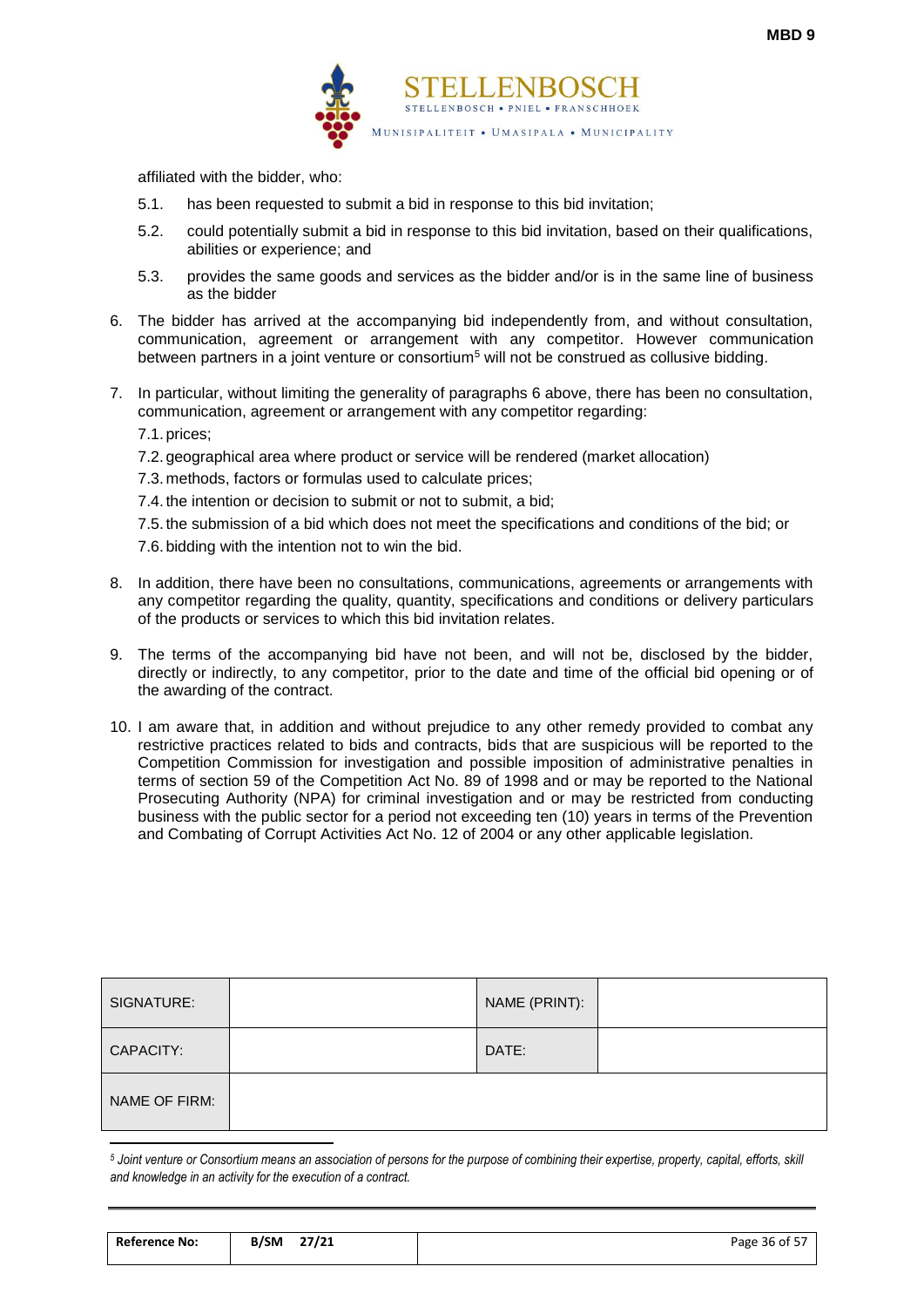affiliated with the bidder, who:

5.1. has been requested to submit a bid in response to this bid invitation;

5.2. could potentially submit a bid in response to this bid invitation, based on their qualifications, abilities or experience; and

5.3. provides the same goods and services as the bidder and/or is in the same line of business as the bidder

6. The bidder has arrived at the accompanying bid independently from, and without consultation, communication, agreement or arrangement with any competitor. However communication between partners in a joint venture or consortium[5] will not be construed as collusive bidding.

7. In particular, without limiting the generality of paragraphs 6 above, there has been no consultation, communication, agreement or arrangement with any competitor regarding:

   7.1. prices;

   7.2. geographical area where product or service will be rendered (market allocation)

   7.3. methods, factors or formulas used to calculate prices;

   7.4. the intention or decision to submit or not to submit, a bid;

   7.5. the submission of a bid which does not meet the specifications and conditions of the bid; or

   7.6. bidding with the intention not to win the bid.

8. In addition, there have been no consultations, communications, agreements or arrangements with any competitor regarding the quality, quantity, specifications and conditions or delivery particulars of the products or services to which this bid invitation relates.

9. The terms of the accompanying bid have not been, and will not be, disclosed by the bidder, directly or indirectly, to any competitor, prior to the date and time of the official bid opening or of the awarding of the contract.

10. I am aware that, in addition and without prejudice to any other remedy provided to combat any restrictive practices related to bids and contracts, bids that are suspicious will be reported to the Competition Commission for investigation and possible imposition of administrative penalties in terms of section 59 of the Competition Act No. 89 of 1998 and or may be reported to the National Prosecuting Authority (NPA) for criminal investigation and or may be restricted from conducting business with the public sector for a period not exceeding ten (10) years in terms of the Prevention and Combating of Corrupt Activities Act No. 12 of 2004 or any other applicable legislation.

| SIGNATURE: | | NAME (PRINT): | |
|---|---|---|---|
| CAPACITY: | | DATE: | |
| NAME OF FIRM: | | | |

[5] *Joint venture or Consortium means an association of persons for the purpose of combining their expertise, property, capital, efforts, skill and knowledge in an activity for the execution of a contract.*

| Reference No: | B/SM 27/21 |
|---|---|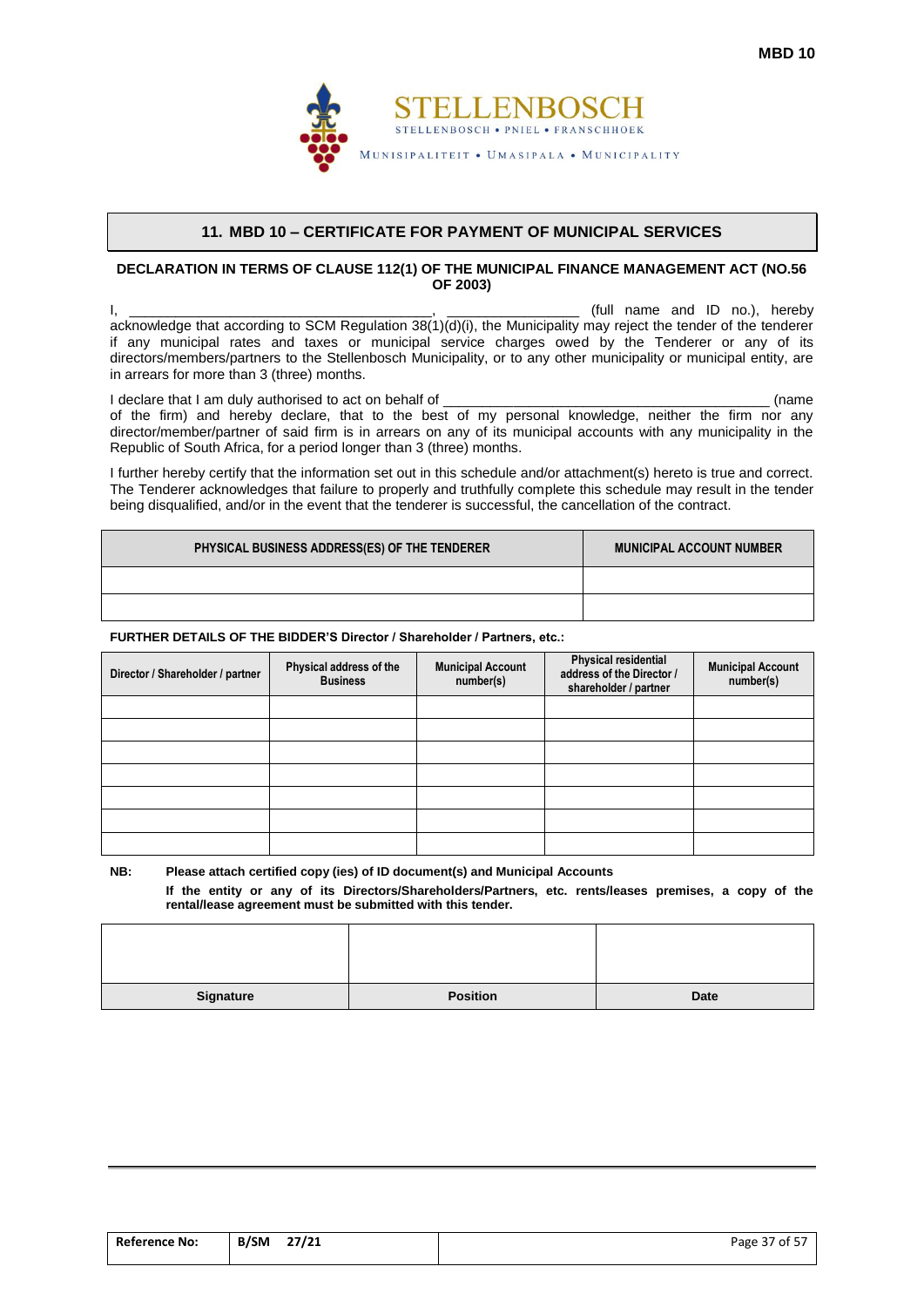MBD 10

STELLENBOSCH

STELLENBOSCH • PNIEL • FRANSCHHOEK

MUNISIPALITEIT • UMASIPALA • MUNICIPALITY

## 11. MBD 10 – CERTIFICATE FOR PAYMENT OF MUNICIPAL SERVICES

**DECLARATION IN TERMS OF CLAUSE 112(1) OF THE MUNICIPAL FINANCE MANAGEMENT ACT (NO.56 OF 2003)**

I, ______________________________________, _________________ (full name and ID no.), hereby acknowledge that according to SCM Regulation 38(1)(d)(i), the Municipality may reject the tender of the tenderer if any municipal rates and taxes or municipal service charges owed by the Tenderer or any of its directors/members/partners to the Stellenbosch Municipality, or to any other municipality or municipal entity, are in arrears for more than 3 (three) months.

I declare that I am duly authorised to act on behalf of _________________________________________ (name of the firm) and hereby declare, that to the best of my personal knowledge, neither the firm nor any director/member/partner of said firm is in arrears on any of its municipal accounts with any municipality in the Republic of South Africa, for a period longer than 3 (three) months.

I further hereby certify that the information set out in this schedule and/or attachment(s) hereto is true and correct. The Tenderer acknowledges that failure to properly and truthfully complete this schedule may result in the tender being disqualified, and/or in the event that the tenderer is successful, the cancellation of the contract.

| PHYSICAL BUSINESS ADDRESS(ES) OF THE TENDERER | MUNICIPAL ACCOUNT NUMBER |
|---|---|
| | |
| | |

**FURTHER DETAILS OF THE BIDDER'S Director / Shareholder / Partners, etc.:**

| Director / Shareholder / partner | Physical address of the Business | Municipal Account number(s) | Physical residential address of the Director / shareholder / partner | Municipal Account number(s) |
|---|---|---|---|---|
| | | | | |
| | | | | |
| | | | | |
| | | | | |
| | | | | |
| | | | | |
| | | | | |

**NB: Please attach certified copy (ies) of ID document(s) and Municipal Accounts**

**If the entity or any of its Directors/Shareholders/Partners, etc. rents/leases premises, a copy of the rental/lease agreement must be submitted with this tender.**

| | | |
|---|---|---|
| **Signature** | **Position** | **Date** |

| Reference No: | B/SM 27/21 |
|---|---|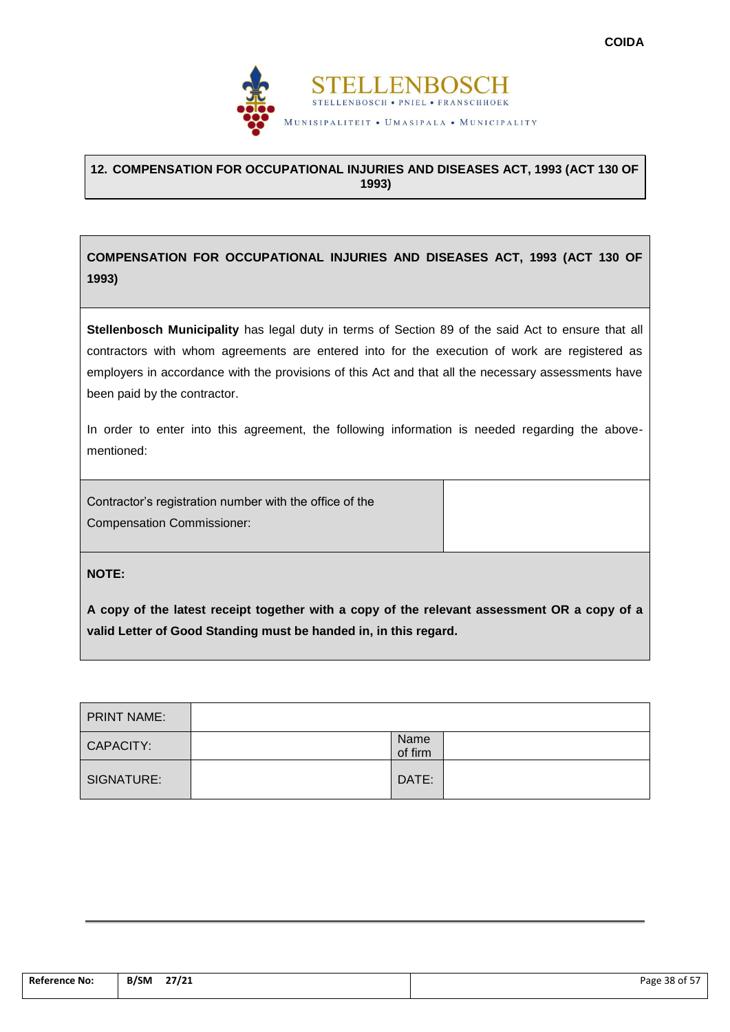## 12. COMPENSATION FOR OCCUPATIONAL INJURIES AND DISEASES ACT, 1993 (ACT 130 OF 1993)

**COMPENSATION FOR OCCUPATIONAL INJURIES AND DISEASES ACT, 1993 (ACT 130 OF 1993)**

**Stellenbosch Municipality** has legal duty in terms of Section 89 of the said Act to ensure that all contractors with whom agreements are entered into for the execution of work are registered as employers in accordance with the provisions of this Act and that all the necessary assessments have been paid by the contractor.

In order to enter into this agreement, the following information is needed regarding the above-mentioned:

| Contractor's registration number with the office of the Compensation Commissioner: | |
|---|---|

**NOTE:**

**A copy of the latest receipt together with a copy of the relevant assessment OR a copy of a valid Letter of Good Standing must be handed in, in this regard.**

| PRINT NAME: | | | |
|---|---|---|---|
| CAPACITY: | | Name of firm | |
| SIGNATURE: | | DATE: | |

| Reference No: | B/SM 27/21 |
|---|---|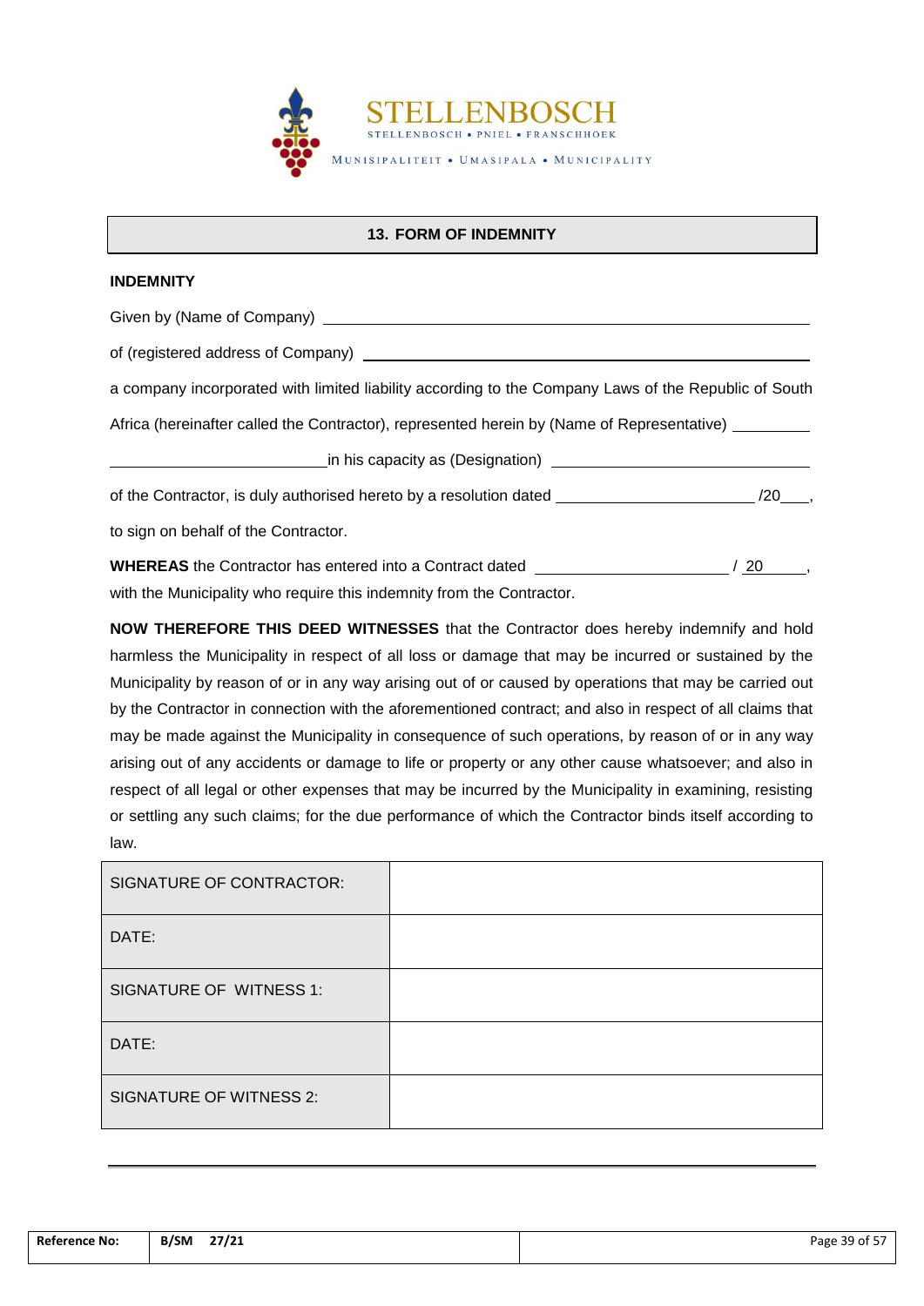## 13. FORM OF INDEMNITY

**INDEMNITY**

Given by (Name of Company) \_\_\_\_\_\_\_\_\_\_\_\_\_\_\_\_\_\_\_\_\_\_\_\_\_\_\_\_\_\_\_\_\_\_\_\_\_\_\_\_\_\_\_\_\_\_\_\_\_\_

of (registered address of Company) \_\_\_\_\_\_\_\_\_\_\_\_\_\_\_\_\_\_\_\_\_\_\_\_\_\_\_\_\_\_\_\_\_\_\_\_\_\_\_\_\_\_\_\_

a company incorporated with limited liability according to the Company Laws of the Republic of South Africa (hereinafter called the Contractor), represented herein by (Name of Representative) \_\_\_\_\_\_\_\_\_

\_\_\_\_\_\_\_\_\_\_\_\_\_\_\_\_\_\_\_\_\_\_\_\_\_\_in his capacity as (Designation) \_\_\_\_\_\_\_\_\_\_\_\_\_\_\_\_\_\_\_\_\_\_\_\_\_\_\_\_\_\_

of the Contractor, is duly authorised hereto by a resolution dated \_\_\_\_\_\_\_\_\_\_\_\_\_\_\_\_\_\_\_\_\_\_\_ /20\_\_\_,

to sign on behalf of the Contractor.

**WHEREAS** the Contractor has entered into a Contract dated \_\_\_\_\_\_\_\_\_\_\_\_\_\_\_\_\_\_\_\_\_\_ / 20\_\_\_\_\_, with the Municipality who require this indemnity from the Contractor.

**NOW THEREFORE THIS DEED WITNESSES** that the Contractor does hereby indemnify and hold harmless the Municipality in respect of all loss or damage that may be incurred or sustained by the Municipality by reason of or in any way arising out of or caused by operations that may be carried out by the Contractor in connection with the aforementioned contract; and also in respect of all claims that may be made against the Municipality in consequence of such operations, by reason of or in any way arising out of any accidents or damage to life or property or any other cause whatsoever; and also in respect of all legal or other expenses that may be incurred by the Municipality in examining, resisting or settling any such claims; for the due performance of which the Contractor binds itself according to law.

| SIGNATURE OF CONTRACTOR: | |
|---|---|
| DATE: | |
| SIGNATURE OF WITNESS 1: | |
| DATE: | |
| SIGNATURE OF WITNESS 2: | |

| Reference No: | B/SM 27/21 |
|---|---|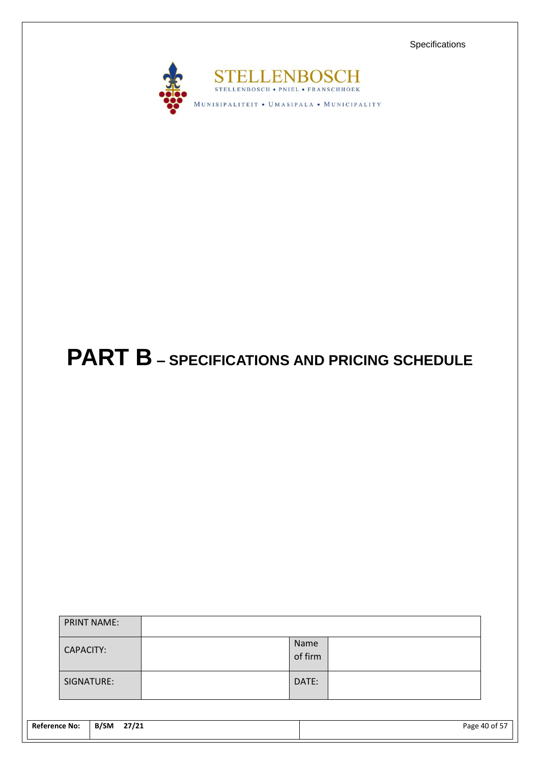STELLENBOSCH

STELLENBOSCH • PNIEL • FRANSCHHOEK

MUNISIPALITEIT • UMASIPALA • MUNICIPALITY

# PART B – SPECIFICATIONS AND PRICING SCHEDULE

| PRINT NAME: | | | |
|---|---|---|---|
| CAPACITY: | | Name of firm | |
| SIGNATURE: | | DATE: | |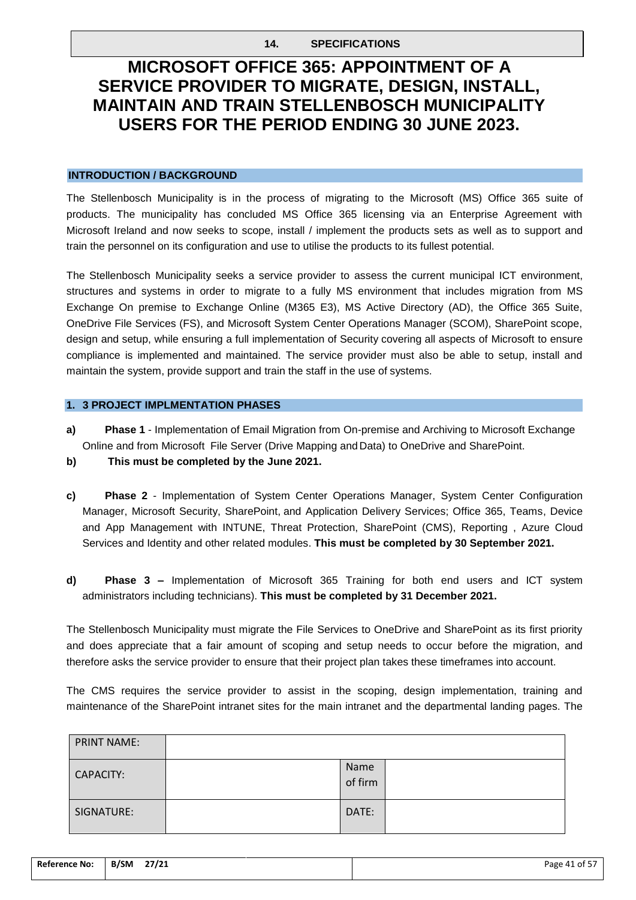**14. SPECIFICATIONS**

# MICROSOFT OFFICE 365: APPOINTMENT OF A SERVICE PROVIDER TO MIGRATE, DESIGN, INSTALL, MAINTAIN AND TRAIN STELLENBOSCH MUNICIPALITY USERS FOR THE PERIOD ENDING 30 JUNE 2023.

## INTRODUCTION / BACKGROUND

The Stellenbosch Municipality is in the process of migrating to the Microsoft (MS) Office 365 suite of products. The municipality has concluded MS Office 365 licensing via an Enterprise Agreement with Microsoft Ireland and now seeks to scope, install / implement the products sets as well as to support and train the personnel on its configuration and use to utilise the products to its fullest potential.

The Stellenbosch Municipality seeks a service provider to assess the current municipal ICT environment, structures and systems in order to migrate to a fully MS environment that includes migration from MS Exchange On premise to Exchange Online (M365 E3), MS Active Directory (AD), the Office 365 Suite, OneDrive File Services (FS), and Microsoft System Center Operations Manager (SCOM), SharePoint scope, design and setup, while ensuring a full implementation of Security covering all aspects of Microsoft to ensure compliance is implemented and maintained. The service provider must also be able to setup, install and maintain the system, provide support and train the staff in the use of systems.

## 1. 3 PROJECT IMPLMENTATION PHASES

**a)** **Phase 1** - Implementation of Email Migration from On-premise and Archiving to Microsoft Exchange Online and from Microsoft File Server (Drive Mapping and Data) to OneDrive and SharePoint.

**b)** **This must be completed by the June 2021.**

**c)** **Phase 2** - Implementation of System Center Operations Manager, System Center Configuration Manager, Microsoft Security, SharePoint, and Application Delivery Services; Office 365, Teams, Device and App Management with INTUNE, Threat Protection, SharePoint (CMS), Reporting , Azure Cloud Services and Identity and other related modules. **This must be completed by 30 September 2021.**

**d)** **Phase 3 –** Implementation of Microsoft 365 Training for both end users and ICT system administrators including technicians). **This must be completed by 31 December 2021.**

The Stellenbosch Municipality must migrate the File Services to OneDrive and SharePoint as its first priority and does appreciate that a fair amount of scoping and setup needs to occur before the migration, and therefore asks the service provider to ensure that their project plan takes these timeframes into account.

The CMS requires the service provider to assist in the scoping, design implementation, training and maintenance of the SharePoint intranet sites for the main intranet and the departmental landing pages. The

| PRINT NAME: | | | |
|---|---|---|---|
| CAPACITY: | | Name of firm | |
| SIGNATURE: | | DATE: | |

| Reference No: | B/SM 27/21 |
|---|---|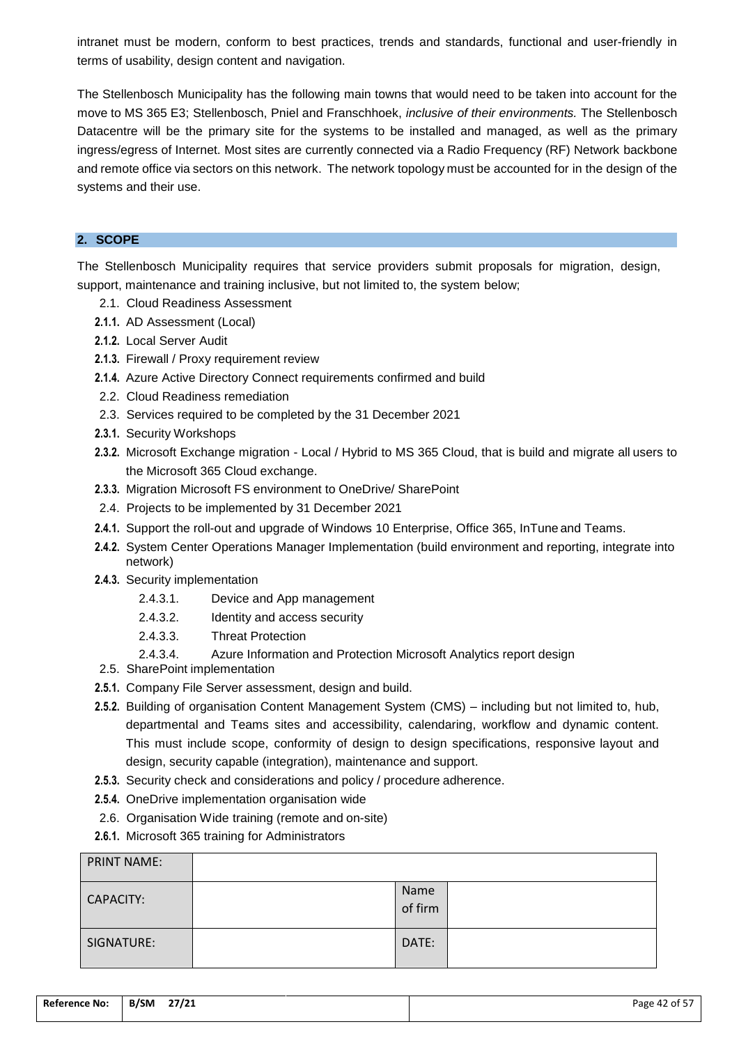intranet must be modern, conform to best practices, trends and standards, functional and user-friendly in terms of usability, design content and navigation.

The Stellenbosch Municipality has the following main towns that would need to be taken into account for the move to MS 365 E3; Stellenbosch, Pniel and Franschhoek, *inclusive of their environments.* The Stellenbosch Datacentre will be the primary site for the systems to be installed and managed, as well as the primary ingress/egress of Internet. Most sites are currently connected via a Radio Frequency (RF) Network backbone and remote office via sectors on this network. The network topology must be accounted for in the design of the systems and their use.

## 2. SCOPE

The Stellenbosch Municipality requires that service providers submit proposals for migration, design, support, maintenance and training inclusive, but not limited to, the system below;

2.1. Cloud Readiness Assessment

**2.1.1.** AD Assessment (Local)

**2.1.2.** Local Server Audit

**2.1.3.** Firewall / Proxy requirement review

**2.1.4.** Azure Active Directory Connect requirements confirmed and build

2.2. Cloud Readiness remediation

2.3. Services required to be completed by the 31 December 2021

**2.3.1.** Security Workshops

**2.3.2.** Microsoft Exchange migration - Local / Hybrid to MS 365 Cloud, that is build and migrate all users to the Microsoft 365 Cloud exchange.

**2.3.3.** Migration Microsoft FS environment to OneDrive/ SharePoint

2.4. Projects to be implemented by 31 December 2021

**2.4.1.** Support the roll-out and upgrade of Windows 10 Enterprise, Office 365, InTune and Teams.

**2.4.2.** System Center Operations Manager Implementation (build environment and reporting, integrate into network)

**2.4.3.** Security implementation

- 2.4.3.1. Device and App management
- 2.4.3.2. Identity and access security
- 2.4.3.3. Threat Protection
- 2.4.3.4. Azure Information and Protection Microsoft Analytics report design

2.5. SharePoint implementation

**2.5.1.** Company File Server assessment, design and build.

**2.5.2.** Building of organisation Content Management System (CMS) – including but not limited to, hub, departmental and Teams sites and accessibility, calendaring, workflow and dynamic content. This must include scope, conformity of design to design specifications, responsive layout and design, security capable (integration), maintenance and support.

**2.5.3.** Security check and considerations and policy / procedure adherence.

**2.5.4.** OneDrive implementation organisation wide

2.6. Organisation Wide training (remote and on-site)

**2.6.1.** Microsoft 365 training for Administrators

| PRINT NAME: | | | |
|---|---|---|---|
| CAPACITY: | | Name of firm | |
| SIGNATURE: | | DATE: | |

| Reference No: | B/SM 27/21 | |
|---|---|---|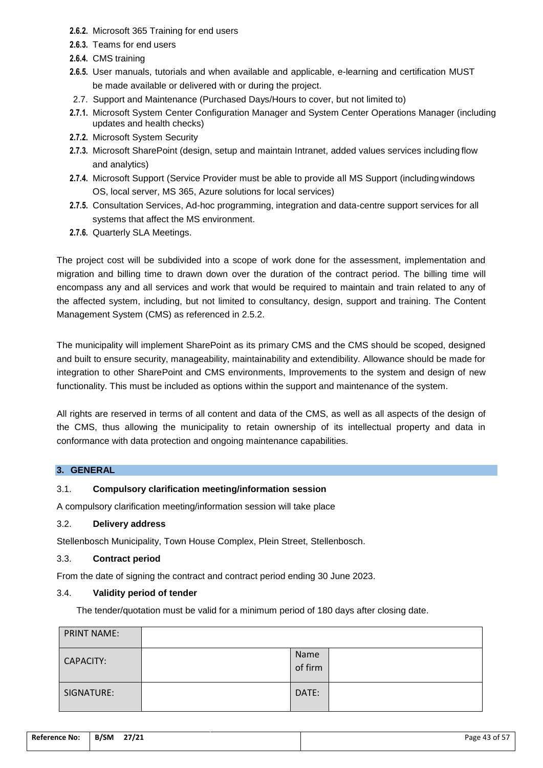- **2.6.2.** Microsoft 365 Training for end users
- **2.6.3.** Teams for end users
- **2.6.4.** CMS training
- **2.6.5.** User manuals, tutorials and when available and applicable, e-learning and certification MUST be made available or delivered with or during the project.

2.7. Support and Maintenance (Purchased Days/Hours to cover, but not limited to)

- **2.7.1.** Microsoft System Center Configuration Manager and System Center Operations Manager (including updates and health checks)
- **2.7.2.** Microsoft System Security
- **2.7.3.** Microsoft SharePoint (design, setup and maintain Intranet, added values services including flow and analytics)
- **2.7.4.** Microsoft Support (Service Provider must be able to provide all MS Support (including windows OS, local server, MS 365, Azure solutions for local services)
- **2.7.5.** Consultation Services, Ad-hoc programming, integration and data-centre support services for all systems that affect the MS environment.
- **2.7.6.** Quarterly SLA Meetings.

The project cost will be subdivided into a scope of work done for the assessment, implementation and migration and billing time to drawn down over the duration of the contract period. The billing time will encompass any and all services and work that would be required to maintain and train related to any of the affected system, including, but not limited to consultancy, design, support and training. The Content Management System (CMS) as referenced in 2.5.2.

The municipality will implement SharePoint as its primary CMS and the CMS should be scoped, designed and built to ensure security, manageability, maintainability and extendibility. Allowance should be made for integration to other SharePoint and CMS environments, Improvements to the system and design of new functionality. This must be included as options within the support and maintenance of the system.

All rights are reserved in terms of all content and data of the CMS, as well as all aspects of the design of the CMS, thus allowing the municipality to retain ownership of its intellectual property and data in conformance with data protection and ongoing maintenance capabilities.

## 3. GENERAL

### 3.1. Compulsory clarification meeting/information session

A compulsory clarification meeting/information session will take place

### 3.2. Delivery address

Stellenbosch Municipality, Town House Complex, Plein Street, Stellenbosch.

### 3.3. Contract period

From the date of signing the contract and contract period ending 30 June 2023.

### 3.4. Validity period of tender

The tender/quotation must be valid for a minimum period of 180 days after closing date.

| PRINT NAME: | | | |
|---|---|---|---|
| CAPACITY: | | Name of firm | |
| SIGNATURE: | | DATE: | |

| Reference No: | B/SM 27/21 |
|---|---|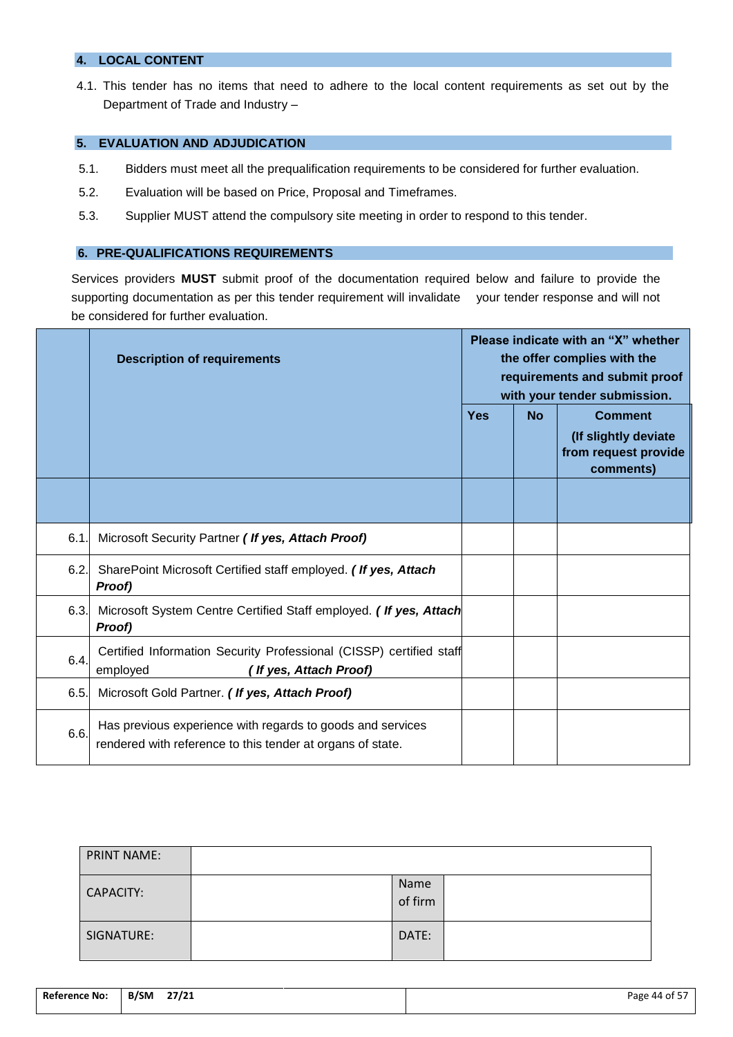## 4. LOCAL CONTENT

4.1. This tender has no items that need to adhere to the local content requirements as set out by the Department of Trade and Industry –

## 5. EVALUATION AND ADJUDICATION

5.1. Bidders must meet all the prequalification requirements to be considered for further evaluation.

5.2. Evaluation will be based on Price, Proposal and Timeframes.

5.3. Supplier MUST attend the compulsory site meeting in order to respond to this tender.

## 6. PRE-QUALIFICATIONS REQUIREMENTS

Services providers **MUST** submit proof of the documentation required below and failure to provide the supporting documentation as per this tender requirement will invalidate your tender response and will not be considered for further evaluation.

| | **Description of requirements** | **Please indicate with an "X" whether the offer complies with the requirements and submit proof with your tender submission.** | | |
|---|---|---|---|---|
| | | **Yes** | **No** | **Comment (If slightly deviate from request provide comments)** |
| | | | | |
| 6.1. | Microsoft Security Partner ***( If yes, Attach Proof)*** | | | |
| 6.2. | SharePoint Microsoft Certified staff employed. ***( If yes, Attach Proof)*** | | | |
| 6.3. | Microsoft System Centre Certified Staff employed. ***( If yes, Attach Proof)*** | | | |
| 6.4. | Certified Information Security Professional (CISSP) certified staff employed ***( If yes, Attach Proof)*** | | | |
| 6.5. | Microsoft Gold Partner. ***( If yes, Attach Proof)*** | | | |
| 6.6. | Has previous experience with regards to goods and services rendered with reference to this tender at organs of state. | | | |

| PRINT NAME: | | | |
|---|---|---|---|
| CAPACITY: | | Name of firm | |
| SIGNATURE: | | DATE: | |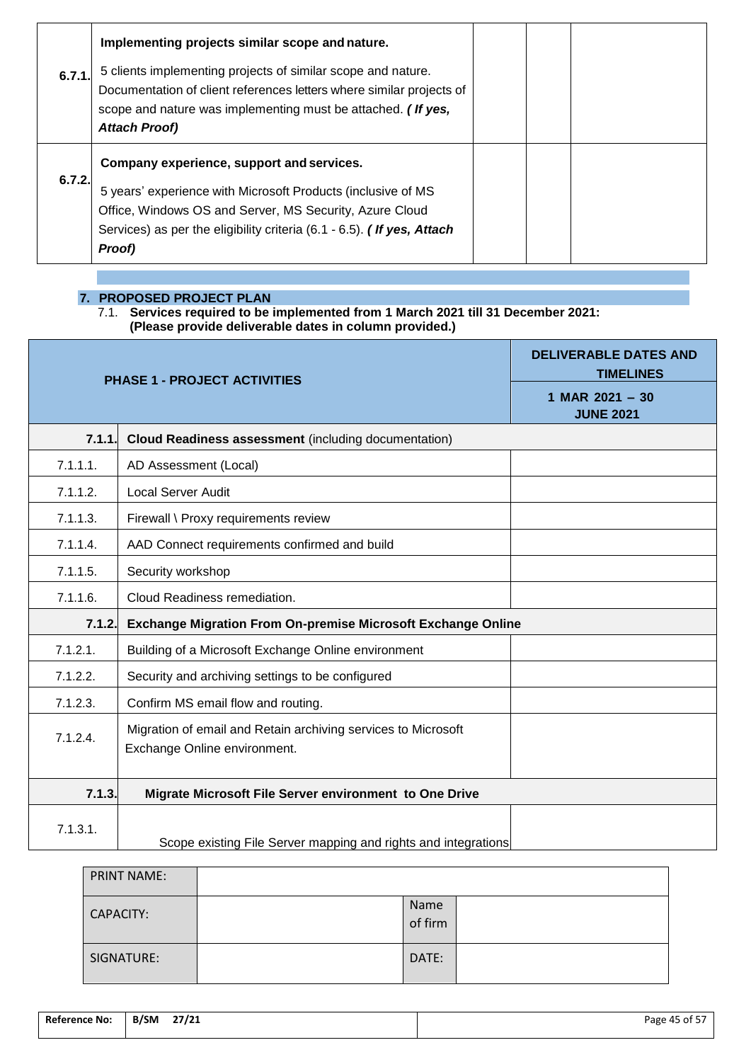| | | | | |
|---|---|---|---|---|
| 6.7.1. | **Implementing projects similar scope and nature.**<br><br>5 clients implementing projects of similar scope and nature. Documentation of client references letters where similar projects of scope and nature was implementing must be attached. ***( If yes, Attach Proof)*** | | | |
| 6.7.2. | **Company experience, support and services.**<br><br>5 years' experience with Microsoft Products (inclusive of MS Office, Windows OS and Server, MS Security, Azure Cloud Services) as per the eligibility criteria (6.1 - 6.5). ***( If yes, Attach Proof)*** | | | |

## 7. PROPOSED PROJECT PLAN

7.1. **Services required to be implemented from 1 March 2021 till 31 December 2021: (Please provide deliverable dates in column provided.)**

| **PHASE 1 - PROJECT ACTIVITIES** | | **DELIVERABLE DATES AND TIMELINES** |
|---|---|---|
| | | **1 MAR 2021 – 30 JUNE 2021** |
| **7.1.1.** | **Cloud Readiness assessment** (including documentation) | |
| 7.1.1.1. | AD Assessment (Local) | |
| 7.1.1.2. | Local Server Audit | |
| 7.1.1.3. | Firewall \ Proxy requirements review | |
| 7.1.1.4. | AAD Connect requirements confirmed and build | |
| 7.1.1.5. | Security workshop | |
| 7.1.1.6. | Cloud Readiness remediation. | |
| **7.1.2.** | **Exchange Migration From On-premise Microsoft Exchange Online** | |
| 7.1.2.1. | Building of a Microsoft Exchange Online environment | |
| 7.1.2.2. | Security and archiving settings to be configured | |
| 7.1.2.3. | Confirm MS email flow and routing. | |
| 7.1.2.4. | Migration of email and Retain archiving services to Microsoft Exchange Online environment. | |
| **7.1.3.** | **Migrate Microsoft File Server environment to One Drive** | |
| 7.1.3.1. | Scope existing File Server mapping and rights and integrations | |

| | | | |
|---|---|---|---|
| PRINT NAME: | | | |
| CAPACITY: | | Name of firm | |
| SIGNATURE: | | DATE: | |

| | | |
|---|---|---|
| **Reference No:** | **B/SM 27/21** | |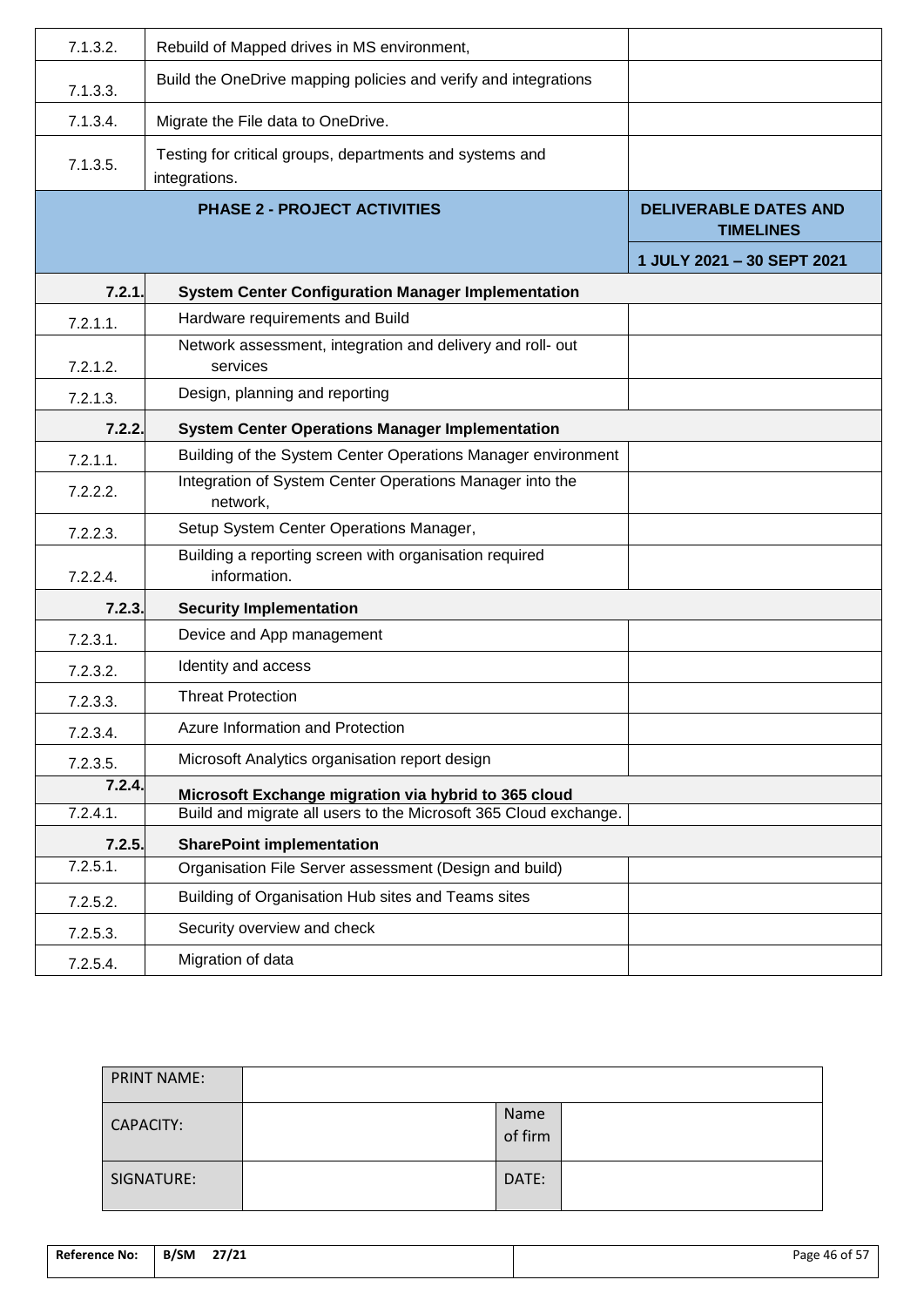| | | |
|---|---|---|
| 7.1.3.2. | Rebuild of Mapped drives in MS environment, | |
| 7.1.3.3. | Build the OneDrive mapping policies and verify and integrations | |
| 7.1.3.4. | Migrate the File data to OneDrive. | |
| 7.1.3.5. | Testing for critical groups, departments and systems and integrations. | |
| | **PHASE 2 - PROJECT ACTIVITIES** | **DELIVERABLE DATES AND TIMELINES** |
| | | **1 JULY 2021 – 30 SEPT 2021** |
| **7.2.1.** | **System Center Configuration Manager Implementation** | |
| 7.2.1.1. | Hardware requirements and Build | |
| 7.2.1.2. | Network assessment, integration and delivery and roll- out services | |
| 7.2.1.3. | Design, planning and reporting | |
| **7.2.2.** | **System Center Operations Manager Implementation** | |
| 7.2.1.1. | Building of the System Center Operations Manager environment | |
| 7.2.2.2. | Integration of System Center Operations Manager into the network, | |
| 7.2.2.3. | Setup System Center Operations Manager, | |
| 7.2.2.4. | Building a reporting screen with organisation required information. | |
| **7.2.3.** | **Security Implementation** | |
| 7.2.3.1. | Device and App management | |
| 7.2.3.2. | Identity and access | |
| 7.2.3.3. | Threat Protection | |
| 7.2.3.4. | Azure Information and Protection | |
| 7.2.3.5. | Microsoft Analytics organisation report design | |
| **7.2.4.** | **Microsoft Exchange migration via hybrid to 365 cloud** | |
| 7.2.4.1. | Build and migrate all users to the Microsoft 365 Cloud exchange. | |
| **7.2.5.** | **SharePoint implementation** | |
| 7.2.5.1. | Organisation File Server assessment (Design and build) | |
| 7.2.5.2. | Building of Organisation Hub sites and Teams sites | |
| 7.2.5.3. | Security overview and check | |
| 7.2.5.4. | Migration of data | |

| | | | |
|---|---|---|---|
| PRINT NAME: | | | |
| CAPACITY: | | Name of firm | |
| SIGNATURE: | | DATE: | |

| Reference No: | B/SM 27/21 | |
|---|---|---|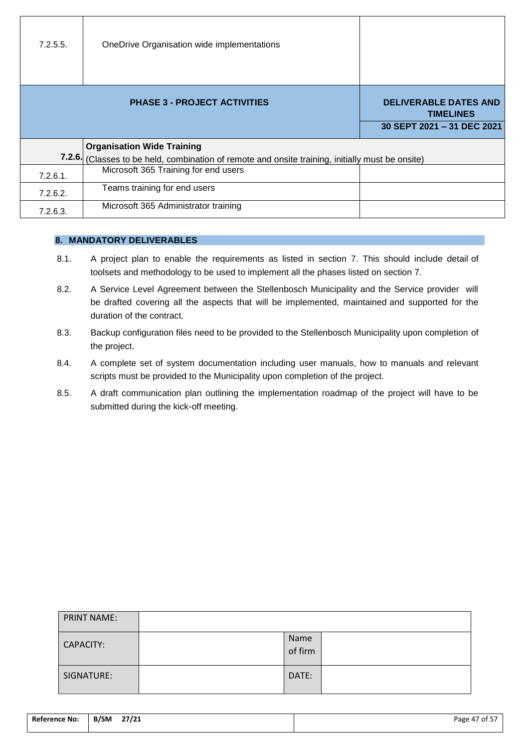| | | |
|---|---|---|
| 7.2.5.5. | OneDrive Organisation wide implementations | |
| **PHASE 3 - PROJECT ACTIVITIES** | | **DELIVERABLE DATES AND TIMELINES** **30 SEPT 2021 – 31 DEC 2021** |
| **7.2.6.** | **Organisation Wide Training** (Classes to be held, combination of remote and onsite training, initially must be onsite) | |
| 7.2.6.1. | Microsoft 365 Training for end users | |
| 7.2.6.2. | Teams training for end users | |
| 7.2.6.3. | Microsoft 365 Administrator training | |

## 8. MANDATORY DELIVERABLES

8.1. A project plan to enable the requirements as listed in section 7. This should include detail of toolsets and methodology to be used to implement all the phases listed on section 7.

8.2. A Service Level Agreement between the Stellenbosch Municipality and the Service provider will be drafted covering all the aspects that will be implemented, maintained and supported for the duration of the contract.

8.3. Backup configuration files need to be provided to the Stellenbosch Municipality upon completion of the project.

8.4. A complete set of system documentation including user manuals, how to manuals and relevant scripts must be provided to the Municipality upon completion of the project.

8.5. A draft communication plan outlining the implementation roadmap of the project will have to be submitted during the kick-off meeting.

| | | | |
|---|---|---|---|
| PRINT NAME: | | | |
| CAPACITY: | | Name of firm | |
| SIGNATURE: | | DATE: | |

| | | |
|---|---|---|
| **Reference No:** | **B/SM 27/21** | |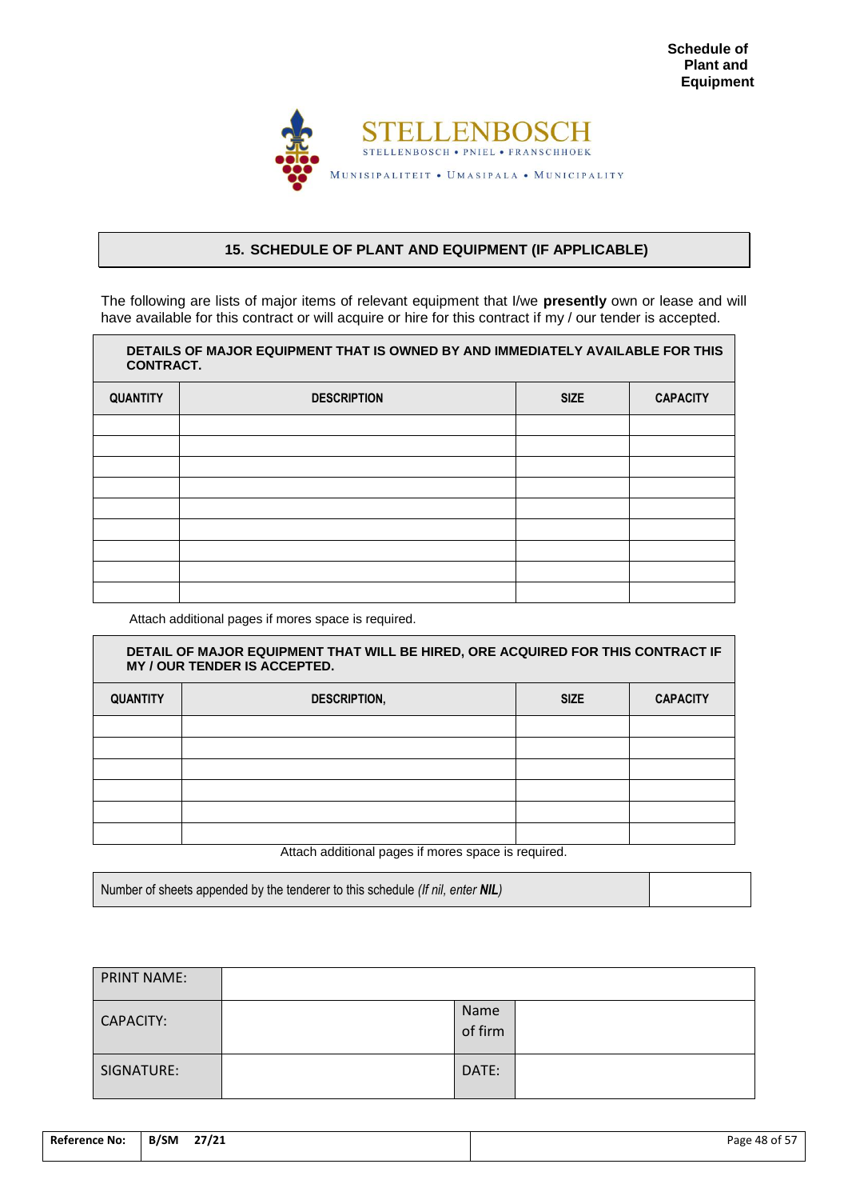**Schedule of Plant and Equipment**

STELLENBOSCH
STELLENBOSCH • PNIEL • FRANSCHHOEK
MUNISIPALITEIT • UMASIPALA • MUNICIPALITY

## 15. SCHEDULE OF PLANT AND EQUIPMENT (IF APPLICABLE)

The following are lists of major items of relevant equipment that I/we **presently** own or lease and will have available for this contract or will acquire or hire for this contract if my / our tender is accepted.

**DETAILS OF MAJOR EQUIPMENT THAT IS OWNED BY AND IMMEDIATELY AVAILABLE FOR THIS CONTRACT.**

| QUANTITY | DESCRIPTION | SIZE | CAPACITY |
|---|---|---|---|
| | | | |
| | | | |
| | | | |
| | | | |
| | | | |
| | | | |
| | | | |
| | | | |
| | | | |

Attach additional pages if mores space is required.

**DETAIL OF MAJOR EQUIPMENT THAT WILL BE HIRED, ORE ACQUIRED FOR THIS CONTRACT IF MY / OUR TENDER IS ACCEPTED.**

| QUANTITY | DESCRIPTION, | SIZE | CAPACITY |
|---|---|---|---|
| | | | |
| | | | |
| | | | |
| | | | |
| | | | |
| | | | |

Attach additional pages if mores space is required.

| Number of sheets appended by the tenderer to this schedule *(If nil, enter **NIL**)* | |
|---|---|

| PRINT NAME: | | | |
|---|---|---|---|
| CAPACITY: | | Name of firm | |
| SIGNATURE: | | DATE: | |

| Reference No: | B/SM 27/21 |
|---|---|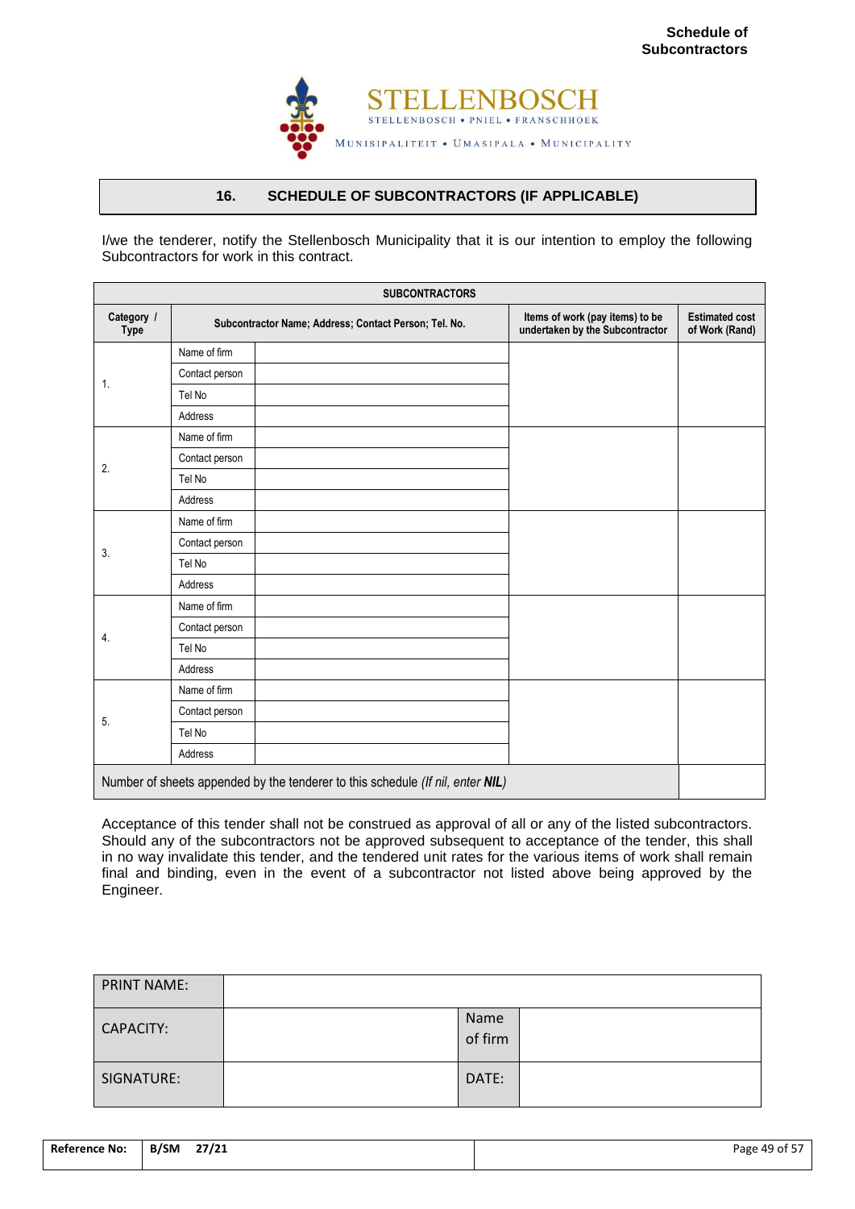Schedule of Subcontractors

STELLENBOSCH
STELLENBOSCH • PNIEL • FRANSCHHOEK
MUNISIPALITEIT • UMASIPALA • MUNICIPALITY

## 16. SCHEDULE OF SUBCONTRACTORS (IF APPLICABLE)

I/we the tenderer, notify the Stellenbosch Municipality that it is our intention to employ the following Subcontractors for work in this contract.

| SUBCONTRACTORS | | | | |
|---|---|---|---|---|
| Category / Type | Subcontractor Name; Address; Contact Person; Tel. No. | | Items of work (pay items) to be undertaken by the Subcontractor | Estimated cost of Work (Rand) |
| 1. | Name of firm | | | |
| | Contact person | | | |
| | Tel No | | | |
| | Address | | | |
| 2. | Name of firm | | | |
| | Contact person | | | |
| | Tel No | | | |
| | Address | | | |
| 3. | Name of firm | | | |
| | Contact person | | | |
| | Tel No | | | |
| | Address | | | |
| 4. | Name of firm | | | |
| | Contact person | | | |
| | Tel No | | | |
| | Address | | | |
| 5. | Name of firm | | | |
| | Contact person | | | |
| | Tel No | | | |
| | Address | | | |
| Number of sheets appended by the tenderer to this schedule *(If nil, enter **NIL**)* | | | | |

Acceptance of this tender shall not be construed as approval of all or any of the listed subcontractors. Should any of the subcontractors not be approved subsequent to acceptance of the tender, this shall in no way invalidate this tender, and the tendered unit rates for the various items of work shall remain final and binding, even in the event of a subcontractor not listed above being approved by the Engineer.

| PRINT NAME: | | | |
|---|---|---|---|
| CAPACITY: | | Name of firm | |
| SIGNATURE: | | DATE: | |

| Reference No: | B/SM 27/21 |
|---|---|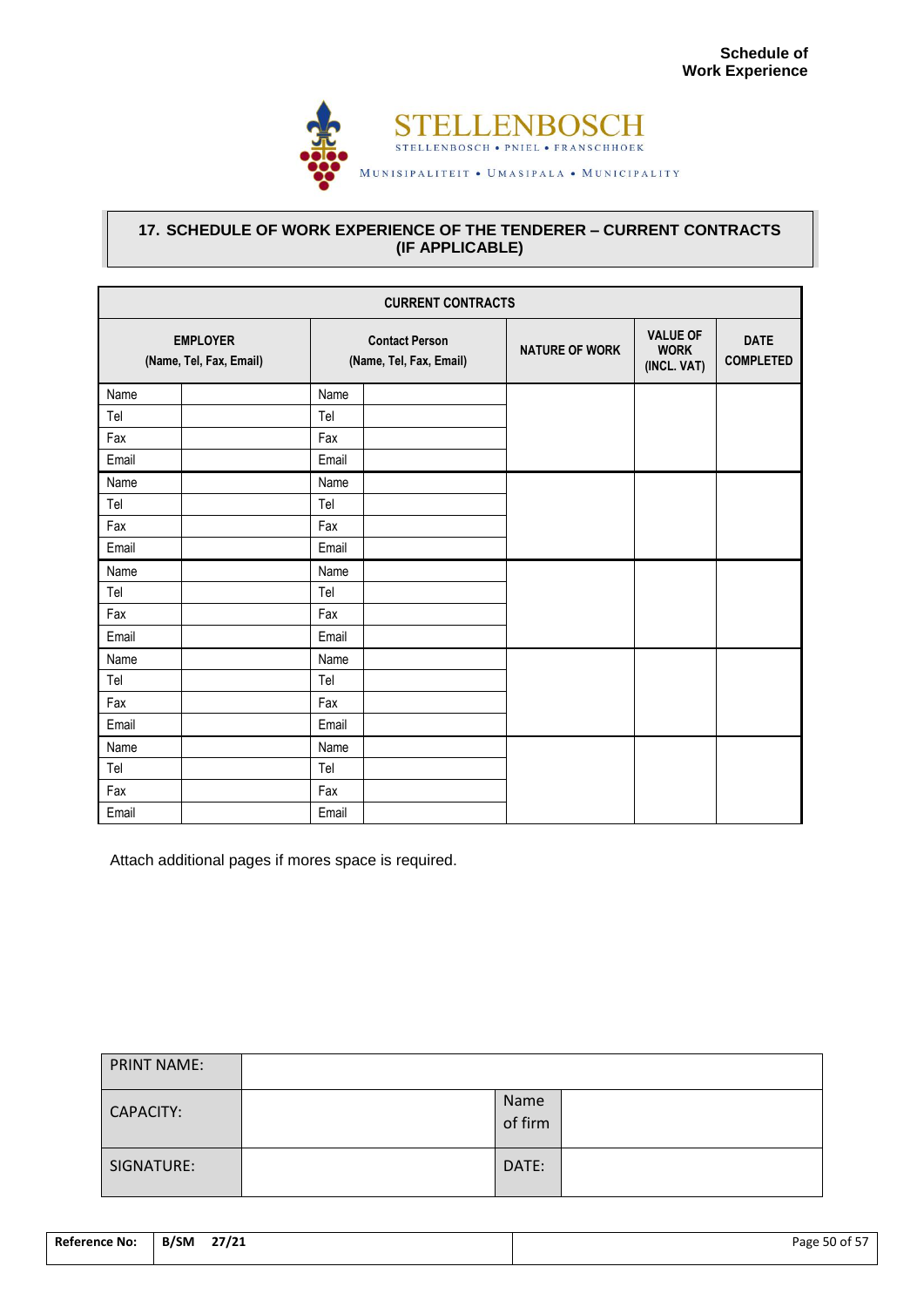## 17. SCHEDULE OF WORK EXPERIENCE OF THE TENDERER – CURRENT CONTRACTS (IF APPLICABLE)

| CURRENT CONTRACTS | | | | | | |
|---|---|---|---|---|---|---|
| **EMPLOYER (Name, Tel, Fax, Email)** | | **Contact Person (Name, Tel, Fax, Email)** | | **NATURE OF WORK** | **VALUE OF WORK (INCL. VAT)** | **DATE COMPLETED** |
| Name | | Name | | | | |
| Tel | | Tel | | | | |
| Fax | | Fax | | | | |
| Email | | Email | | | | |
| Name | | Name | | | | |
| Tel | | Tel | | | | |
| Fax | | Fax | | | | |
| Email | | Email | | | | |
| Name | | Name | | | | |
| Tel | | Tel | | | | |
| Fax | | Fax | | | | |
| Email | | Email | | | | |
| Name | | Name | | | | |
| Tel | | Tel | | | | |
| Fax | | Fax | | | | |
| Email | | Email | | | | |
| Name | | Name | | | | |
| Tel | | Tel | | | | |
| Fax | | Fax | | | | |
| Email | | Email | | | | |

Attach additional pages if mores space is required.

| PRINT NAME: | | | |
|---|---|---|---|
| CAPACITY: | | Name of firm | |
| SIGNATURE: | | DATE: | |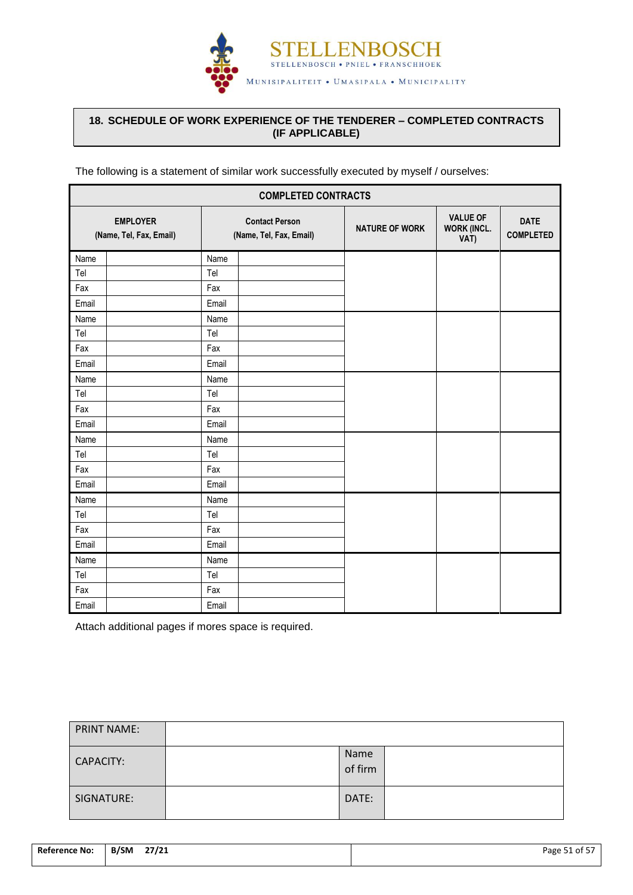## 18. SCHEDULE OF WORK EXPERIENCE OF THE TENDERER – COMPLETED CONTRACTS (IF APPLICABLE)

The following is a statement of similar work successfully executed by myself / ourselves:

| COMPLETED CONTRACTS | | | | | | |
|---|---|---|---|---|---|---|
| **EMPLOYER (Name, Tel, Fax, Email)** | | **Contact Person (Name, Tel, Fax, Email)** | | **NATURE OF WORK** | **VALUE OF WORK (INCL. VAT)** | **DATE COMPLETED** |
| Name | | Name | | | | |
| Tel | | Tel | | | | |
| Fax | | Fax | | | | |
| Email | | Email | | | | |
| Name | | Name | | | | |
| Tel | | Tel | | | | |
| Fax | | Fax | | | | |
| Email | | Email | | | | |
| Name | | Name | | | | |
| Tel | | Tel | | | | |
| Fax | | Fax | | | | |
| Email | | Email | | | | |
| Name | | Name | | | | |
| Tel | | Tel | | | | |
| Fax | | Fax | | | | |
| Email | | Email | | | | |
| Name | | Name | | | | |
| Tel | | Tel | | | | |
| Fax | | Fax | | | | |
| Email | | Email | | | | |
| Name | | Name | | | | |
| Tel | | Tel | | | | |
| Fax | | Fax | | | | |
| Email | | Email | | | | |

Attach additional pages if mores space is required.

| PRINT NAME: | | | |
|---|---|---|---|
| CAPACITY: | | Name of firm | |
| SIGNATURE: | | DATE: | |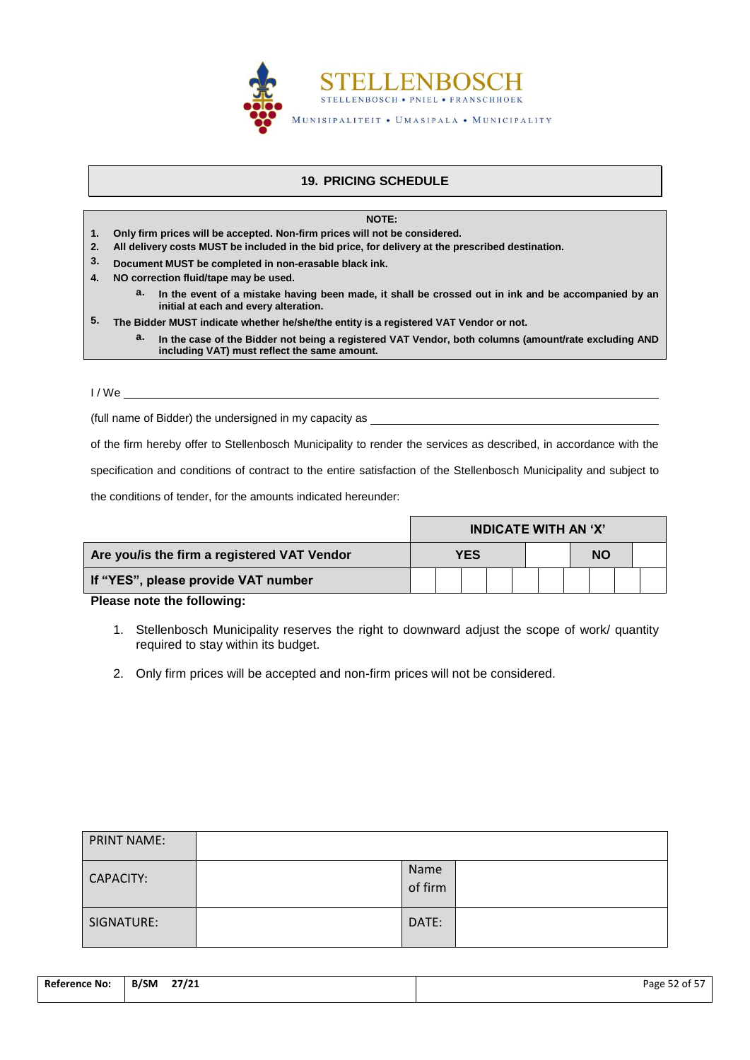STELLENBOSCH

STELLENBOSCH • PNIEL • FRANSCHHOEK

MUNISIPALITEIT • UMASIPALA • MUNICIPALITY

## 19. PRICING SCHEDULE

**NOTE:**

1. **Only firm prices will be accepted. Non-firm prices will not be considered.**
2. **All delivery costs MUST be included in the bid price, for delivery at the prescribed destination.**
3. **Document MUST be completed in non-erasable black ink.**
4. **NO correction fluid/tape may be used.**
   a. **In the event of a mistake having been made, it shall be crossed out in ink and be accompanied by an initial at each and every alteration.**
5. **The Bidder MUST indicate whether he/she/the entity is a registered VAT Vendor or not.**
   a. **In the case of the Bidder not being a registered VAT Vendor, both columns (amount/rate excluding AND including VAT) must reflect the same amount.**

I / We ______________________________________________________________

(full name of Bidder) the undersigned in my capacity as ______________________________

of the firm hereby offer to Stellenbosch Municipality to render the services as described, in accordance with the specification and conditions of contract to the entire satisfaction of the Stellenbosch Municipality and subject to the conditions of tender, for the amounts indicated hereunder:

| | INDICATE WITH AN 'X' | | | | | | | | | |
|---|---|---|---|---|---|---|---|---|---|---|
| **Are you/is the firm a registered VAT Vendor** | **YES** | | | | | **NO** | | | | |
| **If "YES", please provide VAT number** | | | | | | | | | | |

**Please note the following:**

1. Stellenbosch Municipality reserves the right to downward adjust the scope of work/ quantity required to stay within its budget.
2. Only firm prices will be accepted and non-firm prices will not be considered.

| PRINT NAME: | | | |
|---|---|---|---|
| CAPACITY: | | Name of firm | |
| SIGNATURE: | | DATE: | |

| Reference No: | B/SM 27/21 |
|---|---|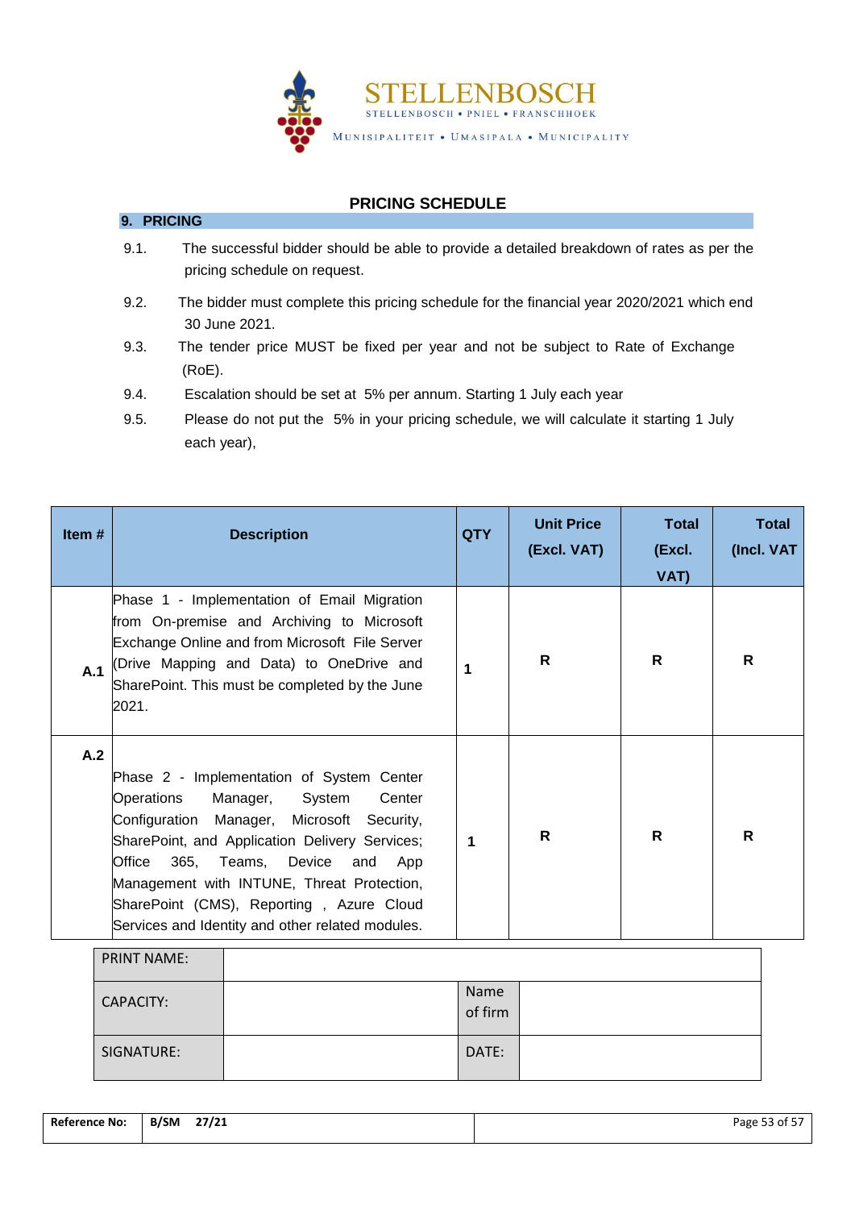STELLENBOSCH
STELLENBOSCH • PNIEL • FRANSCHHOEK
MUNISIPALITEIT • UMASIPALA • MUNICIPALITY

## PRICING SCHEDULE

### 9. PRICING

9.1. The successful bidder should be able to provide a detailed breakdown of rates as per the pricing schedule on request.

9.2. The bidder must complete this pricing schedule for the financial year 2020/2021 which end 30 June 2021.

9.3. The tender price MUST be fixed per year and not be subject to Rate of Exchange (RoE).

9.4. Escalation should be set at 5% per annum. Starting 1 July each year

9.5. Please do not put the 5% in your pricing schedule, we will calculate it starting 1 July each year),

| Item # | Description | QTY | Unit Price (Excl. VAT) | Total (Excl. VAT) | Total (Incl. VAT |
|---|---|---|---|---|---|
| A.1 | Phase 1 - Implementation of Email Migration from On-premise and Archiving to Microsoft Exchange Online and from Microsoft File Server (Drive Mapping and Data) to OneDrive and SharePoint. This must be completed by the June 2021. | 1 | R | R | R |
| A.2 | Phase 2 - Implementation of System Center Operations Manager, System Center Configuration Manager, Microsoft Security, SharePoint, and Application Delivery Services; Office 365, Teams, Device and App Management with INTUNE, Threat Protection, SharePoint (CMS), Reporting , Azure Cloud Services and Identity and other related modules. | 1 | R | R | R |

| PRINT NAME: | | | |
|---|---|---|---|
| CAPACITY: | | Name of firm | |
| SIGNATURE: | | DATE: | |

| Reference No: | B/SM 27/21 |
|---|---|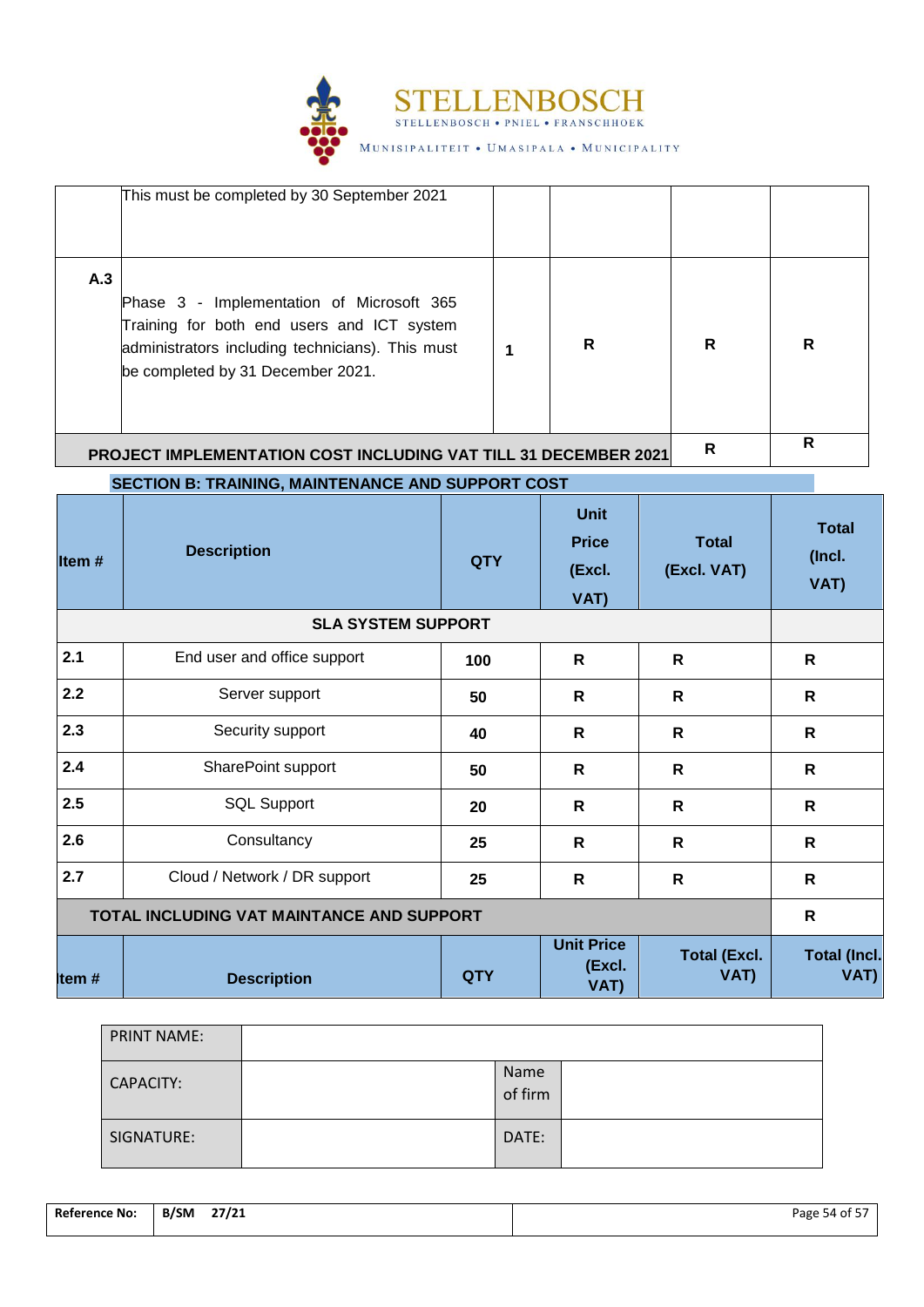| | | | | | |
|---|---|---|---|---|---|
| | This must be completed by 30 September 2021 | | | | |
| **A.3** | Phase 3 - Implementation of Microsoft 365 Training for both end users and ICT system administrators including technicians). This must be completed by 31 December 2021. | **1** | **R** | **R** | **R** |
| **PROJECT IMPLEMENTATION COST INCLUDING VAT TILL 31 DECEMBER 2021** | | | | **R** | **R** |

**SECTION B: TRAINING, MAINTENANCE AND SUPPORT COST**

| Item # | Description | QTY | Unit Price (Excl. VAT) | Total (Excl. VAT) | Total (Incl. VAT) |
|---|---|---|---|---|---|
| **SLA SYSTEM SUPPORT** | | | | | |
| **2.1** | End user and office support | **100** | **R** | **R** | **R** |
| **2.2** | Server support | **50** | **R** | **R** | **R** |
| **2.3** | Security support | **40** | **R** | **R** | **R** |
| **2.4** | SharePoint support | **50** | **R** | **R** | **R** |
| **2.5** | SQL Support | **20** | **R** | **R** | **R** |
| **2.6** | Consultancy | **25** | **R** | **R** | **R** |
| **2.7** | Cloud / Network / DR support | **25** | **R** | **R** | **R** |
| **TOTAL INCLUDING VAT MAINTANCE AND SUPPORT** | | | | | **R** |
| **Item #** | **Description** | **QTY** | **Unit Price (Excl. VAT)** | **Total (Excl. VAT)** | **Total (Incl. VAT)** |

| | | | |
|---|---|---|---|
| PRINT NAME: | | | |
| CAPACITY: | | Name of firm | |
| SIGNATURE: | | DATE: | |

| | | |
|---|---|---|
| **Reference No:** | **B/SM 27/21** | |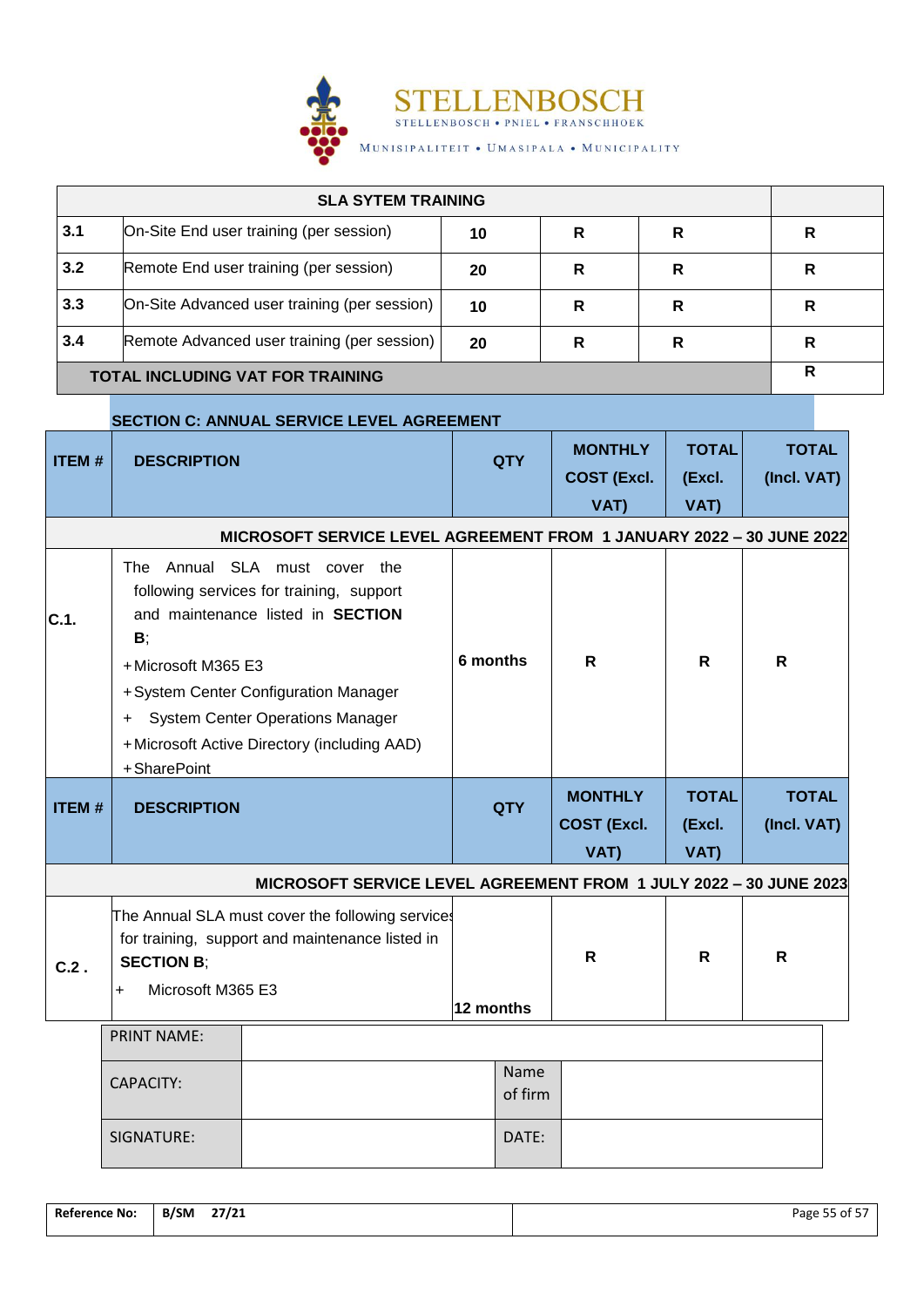| SLA SYTEM TRAINING | | | | | |
|---|---|---|---|---|---|
| 3.1 | On-Site End user training (per session) | 10 | R | R | R |
| 3.2 | Remote End user training (per session) | 20 | R | R | R |
| 3.3 | On-Site Advanced user training (per session) | 10 | R | R | R |
| 3.4 | Remote Advanced user training (per session) | 20 | R | R | R |
| **TOTAL INCLUDING VAT FOR TRAINING** | | | | | R |

**SECTION C: ANNUAL SERVICE LEVEL AGREEMENT**

| ITEM # | DESCRIPTION | QTY | MONTHLY COST (Excl. VAT) | TOTAL (Excl. VAT) | TOTAL (Incl. VAT) |
|---|---|---|---|---|---|
| **MICROSOFT SERVICE LEVEL AGREEMENT FROM 1 JANUARY 2022 – 30 JUNE 2022** | | | | | |
| C.1. | The Annual SLA must cover the following services for training, support and maintenance listed in **SECTION B**;<br>+Microsoft M365 E3<br>+System Center Configuration Manager<br>+ System Center Operations Manager<br>+Microsoft Active Directory (including AAD)<br>+SharePoint | 6 months | R | R | R |
| **ITEM #** | **DESCRIPTION** | **QTY** | **MONTHLY COST (Excl. VAT)** | **TOTAL (Excl. VAT)** | **TOTAL (Incl. VAT)** |
| **MICROSOFT SERVICE LEVEL AGREEMENT FROM 1 JULY 2022 – 30 JUNE 2023** | | | | | |
| C.2 . | The Annual SLA must cover the following services for training, support and maintenance listed in **SECTION B**;<br>+ Microsoft M365 E3 | 12 months | R | R | R |

| PRINT NAME: | | | |
|---|---|---|---|
| CAPACITY: | | Name of firm | |
| SIGNATURE: | | DATE: | |

| Reference No: | B/SM 27/21 |
|---|---|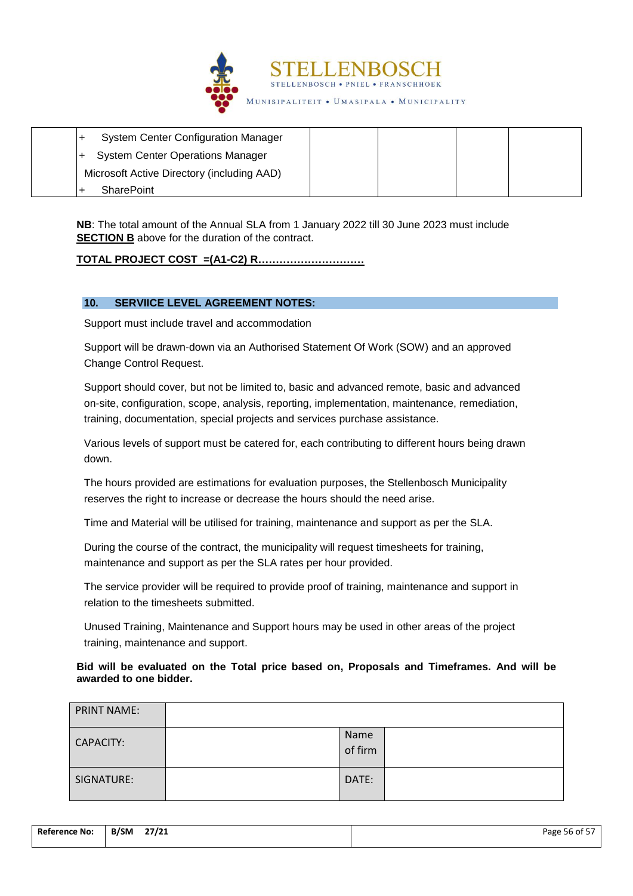| | + System Center Configuration Manager<br>+ System Center Operations Manager<br>Microsoft Active Directory (including AAD)<br>+ SharePoint | | | | |
|---|---|---|---|---|---|

**NB**: The total amount of the Annual SLA from 1 January 2022 till 30 June 2023 must include **SECTION B** above for the duration of the contract.

**TOTAL PROJECT COST =(A1-C2) R…………………………**

## 10. SERVIICE LEVEL AGREEMENT NOTES:

Support must include travel and accommodation

Support will be drawn-down via an Authorised Statement Of Work (SOW) and an approved Change Control Request.

Support should cover, but not be limited to, basic and advanced remote, basic and advanced on-site, configuration, scope, analysis, reporting, implementation, maintenance, remediation, training, documentation, special projects and services purchase assistance.

Various levels of support must be catered for, each contributing to different hours being drawn down.

The hours provided are estimations for evaluation purposes, the Stellenbosch Municipality reserves the right to increase or decrease the hours should the need arise.

Time and Material will be utilised for training, maintenance and support as per the SLA.

During the course of the contract, the municipality will request timesheets for training, maintenance and support as per the SLA rates per hour provided.

The service provider will be required to provide proof of training, maintenance and support in relation to the timesheets submitted.

Unused Training, Maintenance and Support hours may be used in other areas of the project training, maintenance and support.

**Bid will be evaluated on the Total price based on, Proposals and Timeframes. And will be awarded to one bidder.**

| PRINT NAME: | | | |
|---|---|---|---|
| CAPACITY: | | Name of firm | |
| SIGNATURE: | | DATE: | |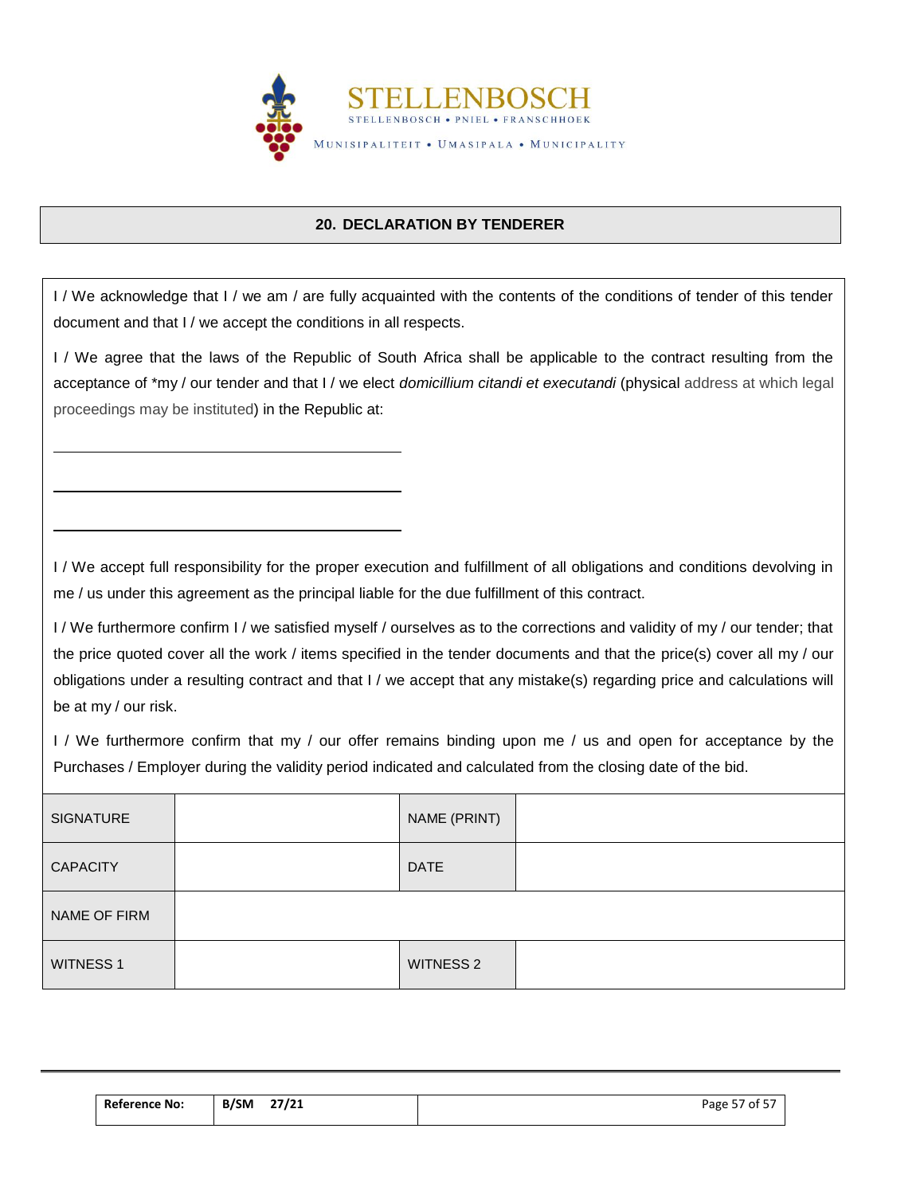## 20. DECLARATION BY TENDERER

I / We acknowledge that I / we am / are fully acquainted with the contents of the conditions of tender of this tender document and that I / we accept the conditions in all respects.

I / We agree that the laws of the Republic of South Africa shall be applicable to the contract resulting from the acceptance of *my / our tender and that I / we elect *domicillium citandi et executandi* (physical address at which legal proceedings may be instituted) in the Republic at:

\_\_\_\_\_\_\_\_\_\_\_\_\_\_\_\_\_\_\_\_\_\_\_\_\_\_\_\_\_\_\_\_\_\_\_\_\_\_\_\_

\_\_\_\_\_\_\_\_\_\_\_\_\_\_\_\_\_\_\_\_\_\_\_\_\_\_\_\_\_\_\_\_\_\_\_\_\_\_\_\_

\_\_\_\_\_\_\_\_\_\_\_\_\_\_\_\_\_\_\_\_\_\_\_\_\_\_\_\_\_\_\_\_\_\_\_\_\_\_\_\_

I / We accept full responsibility for the proper execution and fulfillment of all obligations and conditions devolving in me / us under this agreement as the principal liable for the due fulfillment of this contract.

I / We furthermore confirm I / we satisfied myself / ourselves as to the corrections and validity of my / our tender; that the price quoted cover all the work / items specified in the tender documents and that the price(s) cover all my / our obligations under a resulting contract and that I / we accept that any mistake(s) regarding price and calculations will be at my / our risk.

I / We furthermore confirm that my / our offer remains binding upon me / us and open for acceptance by the Purchases / Employer during the validity period indicated and calculated from the closing date of the bid.

| | | | |
|---|---|---|---|
| SIGNATURE | | NAME (PRINT) | |
| CAPACITY | | DATE | |
| NAME OF FIRM | | | |
| WITNESS 1 | | WITNESS 2 | |